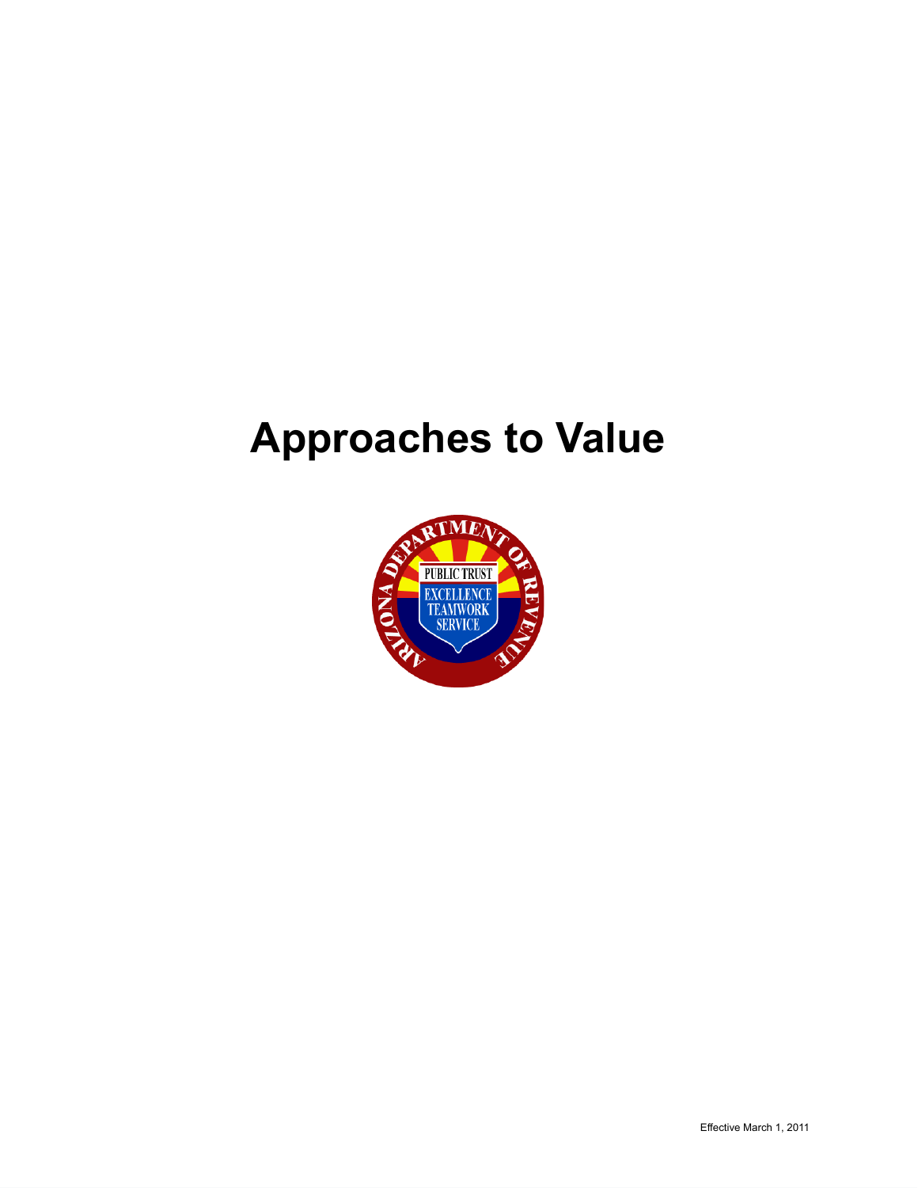# Approaches to Value

Effective March 1, 2011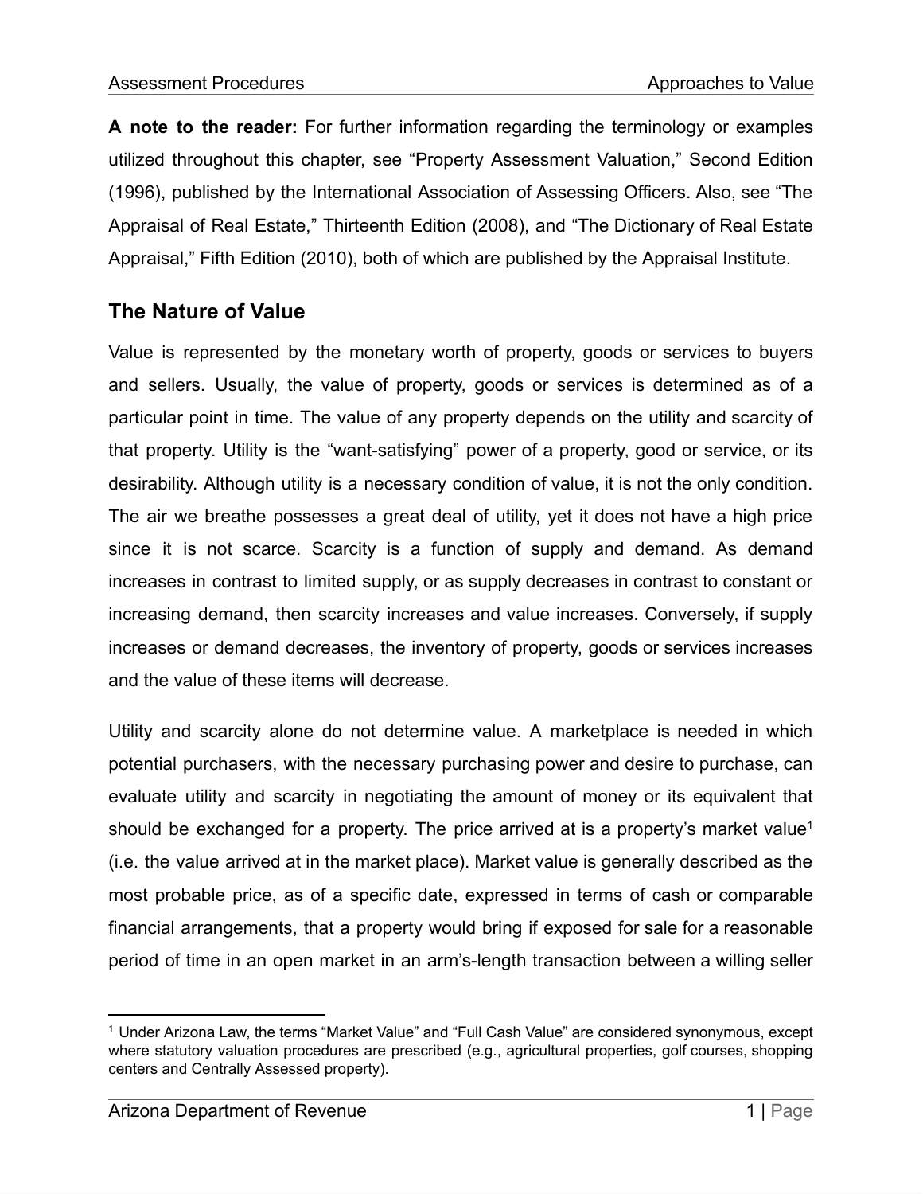**A note to the reader:** For further information regarding the terminology or examples utilized throughout this chapter, see "Property Assessment Valuation," Second Edition (1996), published by the International Association of Assessing Officers. Also, see "The Appraisal of Real Estate," Thirteenth Edition (2008), and "The Dictionary of Real Estate Appraisal," Fifth Edition (2010), both of which are published by the Appraisal Institute.

## The Nature of Value

Value is represented by the monetary worth of property, goods or services to buyers and sellers. Usually, the value of property, goods or services is determined as of a particular point in time. The value of any property depends on the utility and scarcity of that property. Utility is the "want-satisfying" power of a property, good or service, or its desirability. Although utility is a necessary condition of value, it is not the only condition. The air we breathe possesses a great deal of utility, yet it does not have a high price since it is not scarce. Scarcity is a function of supply and demand. As demand increases in contrast to limited supply, or as supply decreases in contrast to constant or increasing demand, then scarcity increases and value increases. Conversely, if supply increases or demand decreases, the inventory of property, goods or services increases and the value of these items will decrease.

Utility and scarcity alone do not determine value. A marketplace is needed in which potential purchasers, with the necessary purchasing power and desire to purchase, can evaluate utility and scarcity in negotiating the amount of money or its equivalent that should be exchanged for a property. The price arrived at is a property's market value[1] (i.e. the value arrived at in the market place). Market value is generally described as the most probable price, as of a specific date, expressed in terms of cash or comparable financial arrangements, that a property would bring if exposed for sale for a reasonable period of time in an open market in an arm's-length transaction between a willing seller

[1] Under Arizona Law, the terms "Market Value" and "Full Cash Value" are considered synonymous, except where statutory valuation procedures are prescribed (e.g., agricultural properties, golf courses, shopping centers and Centrally Assessed property).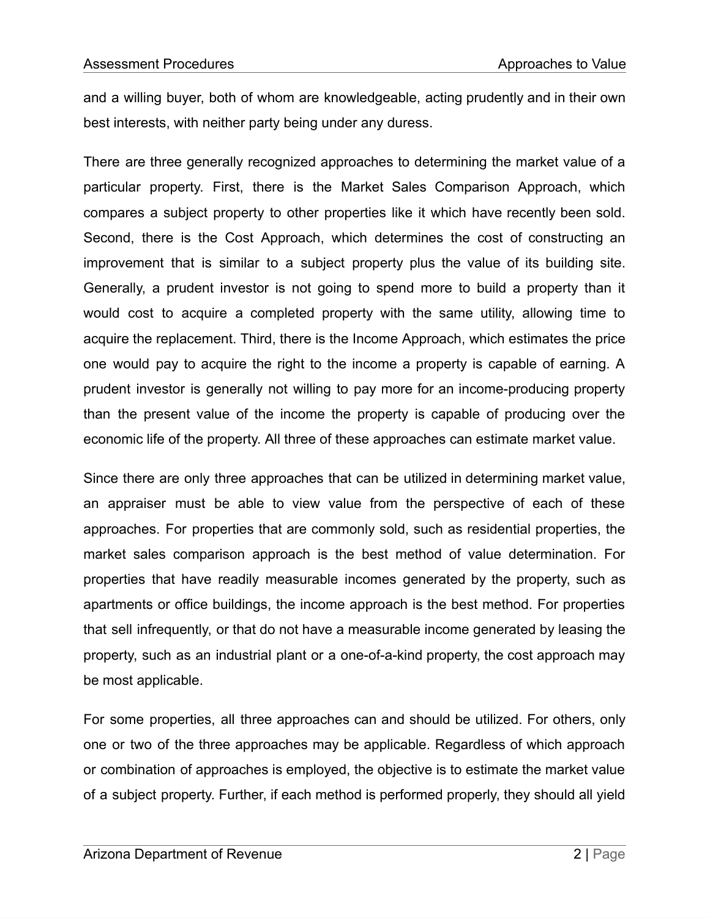and a willing buyer, both of whom are knowledgeable, acting prudently and in their own best interests, with neither party being under any duress.

There are three generally recognized approaches to determining the market value of a particular property. First, there is the Market Sales Comparison Approach, which compares a subject property to other properties like it which have recently been sold. Second, there is the Cost Approach, which determines the cost of constructing an improvement that is similar to a subject property plus the value of its building site. Generally, a prudent investor is not going to spend more to build a property than it would cost to acquire a completed property with the same utility, allowing time to acquire the replacement. Third, there is the Income Approach, which estimates the price one would pay to acquire the right to the income a property is capable of earning. A prudent investor is generally not willing to pay more for an income-producing property than the present value of the income the property is capable of producing over the economic life of the property. All three of these approaches can estimate market value.

Since there are only three approaches that can be utilized in determining market value, an appraiser must be able to view value from the perspective of each of these approaches. For properties that are commonly sold, such as residential properties, the market sales comparison approach is the best method of value determination. For properties that have readily measurable incomes generated by the property, such as apartments or office buildings, the income approach is the best method. For properties that sell infrequently, or that do not have a measurable income generated by leasing the property, such as an industrial plant or a one-of-a-kind property, the cost approach may be most applicable.

For some properties, all three approaches can and should be utilized. For others, only one or two of the three approaches may be applicable. Regardless of which approach or combination of approaches is employed, the objective is to estimate the market value of a subject property. Further, if each method is performed properly, they should all yield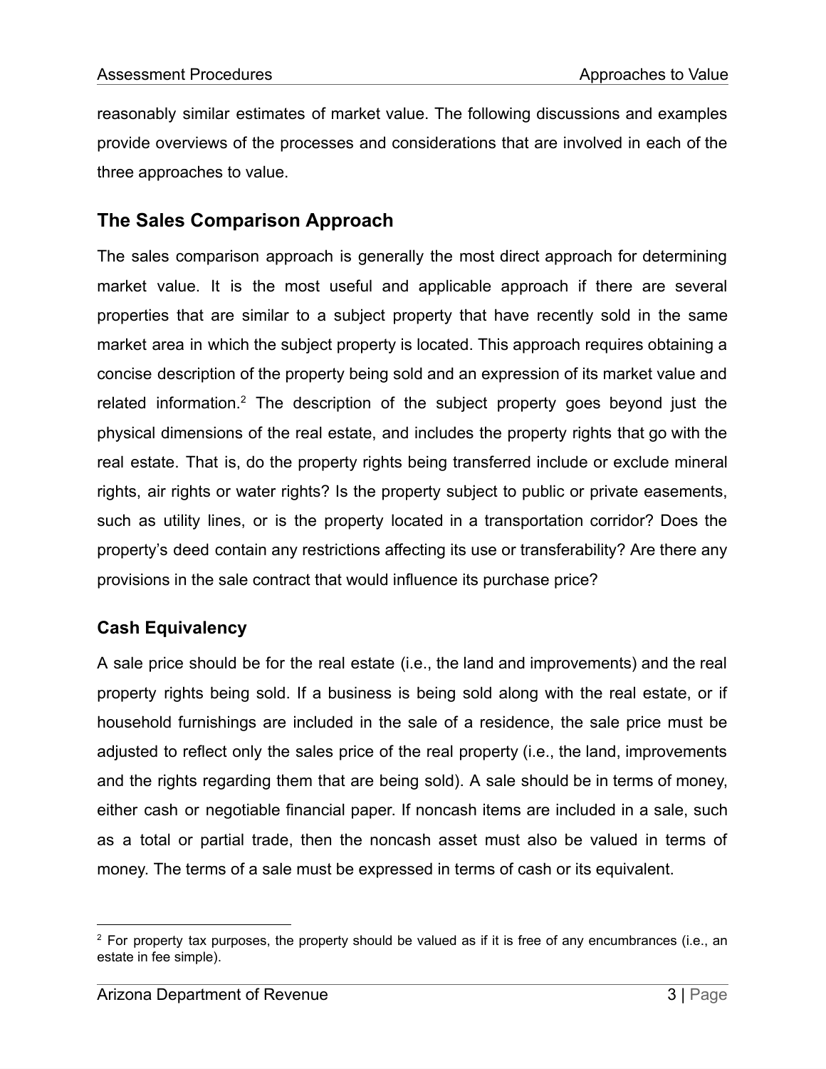reasonably similar estimates of market value. The following discussions and examples provide overviews of the processes and considerations that are involved in each of the three approaches to value.

## The Sales Comparison Approach

The sales comparison approach is generally the most direct approach for determining market value. It is the most useful and applicable approach if there are several properties that are similar to a subject property that have recently sold in the same market area in which the subject property is located. This approach requires obtaining a concise description of the property being sold and an expression of its market value and related information.[2] The description of the subject property goes beyond just the physical dimensions of the real estate, and includes the property rights that go with the real estate. That is, do the property rights being transferred include or exclude mineral rights, air rights or water rights? Is the property subject to public or private easements, such as utility lines, or is the property located in a transportation corridor? Does the property's deed contain any restrictions affecting its use or transferability? Are there any provisions in the sale contract that would influence its purchase price?

### Cash Equivalency

A sale price should be for the real estate (i.e., the land and improvements) and the real property rights being sold. If a business is being sold along with the real estate, or if household furnishings are included in the sale of a residence, the sale price must be adjusted to reflect only the sales price of the real property (i.e., the land, improvements and the rights regarding them that are being sold). A sale should be in terms of money, either cash or negotiable financial paper. If noncash items are included in a sale, such as a total or partial trade, then the noncash asset must also be valued in terms of money. The terms of a sale must be expressed in terms of cash or its equivalent.

[2] For property tax purposes, the property should be valued as if it is free of any encumbrances (i.e., an estate in fee simple).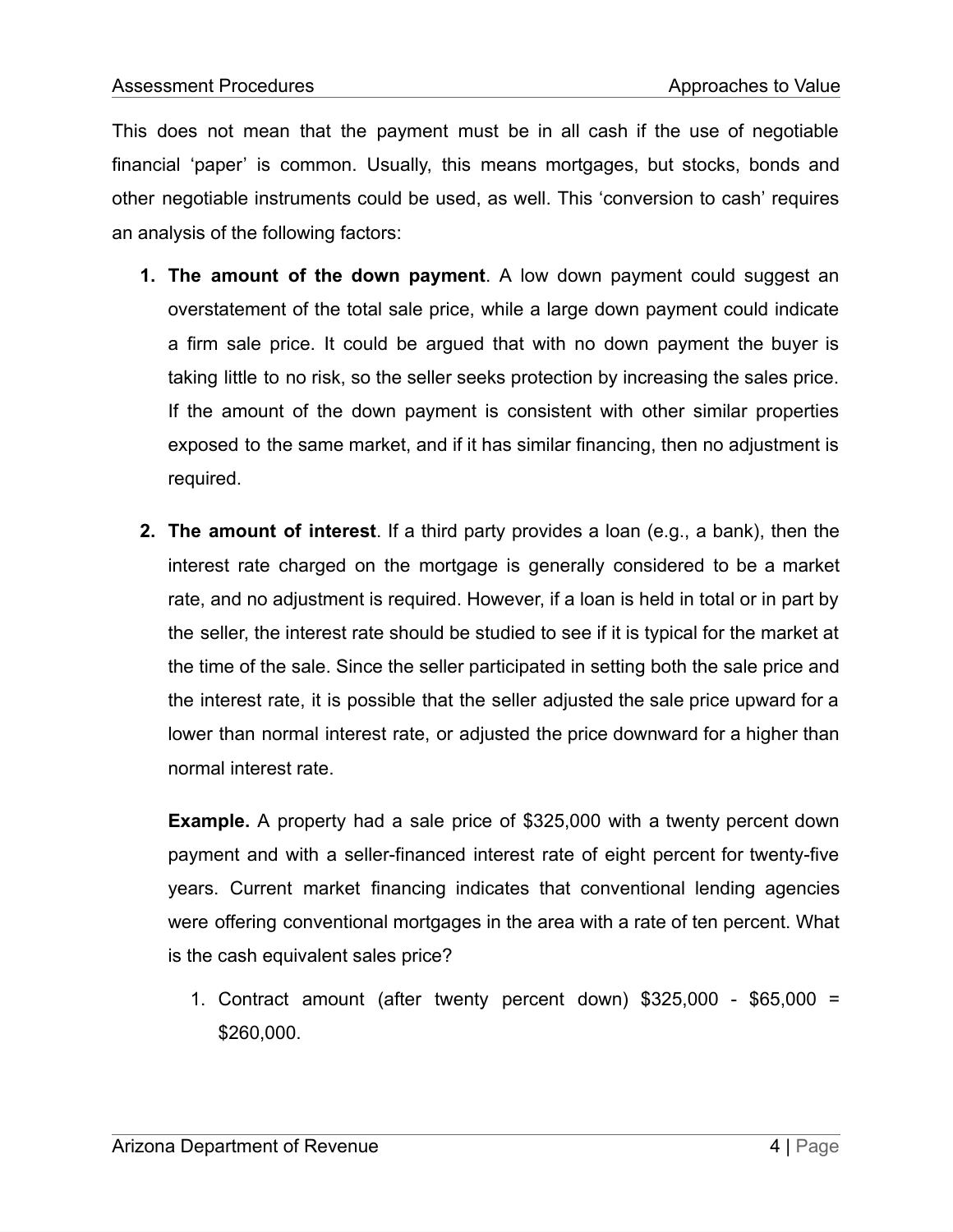This does not mean that the payment must be in all cash if the use of negotiable financial 'paper' is common. Usually, this means mortgages, but stocks, bonds and other negotiable instruments could be used, as well. This 'conversion to cash' requires an analysis of the following factors:

1. **The amount of the down payment**. A low down payment could suggest an overstatement of the total sale price, while a large down payment could indicate a firm sale price. It could be argued that with no down payment the buyer is taking little to no risk, so the seller seeks protection by increasing the sales price. If the amount of the down payment is consistent with other similar properties exposed to the same market, and if it has similar financing, then no adjustment is required.

2. **The amount of interest**. If a third party provides a loan (e.g., a bank), then the interest rate charged on the mortgage is generally considered to be a market rate, and no adjustment is required. However, if a loan is held in total or in part by the seller, the interest rate should be studied to see if it is typical for the market at the time of the sale. Since the seller participated in setting both the sale price and the interest rate, it is possible that the seller adjusted the sale price upward for a lower than normal interest rate, or adjusted the price downward for a higher than normal interest rate.

   **Example.** A property had a sale price of $325,000 with a twenty percent down payment and with a seller-financed interest rate of eight percent for twenty-five years. Current market financing indicates that conventional lending agencies were offering conventional mortgages in the area with a rate of ten percent. What is the cash equivalent sales price?

   1. Contract amount (after twenty percent down) $325,000 - $65,000 = $260,000.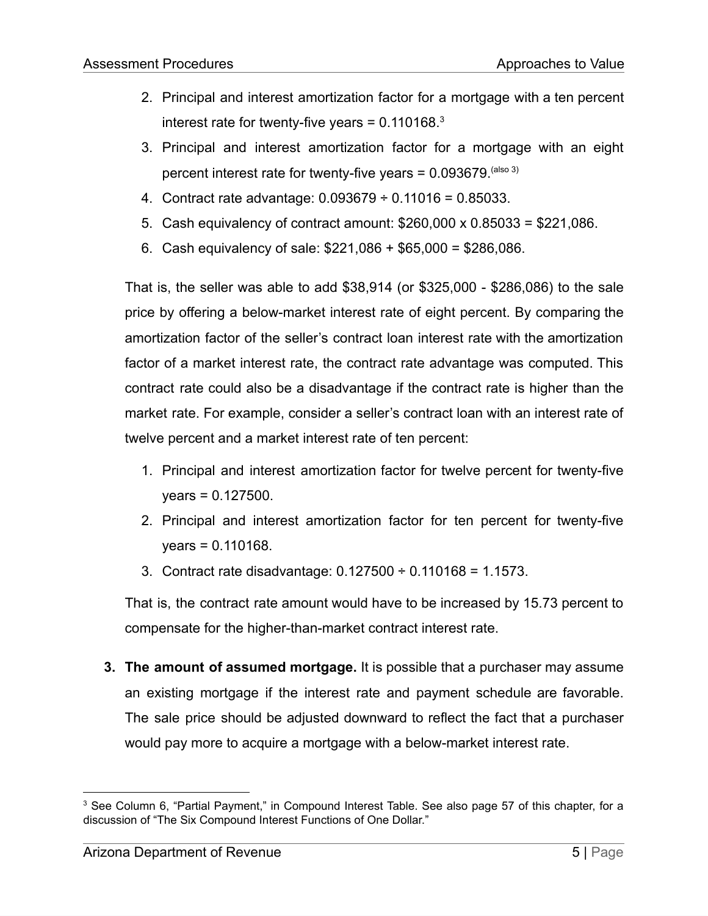2. Principal and interest amortization factor for a mortgage with a ten percent interest rate for twenty-five years = 0.110168.[3]
3. Principal and interest amortization factor for a mortgage with an eight percent interest rate for twenty-five years = 0.093679.[(also 3)]
4. Contract rate advantage: 0.093679 ÷ 0.11016 = 0.85033.
5. Cash equivalency of contract amount: $260,000 x 0.85033 = $221,086.
6. Cash equivalency of sale: $221,086 + $65,000 = $286,086.

That is, the seller was able to add $38,914 (or $325,000 - $286,086) to the sale price by offering a below-market interest rate of eight percent. By comparing the amortization factor of the seller's contract loan interest rate with the amortization factor of a market interest rate, the contract rate advantage was computed. This contract rate could also be a disadvantage if the contract rate is higher than the market rate. For example, consider a seller's contract loan with an interest rate of twelve percent and a market interest rate of ten percent:

1. Principal and interest amortization factor for twelve percent for twenty-five years = 0.127500.
2. Principal and interest amortization factor for ten percent for twenty-five years = 0.110168.
3. Contract rate disadvantage: 0.127500 ÷ 0.110168 = 1.1573.

That is, the contract rate amount would have to be increased by 15.73 percent to compensate for the higher-than-market contract interest rate.

3. **The amount of assumed mortgage.** It is possible that a purchaser may assume an existing mortgage if the interest rate and payment schedule are favorable. The sale price should be adjusted downward to reflect the fact that a purchaser would pay more to acquire a mortgage with a below-market interest rate.

[3] See Column 6, "Partial Payment," in Compound Interest Table. See also page 57 of this chapter, for a discussion of "The Six Compound Interest Functions of One Dollar."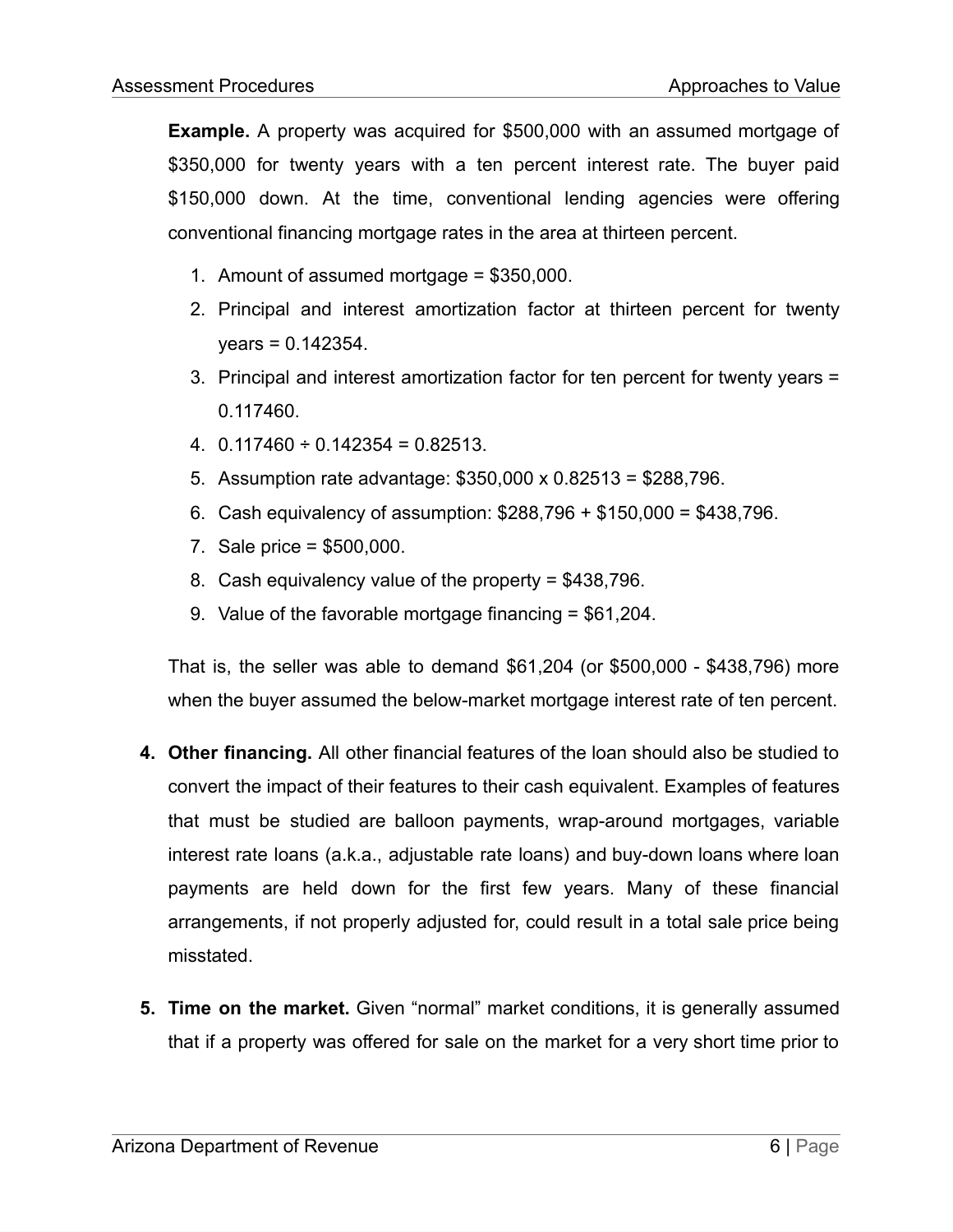**Example.** A property was acquired for $500,000 with an assumed mortgage of $350,000 for twenty years with a ten percent interest rate. The buyer paid $150,000 down. At the time, conventional lending agencies were offering conventional financing mortgage rates in the area at thirteen percent.

1. Amount of assumed mortgage = $350,000.
2. Principal and interest amortization factor at thirteen percent for twenty years = 0.142354.
3. Principal and interest amortization factor for ten percent for twenty years = 0.117460.
4. 0.117460 ÷ 0.142354 = 0.82513.
5. Assumption rate advantage: $350,000 x 0.82513 = $288,796.
6. Cash equivalency of assumption: $288,796 + $150,000 = $438,796.
7. Sale price = $500,000.
8. Cash equivalency value of the property = $438,796.
9. Value of the favorable mortgage financing = $61,204.

That is, the seller was able to demand $61,204 (or $500,000 - $438,796) more when the buyer assumed the below-market mortgage interest rate of ten percent.

4. **Other financing.** All other financial features of the loan should also be studied to convert the impact of their features to their cash equivalent. Examples of features that must be studied are balloon payments, wrap-around mortgages, variable interest rate loans (a.k.a., adjustable rate loans) and buy-down loans where loan payments are held down for the first few years. Many of these financial arrangements, if not properly adjusted for, could result in a total sale price being misstated.

5. **Time on the market.** Given "normal" market conditions, it is generally assumed that if a property was offered for sale on the market for a very short time prior to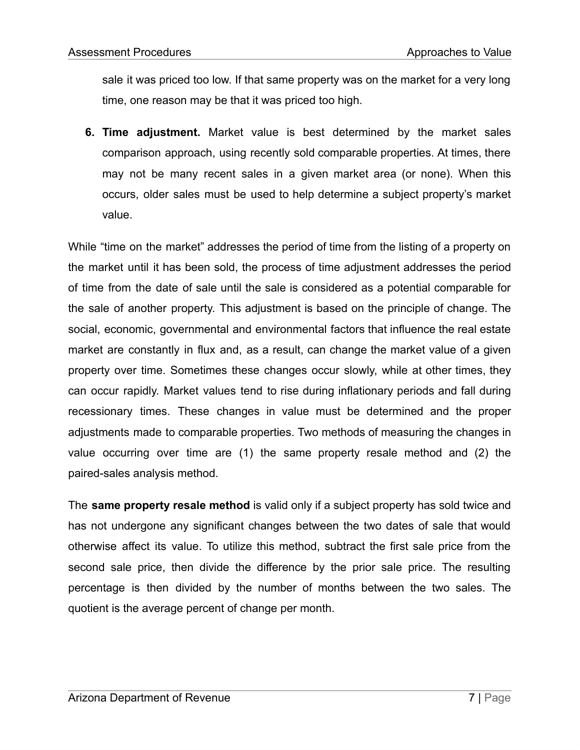sale it was priced too low. If that same property was on the market for a very long time, one reason may be that it was priced too high.

6. **Time adjustment.** Market value is best determined by the market sales comparison approach, using recently sold comparable properties. At times, there may not be many recent sales in a given market area (or none). When this occurs, older sales must be used to help determine a subject property's market value.

While "time on the market" addresses the period of time from the listing of a property on the market until it has been sold, the process of time adjustment addresses the period of time from the date of sale until the sale is considered as a potential comparable for the sale of another property. This adjustment is based on the principle of change. The social, economic, governmental and environmental factors that influence the real estate market are constantly in flux and, as a result, can change the market value of a given property over time. Sometimes these changes occur slowly, while at other times, they can occur rapidly. Market values tend to rise during inflationary periods and fall during recessionary times. These changes in value must be determined and the proper adjustments made to comparable properties. Two methods of measuring the changes in value occurring over time are (1) the same property resale method and (2) the paired-sales analysis method.

The **same property resale method** is valid only if a subject property has sold twice and has not undergone any significant changes between the two dates of sale that would otherwise affect its value. To utilize this method, subtract the first sale price from the second sale price, then divide the difference by the prior sale price. The resulting percentage is then divided by the number of months between the two sales. The quotient is the average percent of change per month.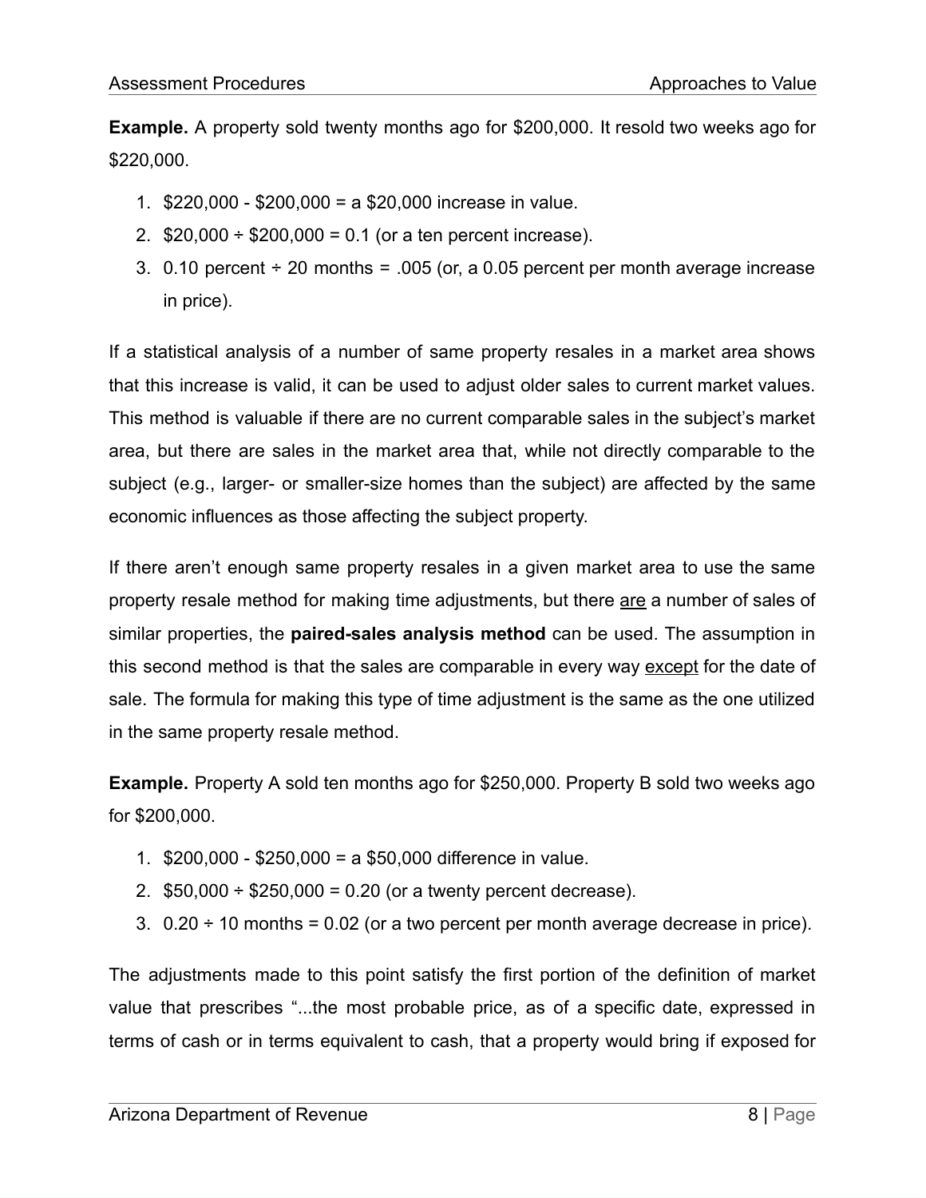**Example.** A property sold twenty months ago for $200,000. It resold two weeks ago for $220,000.

1. $220,000 - $200,000 = a $20,000 increase in value.
2. $20,000 ÷ $200,000 = 0.1 (or a ten percent increase).
3. 0.10 percent ÷ 20 months = .005 (or, a 0.05 percent per month average increase in price).

If a statistical analysis of a number of same property resales in a market area shows that this increase is valid, it can be used to adjust older sales to current market values. This method is valuable if there are no current comparable sales in the subject's market area, but there are sales in the market area that, while not directly comparable to the subject (e.g., larger- or smaller-size homes than the subject) are affected by the same economic influences as those affecting the subject property.

If there aren't enough same property resales in a given market area to use the same property resale method for making time adjustments, but there are a number of sales of similar properties, the **paired-sales analysis method** can be used. The assumption in this second method is that the sales are comparable in every way except for the date of sale. The formula for making this type of time adjustment is the same as the one utilized in the same property resale method.

**Example.** Property A sold ten months ago for $250,000. Property B sold two weeks ago for $200,000.

1. $200,000 - $250,000 = a $50,000 difference in value.
2. $50,000 ÷ $250,000 = 0.20 (or a twenty percent decrease).
3. 0.20 ÷ 10 months = 0.02 (or a two percent per month average decrease in price).

The adjustments made to this point satisfy the first portion of the definition of market value that prescribes "...the most probable price, as of a specific date, expressed in terms of cash or in terms equivalent to cash, that a property would bring if exposed for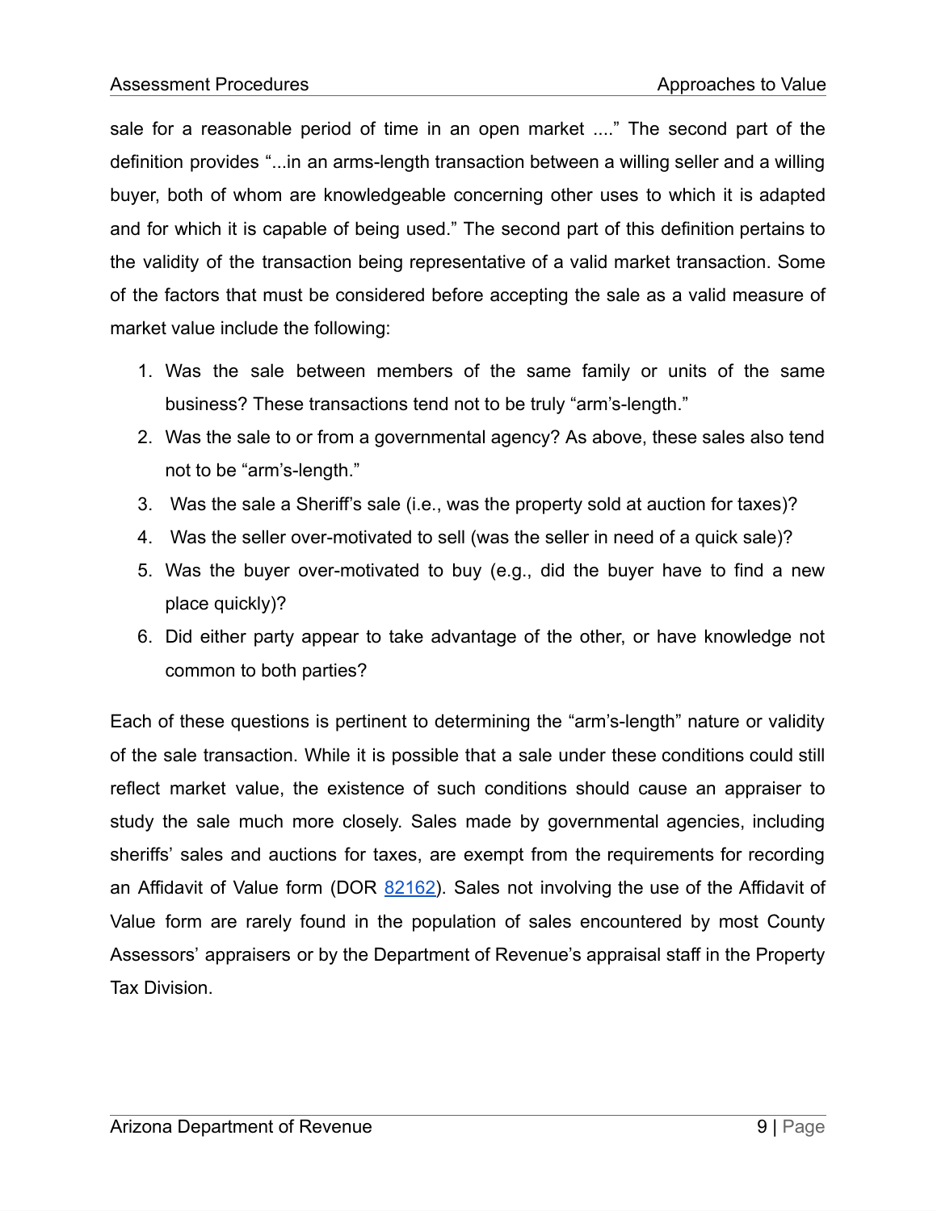sale for a reasonable period of time in an open market ...." The second part of the definition provides "...in an arms-length transaction between a willing seller and a willing buyer, both of whom are knowledgeable concerning other uses to which it is adapted and for which it is capable of being used." The second part of this definition pertains to the validity of the transaction being representative of a valid market transaction. Some of the factors that must be considered before accepting the sale as a valid measure of market value include the following:

1. Was the sale between members of the same family or units of the same business? These transactions tend not to be truly "arm's-length."
2. Was the sale to or from a governmental agency? As above, these sales also tend not to be "arm's-length."
3. Was the sale a Sheriff's sale (i.e., was the property sold at auction for taxes)?
4. Was the seller over-motivated to sell (was the seller in need of a quick sale)?
5. Was the buyer over-motivated to buy (e.g., did the buyer have to find a new place quickly)?
6. Did either party appear to take advantage of the other, or have knowledge not common to both parties?

Each of these questions is pertinent to determining the "arm's-length" nature or validity of the sale transaction. While it is possible that a sale under these conditions could still reflect market value, the existence of such conditions should cause an appraiser to study the sale much more closely. Sales made by governmental agencies, including sheriffs' sales and auctions for taxes, are exempt from the requirements for recording an Affidavit of Value form (DOR 82162). Sales not involving the use of the Affidavit of Value form are rarely found in the population of sales encountered by most County Assessors' appraisers or by the Department of Revenue's appraisal staff in the Property Tax Division.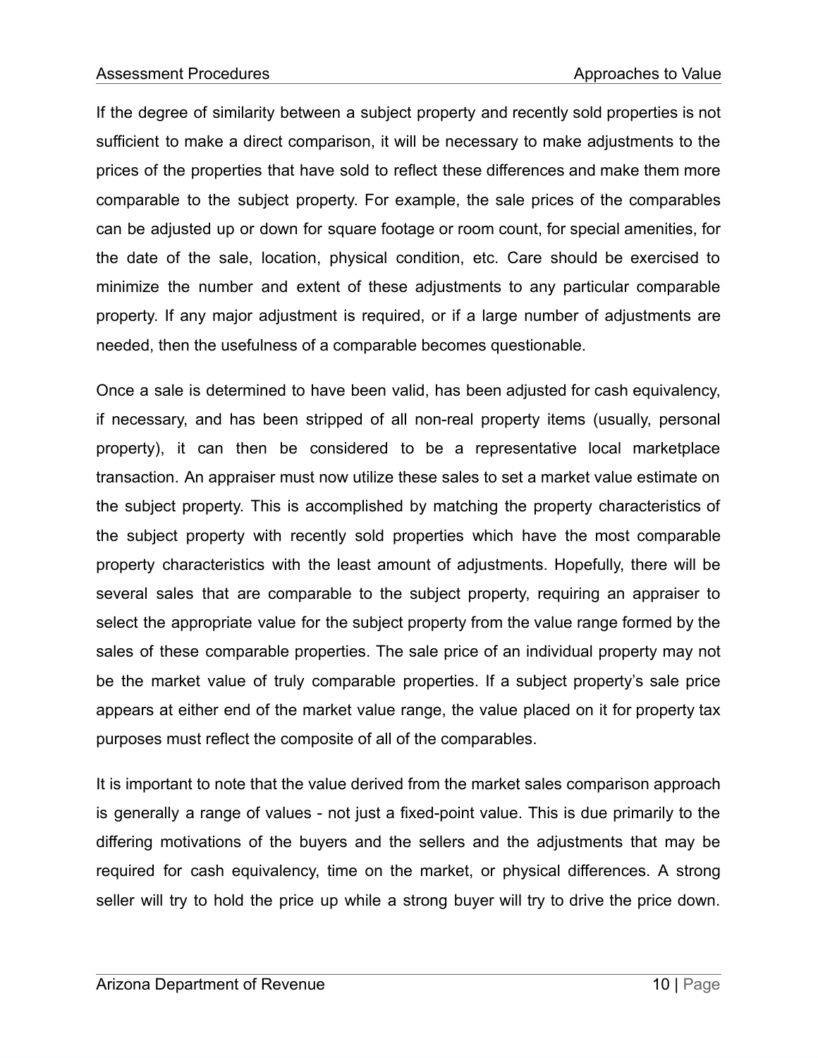If the degree of similarity between a subject property and recently sold properties is not sufficient to make a direct comparison, it will be necessary to make adjustments to the prices of the properties that have sold to reflect these differences and make them more comparable to the subject property. For example, the sale prices of the comparables can be adjusted up or down for square footage or room count, for special amenities, for the date of the sale, location, physical condition, etc. Care should be exercised to minimize the number and extent of these adjustments to any particular comparable property. If any major adjustment is required, or if a large number of adjustments are needed, then the usefulness of a comparable becomes questionable.

Once a sale is determined to have been valid, has been adjusted for cash equivalency, if necessary, and has been stripped of all non-real property items (usually, personal property), it can then be considered to be a representative local marketplace transaction. An appraiser must now utilize these sales to set a market value estimate on the subject property. This is accomplished by matching the property characteristics of the subject property with recently sold properties which have the most comparable property characteristics with the least amount of adjustments. Hopefully, there will be several sales that are comparable to the subject property, requiring an appraiser to select the appropriate value for the subject property from the value range formed by the sales of these comparable properties. The sale price of an individual property may not be the market value of truly comparable properties. If a subject property's sale price appears at either end of the market value range, the value placed on it for property tax purposes must reflect the composite of all of the comparables.

It is important to note that the value derived from the market sales comparison approach is generally a range of values - not just a fixed-point value. This is due primarily to the differing motivations of the buyers and the sellers and the adjustments that may be required for cash equivalency, time on the market, or physical differences. A strong seller will try to hold the price up while a strong buyer will try to drive the price down.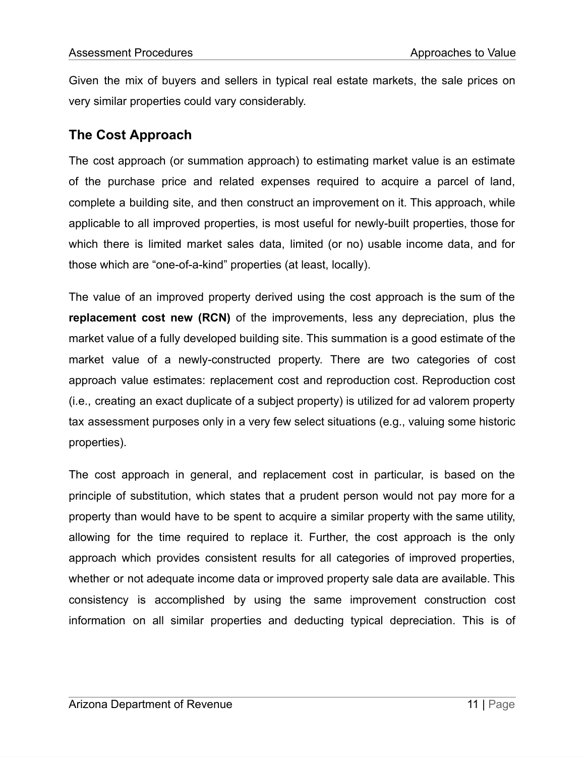Given the mix of buyers and sellers in typical real estate markets, the sale prices on very similar properties could vary considerably.

## The Cost Approach

The cost approach (or summation approach) to estimating market value is an estimate of the purchase price and related expenses required to acquire a parcel of land, complete a building site, and then construct an improvement on it. This approach, while applicable to all improved properties, is most useful for newly-built properties, those for which there is limited market sales data, limited (or no) usable income data, and for those which are “one-of-a-kind” properties (at least, locally).

The value of an improved property derived using the cost approach is the sum of the **replacement cost new (RCN)** of the improvements, less any depreciation, plus the market value of a fully developed building site. This summation is a good estimate of the market value of a newly-constructed property. There are two categories of cost approach value estimates: replacement cost and reproduction cost. Reproduction cost (i.e., creating an exact duplicate of a subject property) is utilized for ad valorem property tax assessment purposes only in a very few select situations (e.g., valuing some historic properties).

The cost approach in general, and replacement cost in particular, is based on the principle of substitution, which states that a prudent person would not pay more for a property than would have to be spent to acquire a similar property with the same utility, allowing for the time required to replace it. Further, the cost approach is the only approach which provides consistent results for all categories of improved properties, whether or not adequate income data or improved property sale data are available. This consistency is accomplished by using the same improvement construction cost information on all similar properties and deducting typical depreciation. This is of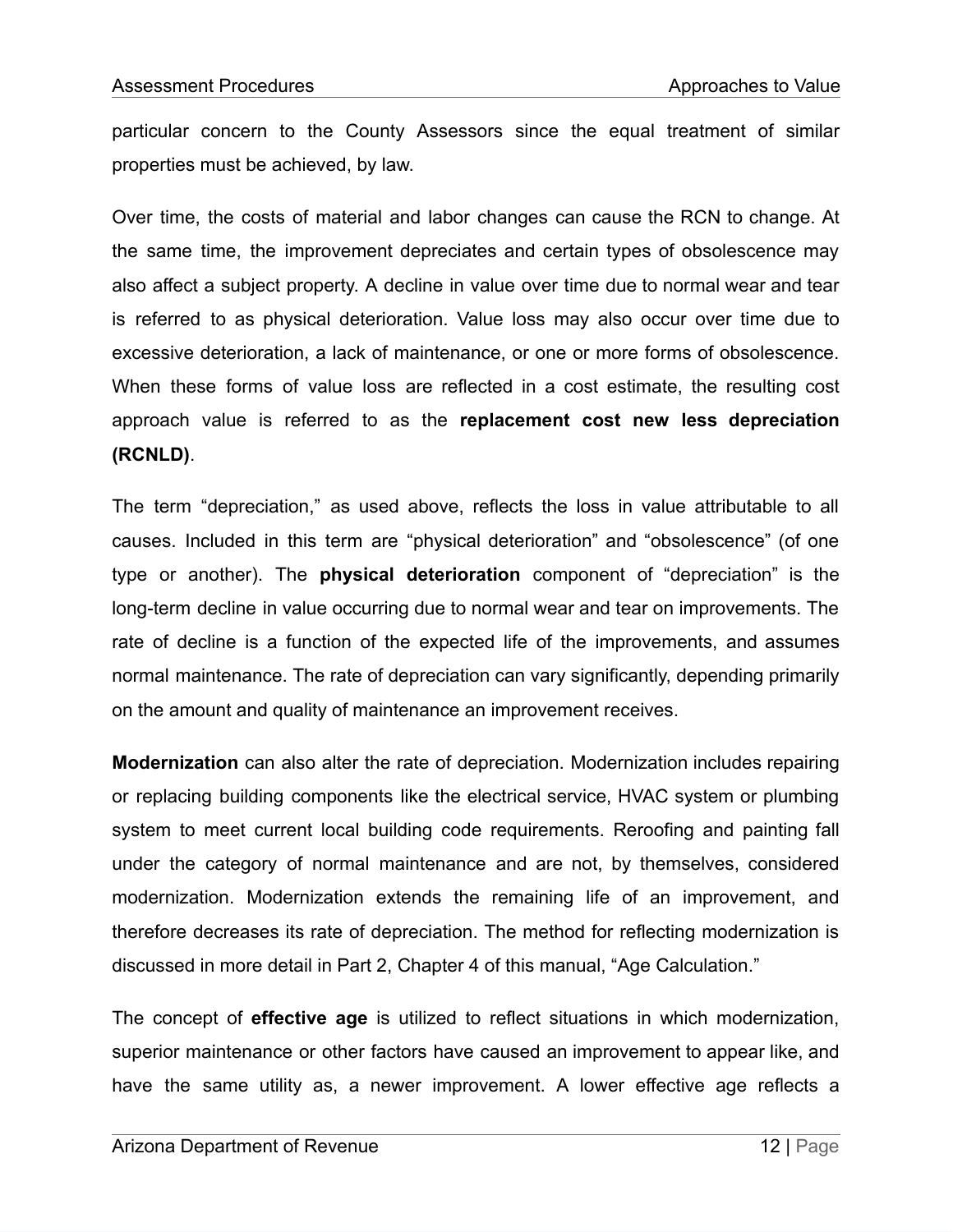particular concern to the County Assessors since the equal treatment of similar properties must be achieved, by law.

Over time, the costs of material and labor changes can cause the RCN to change. At the same time, the improvement depreciates and certain types of obsolescence may also affect a subject property. A decline in value over time due to normal wear and tear is referred to as physical deterioration. Value loss may also occur over time due to excessive deterioration, a lack of maintenance, or one or more forms of obsolescence. When these forms of value loss are reflected in a cost estimate, the resulting cost approach value is referred to as the **replacement cost new less depreciation (RCNLD)**.

The term "depreciation," as used above, reflects the loss in value attributable to all causes. Included in this term are "physical deterioration" and "obsolescence" (of one type or another). The **physical deterioration** component of "depreciation" is the long-term decline in value occurring due to normal wear and tear on improvements. The rate of decline is a function of the expected life of the improvements, and assumes normal maintenance. The rate of depreciation can vary significantly, depending primarily on the amount and quality of maintenance an improvement receives.

**Modernization** can also alter the rate of depreciation. Modernization includes repairing or replacing building components like the electrical service, HVAC system or plumbing system to meet current local building code requirements. Reroofing and painting fall under the category of normal maintenance and are not, by themselves, considered modernization. Modernization extends the remaining life of an improvement, and therefore decreases its rate of depreciation. The method for reflecting modernization is discussed in more detail in Part 2, Chapter 4 of this manual, "Age Calculation."

The concept of **effective age** is utilized to reflect situations in which modernization, superior maintenance or other factors have caused an improvement to appear like, and have the same utility as, a newer improvement. A lower effective age reflects a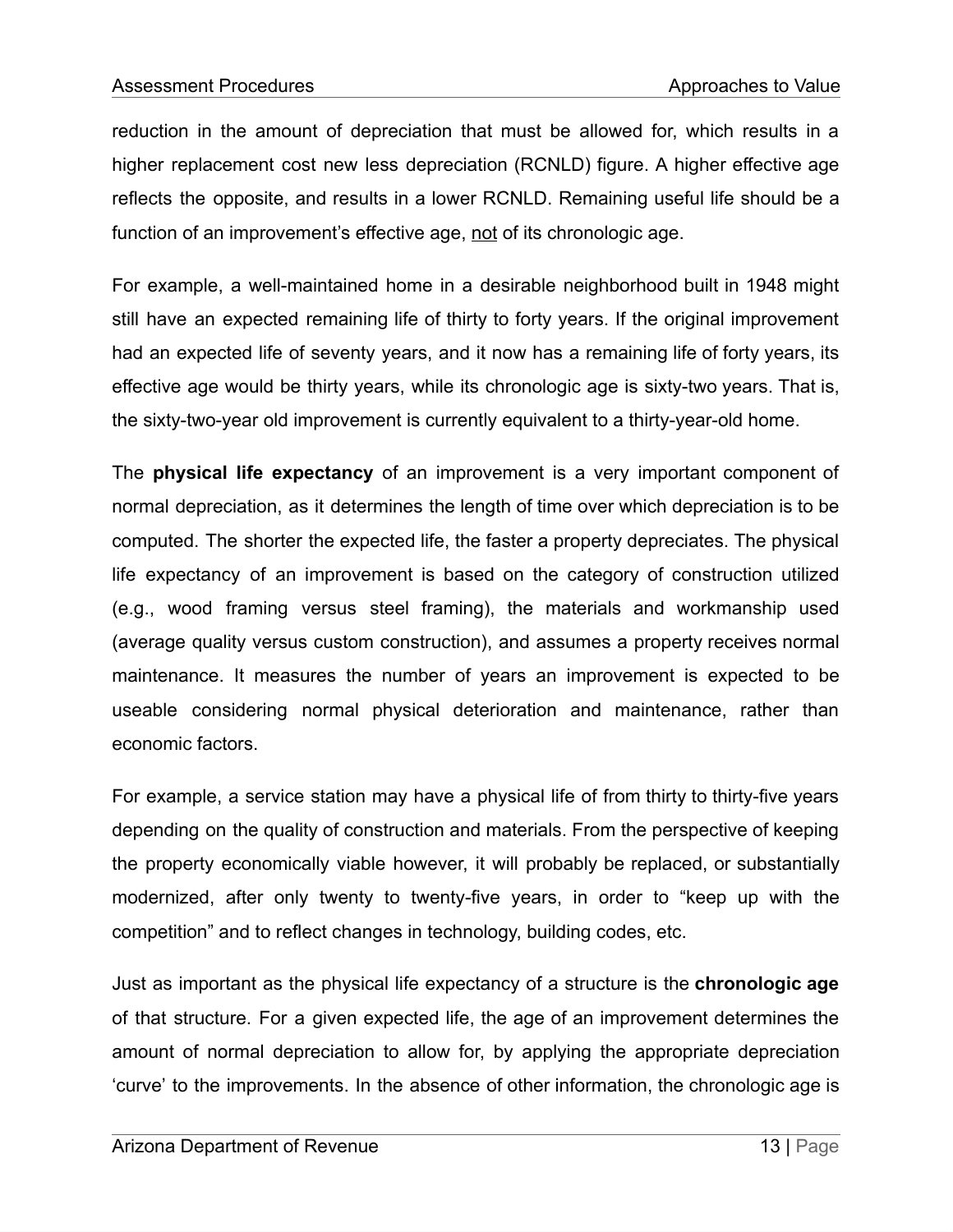reduction in the amount of depreciation that must be allowed for, which results in a higher replacement cost new less depreciation (RCNLD) figure. A higher effective age reflects the opposite, and results in a lower RCNLD. Remaining useful life should be a function of an improvement's effective age, <u>not</u> of its chronologic age.

For example, a well-maintained home in a desirable neighborhood built in 1948 might still have an expected remaining life of thirty to forty years. If the original improvement had an expected life of seventy years, and it now has a remaining life of forty years, its effective age would be thirty years, while its chronologic age is sixty-two years. That is, the sixty-two-year old improvement is currently equivalent to a thirty-year-old home.

The **physical life expectancy** of an improvement is a very important component of normal depreciation, as it determines the length of time over which depreciation is to be computed. The shorter the expected life, the faster a property depreciates. The physical life expectancy of an improvement is based on the category of construction utilized (e.g., wood framing versus steel framing), the materials and workmanship used (average quality versus custom construction), and assumes a property receives normal maintenance. It measures the number of years an improvement is expected to be useable considering normal physical deterioration and maintenance, rather than economic factors.

For example, a service station may have a physical life of from thirty to thirty-five years depending on the quality of construction and materials. From the perspective of keeping the property economically viable however, it will probably be replaced, or substantially modernized, after only twenty to twenty-five years, in order to "keep up with the competition" and to reflect changes in technology, building codes, etc.

Just as important as the physical life expectancy of a structure is the **chronologic age** of that structure. For a given expected life, the age of an improvement determines the amount of normal depreciation to allow for, by applying the appropriate depreciation 'curve' to the improvements. In the absence of other information, the chronologic age is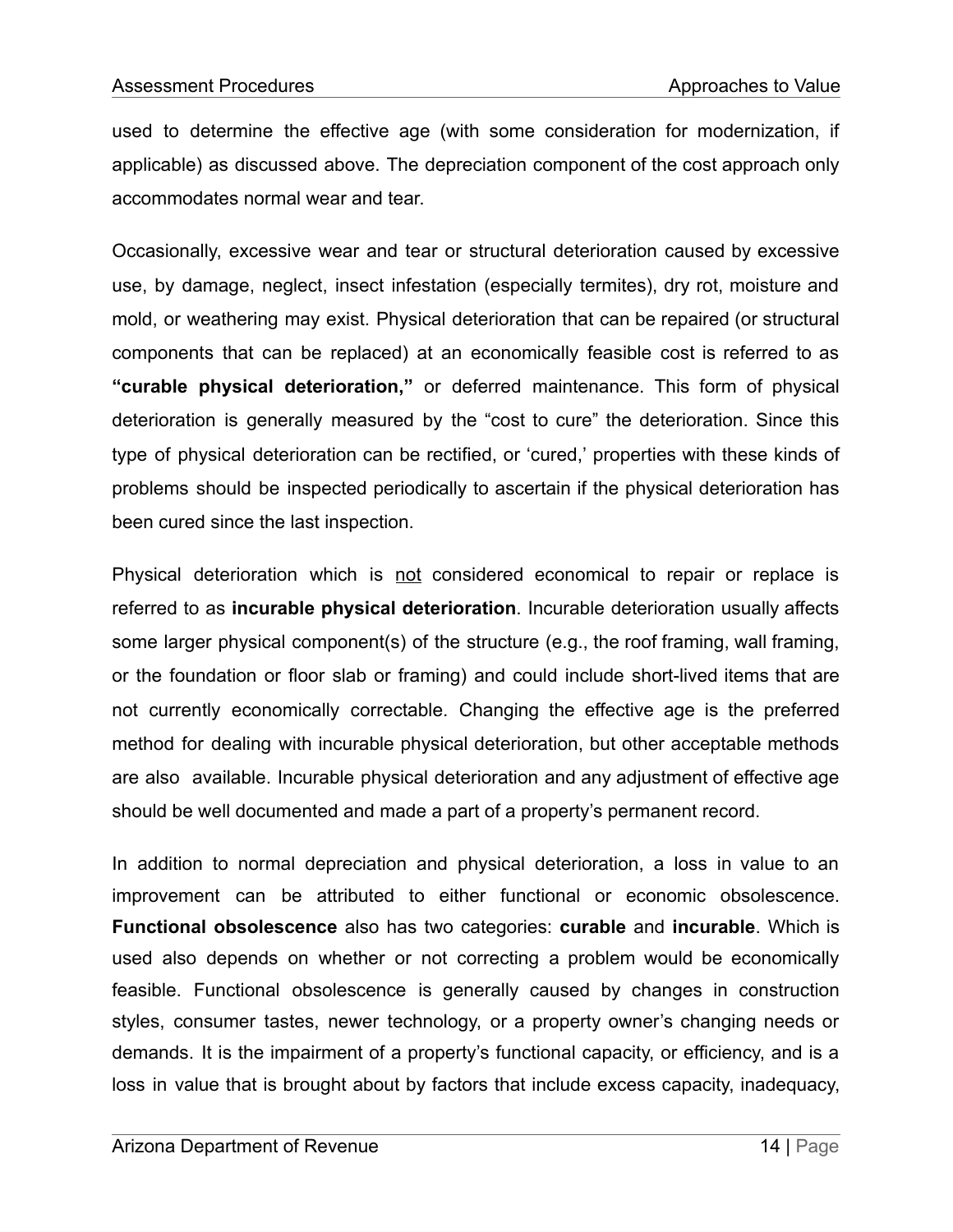used to determine the effective age (with some consideration for modernization, if applicable) as discussed above. The depreciation component of the cost approach only accommodates normal wear and tear.

Occasionally, excessive wear and tear or structural deterioration caused by excessive use, by damage, neglect, insect infestation (especially termites), dry rot, moisture and mold, or weathering may exist. Physical deterioration that can be repaired (or structural components that can be replaced) at an economically feasible cost is referred to as **"curable physical deterioration,"** or deferred maintenance. This form of physical deterioration is generally measured by the "cost to cure" the deterioration. Since this type of physical deterioration can be rectified, or 'cured,' properties with these kinds of problems should be inspected periodically to ascertain if the physical deterioration has been cured since the last inspection.

Physical deterioration which is <u>not</u> considered economical to repair or replace is referred to as **incurable physical deterioration**. Incurable deterioration usually affects some larger physical component(s) of the structure (e.g., the roof framing, wall framing, or the foundation or floor slab or framing) and could include short-lived items that are not currently economically correctable. Changing the effective age is the preferred method for dealing with incurable physical deterioration, but other acceptable methods are also available. Incurable physical deterioration and any adjustment of effective age should be well documented and made a part of a property's permanent record.

In addition to normal depreciation and physical deterioration, a loss in value to an improvement can be attributed to either functional or economic obsolescence. **Functional obsolescence** also has two categories: **curable** and **incurable**. Which is used also depends on whether or not correcting a problem would be economically feasible. Functional obsolescence is generally caused by changes in construction styles, consumer tastes, newer technology, or a property owner's changing needs or demands. It is the impairment of a property's functional capacity, or efficiency, and is a loss in value that is brought about by factors that include excess capacity, inadequacy,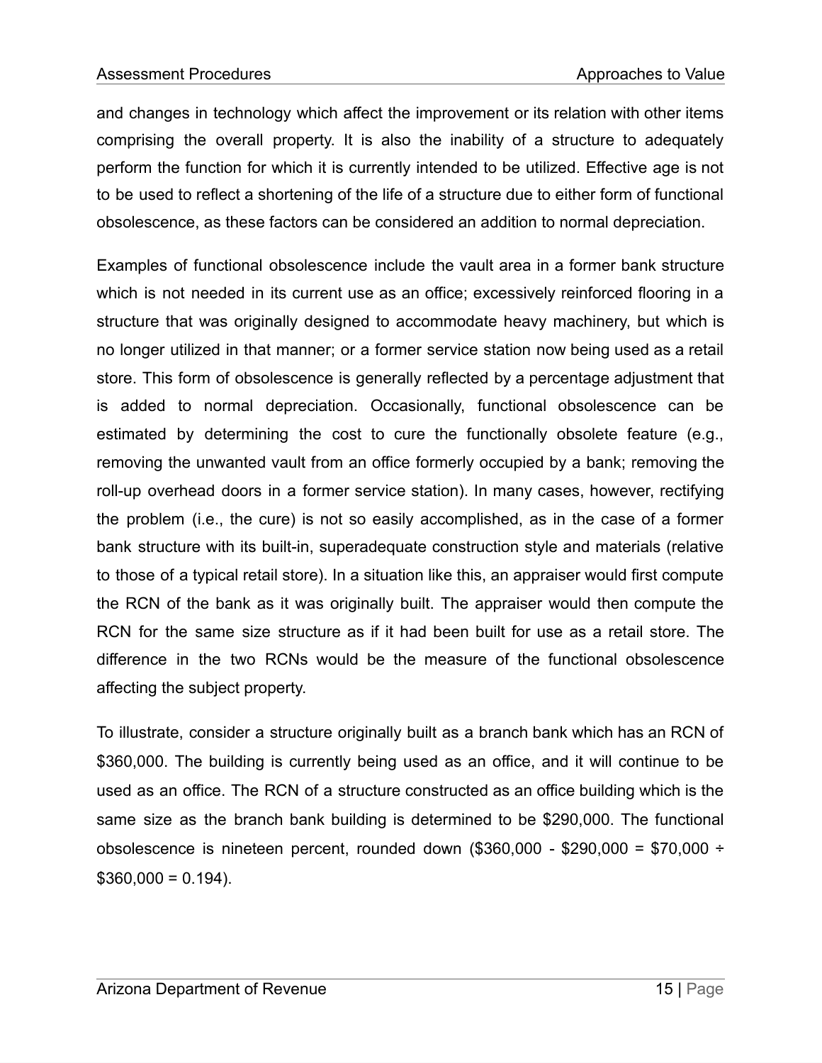and changes in technology which affect the improvement or its relation with other items comprising the overall property. It is also the inability of a structure to adequately perform the function for which it is currently intended to be utilized. Effective age is not to be used to reflect a shortening of the life of a structure due to either form of functional obsolescence, as these factors can be considered an addition to normal depreciation.

Examples of functional obsolescence include the vault area in a former bank structure which is not needed in its current use as an office; excessively reinforced flooring in a structure that was originally designed to accommodate heavy machinery, but which is no longer utilized in that manner; or a former service station now being used as a retail store. This form of obsolescence is generally reflected by a percentage adjustment that is added to normal depreciation. Occasionally, functional obsolescence can be estimated by determining the cost to cure the functionally obsolete feature (e.g., removing the unwanted vault from an office formerly occupied by a bank; removing the roll-up overhead doors in a former service station). In many cases, however, rectifying the problem (i.e., the cure) is not so easily accomplished, as in the case of a former bank structure with its built-in, superadequate construction style and materials (relative to those of a typical retail store). In a situation like this, an appraiser would first compute the RCN of the bank as it was originally built. The appraiser would then compute the RCN for the same size structure as if it had been built for use as a retail store. The difference in the two RCNs would be the measure of the functional obsolescence affecting the subject property.

To illustrate, consider a structure originally built as a branch bank which has an RCN of $360,000. The building is currently being used as an office, and it will continue to be used as an office. The RCN of a structure constructed as an office building which is the same size as the branch bank building is determined to be $290,000. The functional obsolescence is nineteen percent, rounded down ($360,000 - $290,000 = $70,000 ÷ $360,000 = 0.194).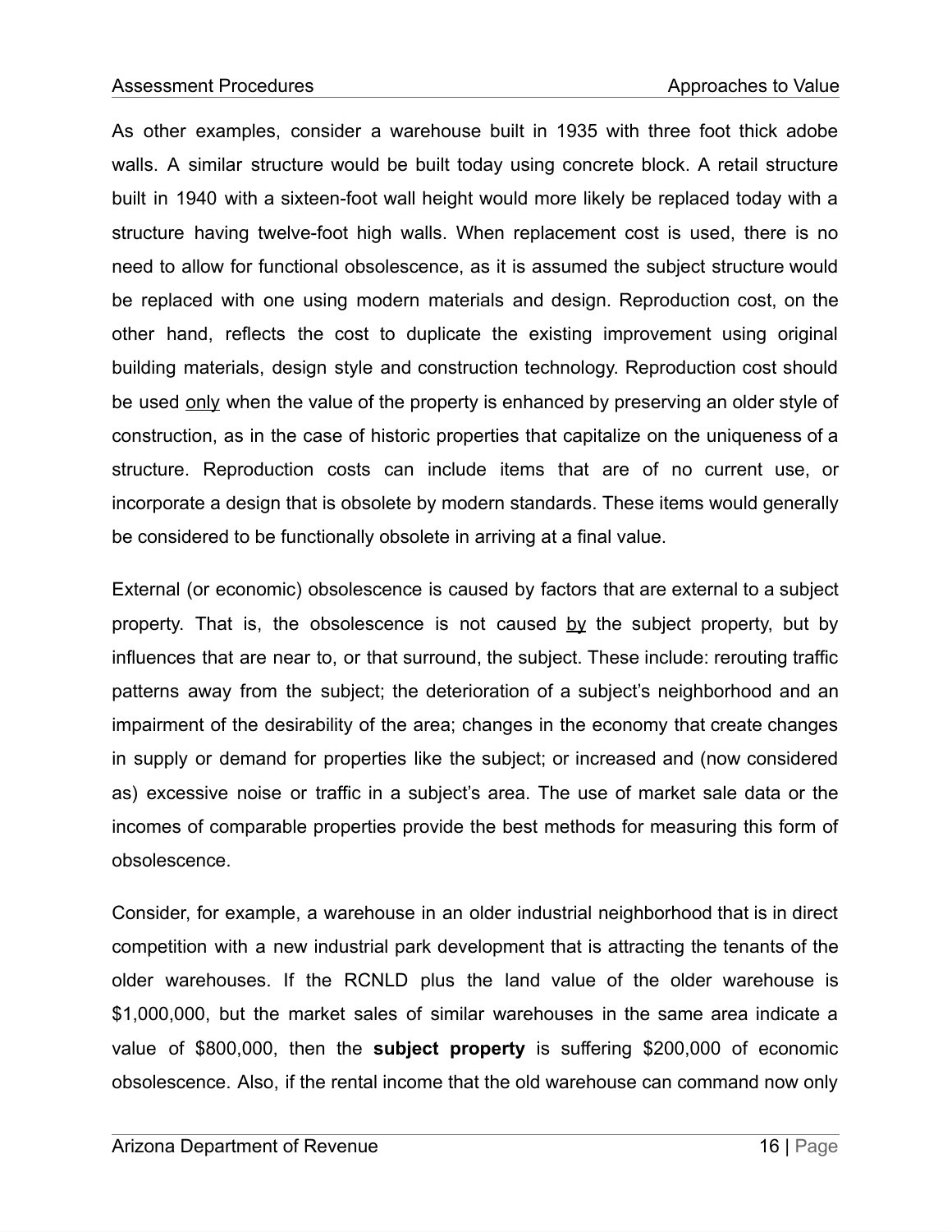As other examples, consider a warehouse built in 1935 with three foot thick adobe walls. A similar structure would be built today using concrete block. A retail structure built in 1940 with a sixteen-foot wall height would more likely be replaced today with a structure having twelve-foot high walls. When replacement cost is used, there is no need to allow for functional obsolescence, as it is assumed the subject structure would be replaced with one using modern materials and design. Reproduction cost, on the other hand, reflects the cost to duplicate the existing improvement using original building materials, design style and construction technology. Reproduction cost should be used <u>only</u> when the value of the property is enhanced by preserving an older style of construction, as in the case of historic properties that capitalize on the uniqueness of a structure. Reproduction costs can include items that are of no current use, or incorporate a design that is obsolete by modern standards. These items would generally be considered to be functionally obsolete in arriving at a final value.

External (or economic) obsolescence is caused by factors that are external to a subject property. That is, the obsolescence is not caused <u>by</u> the subject property, but by influences that are near to, or that surround, the subject. These include: rerouting traffic patterns away from the subject; the deterioration of a subject's neighborhood and an impairment of the desirability of the area; changes in the economy that create changes in supply or demand for properties like the subject; or increased and (now considered as) excessive noise or traffic in a subject's area. The use of market sale data or the incomes of comparable properties provide the best methods for measuring this form of obsolescence.

Consider, for example, a warehouse in an older industrial neighborhood that is in direct competition with a new industrial park development that is attracting the tenants of the older warehouses. If the RCNLD plus the land value of the older warehouse is $1,000,000, but the market sales of similar warehouses in the same area indicate a value of $800,000, then the **subject property** is suffering $200,000 of economic obsolescence. Also, if the rental income that the old warehouse can command now only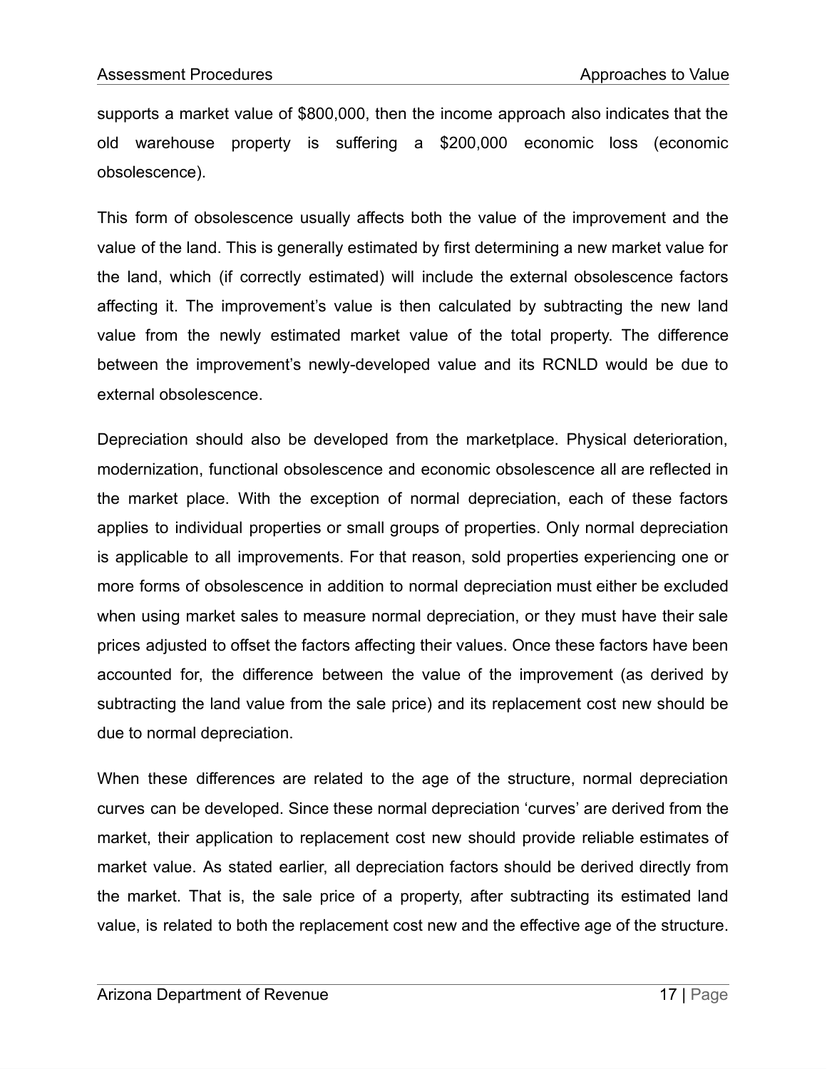supports a market value of $800,000, then the income approach also indicates that the old warehouse property is suffering a $200,000 economic loss (economic obsolescence).

This form of obsolescence usually affects both the value of the improvement and the value of the land. This is generally estimated by first determining a new market value for the land, which (if correctly estimated) will include the external obsolescence factors affecting it. The improvement's value is then calculated by subtracting the new land value from the newly estimated market value of the total property. The difference between the improvement's newly-developed value and its RCNLD would be due to external obsolescence.

Depreciation should also be developed from the marketplace. Physical deterioration, modernization, functional obsolescence and economic obsolescence all are reflected in the market place. With the exception of normal depreciation, each of these factors applies to individual properties or small groups of properties. Only normal depreciation is applicable to all improvements. For that reason, sold properties experiencing one or more forms of obsolescence in addition to normal depreciation must either be excluded when using market sales to measure normal depreciation, or they must have their sale prices adjusted to offset the factors affecting their values. Once these factors have been accounted for, the difference between the value of the improvement (as derived by subtracting the land value from the sale price) and its replacement cost new should be due to normal depreciation.

When these differences are related to the age of the structure, normal depreciation curves can be developed. Since these normal depreciation 'curves' are derived from the market, their application to replacement cost new should provide reliable estimates of market value. As stated earlier, all depreciation factors should be derived directly from the market. That is, the sale price of a property, after subtracting its estimated land value, is related to both the replacement cost new and the effective age of the structure.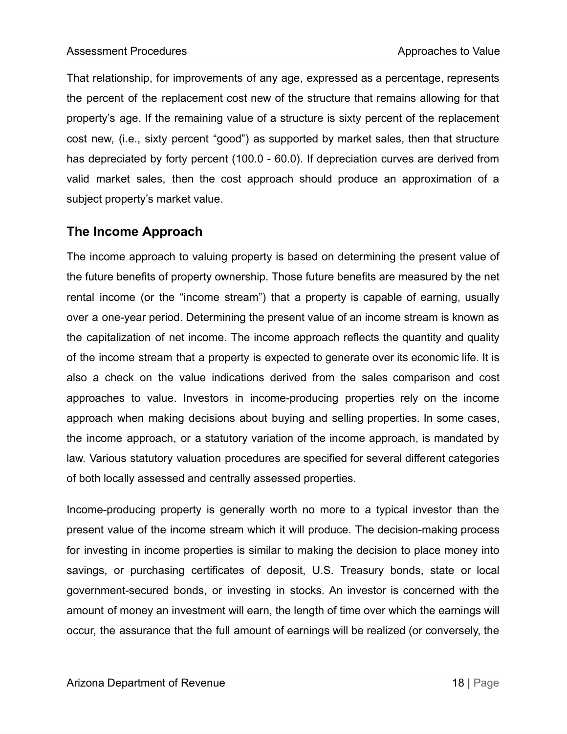That relationship, for improvements of any age, expressed as a percentage, represents the percent of the replacement cost new of the structure that remains allowing for that property's age. If the remaining value of a structure is sixty percent of the replacement cost new, (i.e., sixty percent "good") as supported by market sales, then that structure has depreciated by forty percent (100.0 - 60.0). If depreciation curves are derived from valid market sales, then the cost approach should produce an approximation of a subject property's market value.

## The Income Approach

The income approach to valuing property is based on determining the present value of the future benefits of property ownership. Those future benefits are measured by the net rental income (or the "income stream") that a property is capable of earning, usually over a one-year period. Determining the present value of an income stream is known as the capitalization of net income. The income approach reflects the quantity and quality of the income stream that a property is expected to generate over its economic life. It is also a check on the value indications derived from the sales comparison and cost approaches to value. Investors in income-producing properties rely on the income approach when making decisions about buying and selling properties. In some cases, the income approach, or a statutory variation of the income approach, is mandated by law. Various statutory valuation procedures are specified for several different categories of both locally assessed and centrally assessed properties.

Income-producing property is generally worth no more to a typical investor than the present value of the income stream which it will produce. The decision-making process for investing in income properties is similar to making the decision to place money into savings, or purchasing certificates of deposit, U.S. Treasury bonds, state or local government-secured bonds, or investing in stocks. An investor is concerned with the amount of money an investment will earn, the length of time over which the earnings will occur, the assurance that the full amount of earnings will be realized (or conversely, the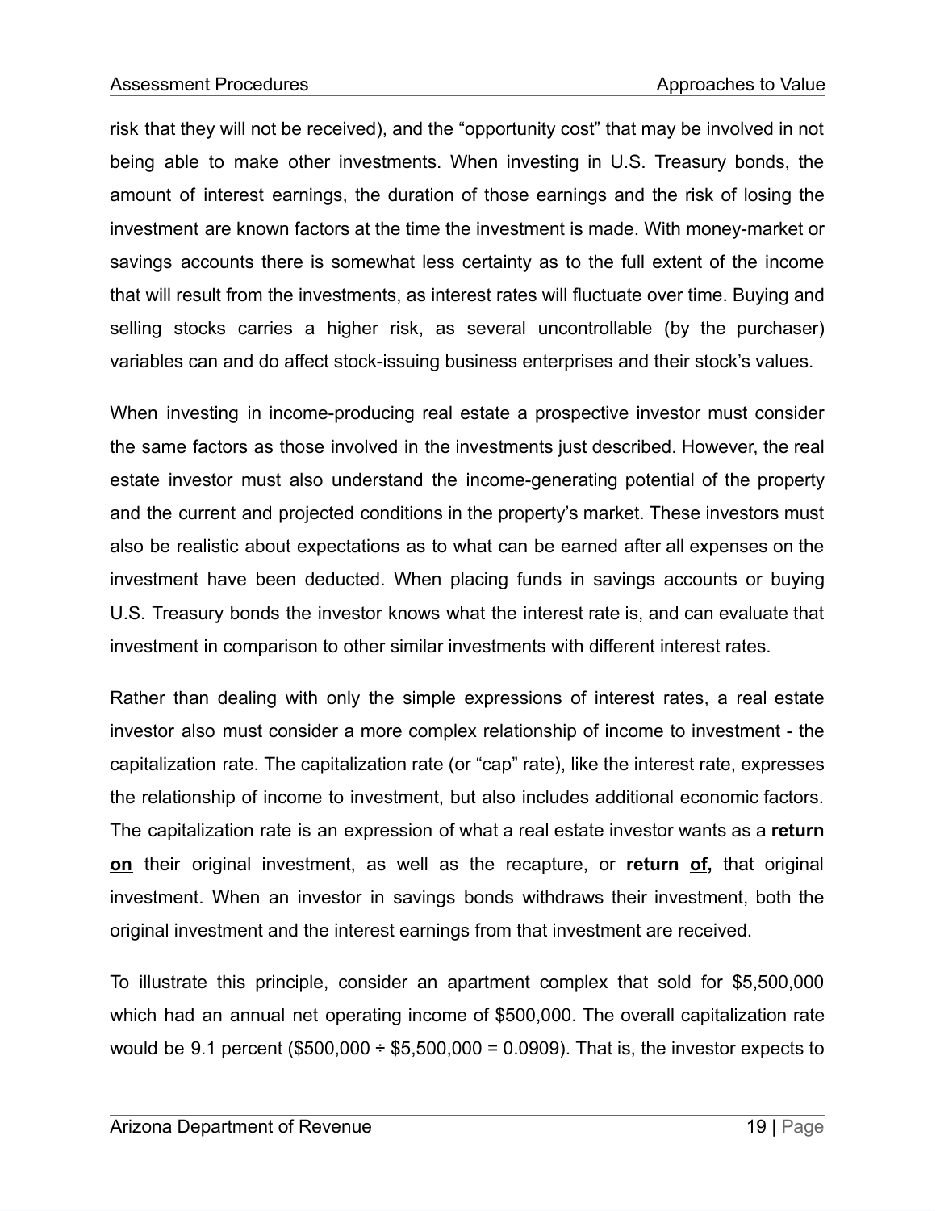risk that they will not be received), and the "opportunity cost" that may be involved in not being able to make other investments. When investing in U.S. Treasury bonds, the amount of interest earnings, the duration of those earnings and the risk of losing the investment are known factors at the time the investment is made. With money-market or savings accounts there is somewhat less certainty as to the full extent of the income that will result from the investments, as interest rates will fluctuate over time. Buying and selling stocks carries a higher risk, as several uncontrollable (by the purchaser) variables can and do affect stock-issuing business enterprises and their stock's values.

When investing in income-producing real estate a prospective investor must consider the same factors as those involved in the investments just described. However, the real estate investor must also understand the income-generating potential of the property and the current and projected conditions in the property's market. These investors must also be realistic about expectations as to what can be earned after all expenses on the investment have been deducted. When placing funds in savings accounts or buying U.S. Treasury bonds the investor knows what the interest rate is, and can evaluate that investment in comparison to other similar investments with different interest rates.

Rather than dealing with only the simple expressions of interest rates, a real estate investor also must consider a more complex relationship of income to investment - the capitalization rate. The capitalization rate (or "cap" rate), like the interest rate, expresses the relationship of income to investment, but also includes additional economic factors. The capitalization rate is an expression of what a real estate investor wants as a **return <u>on</u>** their original investment, as well as the recapture, or **return <u>of</u>,** that original investment. When an investor in savings bonds withdraws their investment, both the original investment and the interest earnings from that investment are received.

To illustrate this principle, consider an apartment complex that sold for $5,500,000 which had an annual net operating income of $500,000. The overall capitalization rate would be 9.1 percent ($500,000 ÷ $5,500,000 = 0.0909). That is, the investor expects to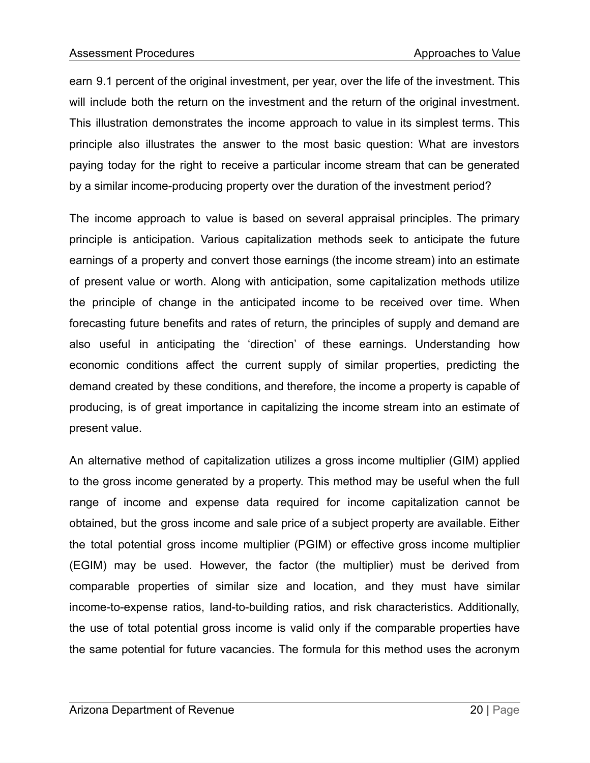earn 9.1 percent of the original investment, per year, over the life of the investment. This will include both the return on the investment and the return of the original investment. This illustration demonstrates the income approach to value in its simplest terms. This principle also illustrates the answer to the most basic question: What are investors paying today for the right to receive a particular income stream that can be generated by a similar income-producing property over the duration of the investment period?

The income approach to value is based on several appraisal principles. The primary principle is anticipation. Various capitalization methods seek to anticipate the future earnings of a property and convert those earnings (the income stream) into an estimate of present value or worth. Along with anticipation, some capitalization methods utilize the principle of change in the anticipated income to be received over time. When forecasting future benefits and rates of return, the principles of supply and demand are also useful in anticipating the 'direction' of these earnings. Understanding how economic conditions affect the current supply of similar properties, predicting the demand created by these conditions, and therefore, the income a property is capable of producing, is of great importance in capitalizing the income stream into an estimate of present value.

An alternative method of capitalization utilizes a gross income multiplier (GIM) applied to the gross income generated by a property. This method may be useful when the full range of income and expense data required for income capitalization cannot be obtained, but the gross income and sale price of a subject property are available. Either the total potential gross income multiplier (PGIM) or effective gross income multiplier (EGIM) may be used. However, the factor (the multiplier) must be derived from comparable properties of similar size and location, and they must have similar income-to-expense ratios, land-to-building ratios, and risk characteristics. Additionally, the use of total potential gross income is valid only if the comparable properties have the same potential for future vacancies. The formula for this method uses the acronym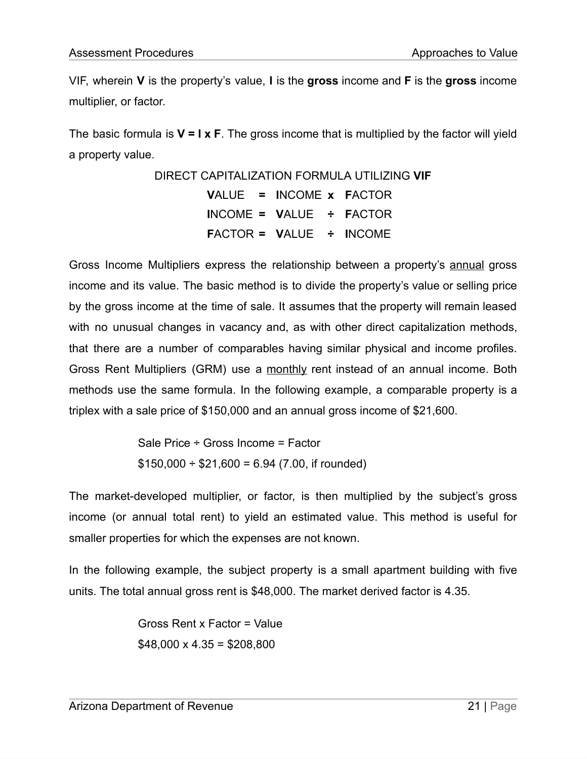VIF, wherein **V** is the property's value, **I** is the **gross** income and **F** is the **gross** income multiplier, or factor.

The basic formula is **V = I x F**. The gross income that is multiplied by the factor will yield a property value.

DIRECT CAPITALIZATION FORMULA UTILIZING **VIF**

**V**ALUE **=** **I**NCOME **x** **F**ACTOR
**I**NCOME **=** **V**ALUE **÷** **F**ACTOR
**F**ACTOR **=** **V**ALUE **÷** **I**NCOME

Gross Income Multipliers express the relationship between a property's annual gross income and its value. The basic method is to divide the property's value or selling price by the gross income at the time of sale. It assumes that the property will remain leased with no unusual changes in vacancy and, as with other direct capitalization methods, that there are a number of comparables having similar physical and income profiles. Gross Rent Multipliers (GRM) use a monthly rent instead of an annual income. Both methods use the same formula. In the following example, a comparable property is a triplex with a sale price of $150,000 and an annual gross income of $21,600.

Sale Price ÷ Gross Income = Factor
$150,000 ÷ $21,600 = 6.94 (7.00, if rounded)

The market-developed multiplier, or factor, is then multiplied by the subject's gross income (or annual total rent) to yield an estimated value. This method is useful for smaller properties for which the expenses are not known.

In the following example, the subject property is a small apartment building with five units. The total annual gross rent is $48,000. The market derived factor is 4.35.

Gross Rent x Factor = Value
$48,000 x 4.35 = $208,800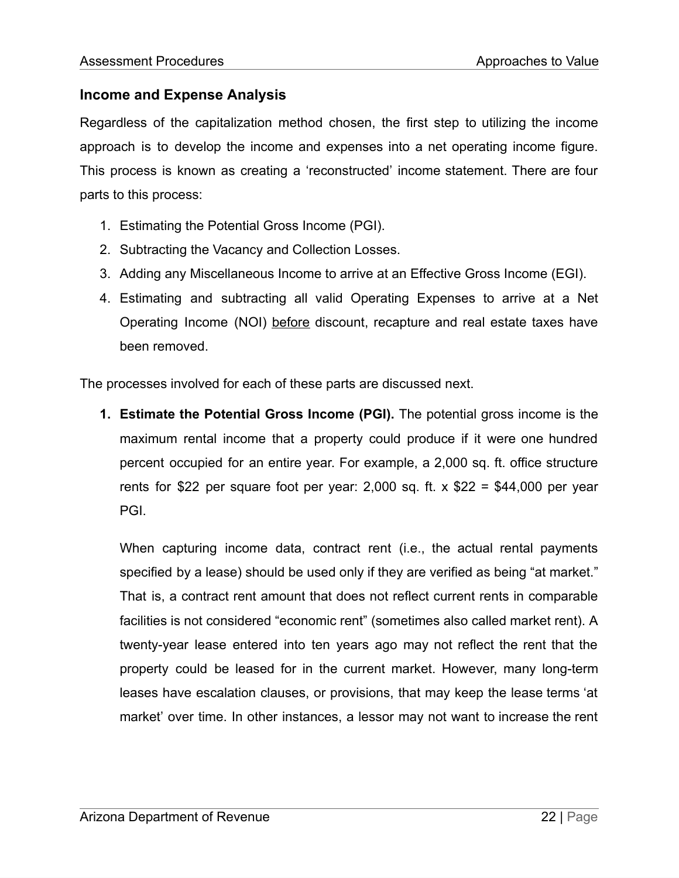## Income and Expense Analysis

Regardless of the capitalization method chosen, the first step to utilizing the income approach is to develop the income and expenses into a net operating income figure. This process is known as creating a 'reconstructed' income statement. There are four parts to this process:

1. Estimating the Potential Gross Income (PGI).
2. Subtracting the Vacancy and Collection Losses.
3. Adding any Miscellaneous Income to arrive at an Effective Gross Income (EGI).
4. Estimating and subtracting all valid Operating Expenses to arrive at a Net Operating Income (NOI) <u>before</u> discount, recapture and real estate taxes have been removed.

The processes involved for each of these parts are discussed next.

1. **Estimate the Potential Gross Income (PGI).** The potential gross income is the maximum rental income that a property could produce if it were one hundred percent occupied for an entire year. For example, a 2,000 sq. ft. office structure rents for $22 per square foot per year: 2,000 sq. ft. x $22 = $44,000 per year PGI.

   When capturing income data, contract rent (i.e., the actual rental payments specified by a lease) should be used only if they are verified as being "at market." That is, a contract rent amount that does not reflect current rents in comparable facilities is not considered "economic rent" (sometimes also called market rent). A twenty-year lease entered into ten years ago may not reflect the rent that the property could be leased for in the current market. However, many long-term leases have escalation clauses, or provisions, that may keep the lease terms 'at market' over time. In other instances, a lessor may not want to increase the rent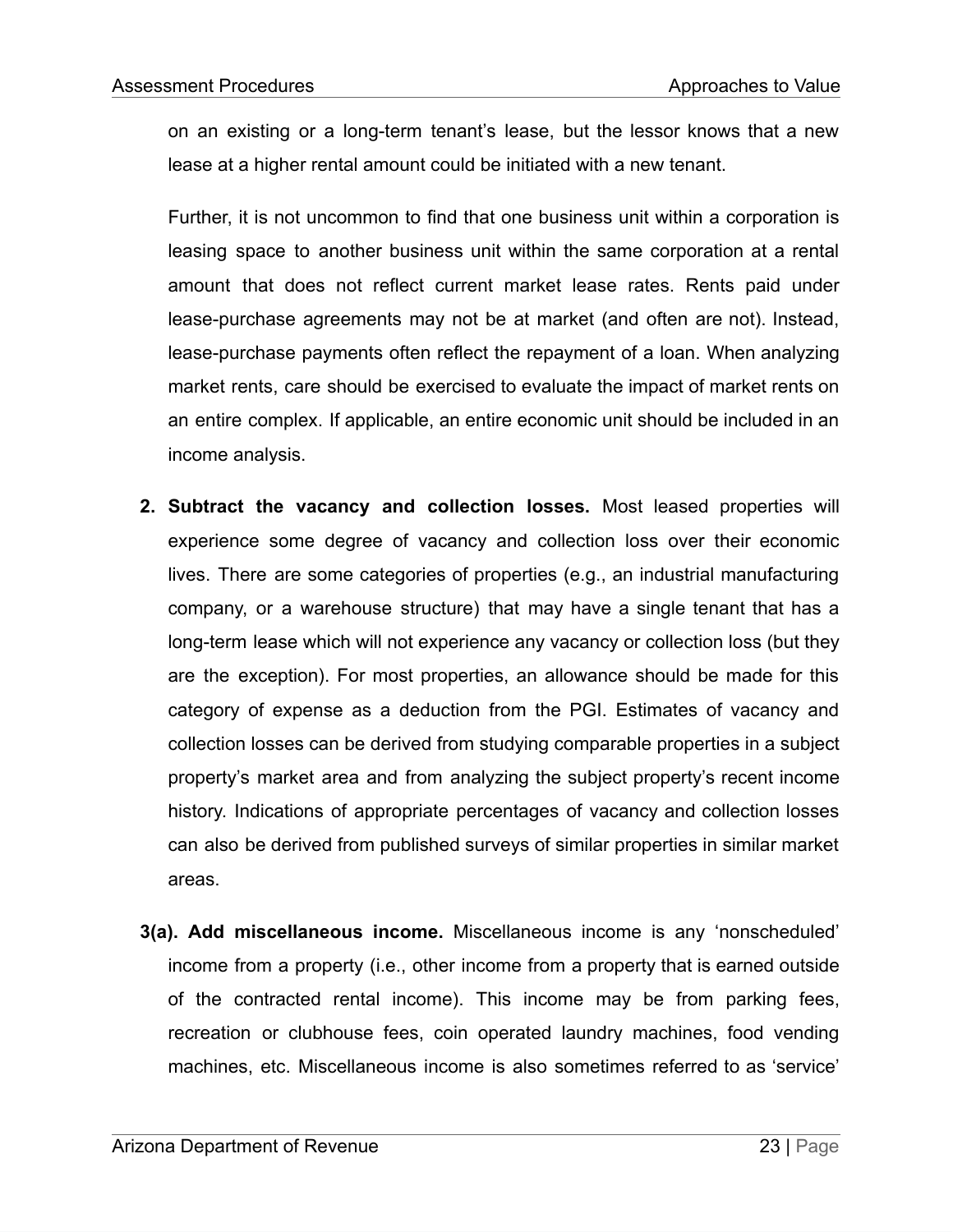on an existing or a long-term tenant's lease, but the lessor knows that a new lease at a higher rental amount could be initiated with a new tenant.

Further, it is not uncommon to find that one business unit within a corporation is leasing space to another business unit within the same corporation at a rental amount that does not reflect current market lease rates. Rents paid under lease-purchase agreements may not be at market (and often are not). Instead, lease-purchase payments often reflect the repayment of a loan. When analyzing market rents, care should be exercised to evaluate the impact of market rents on an entire complex. If applicable, an entire economic unit should be included in an income analysis.

2. **Subtract the vacancy and collection losses.** Most leased properties will experience some degree of vacancy and collection loss over their economic lives. There are some categories of properties (e.g., an industrial manufacturing company, or a warehouse structure) that may have a single tenant that has a long-term lease which will not experience any vacancy or collection loss (but they are the exception). For most properties, an allowance should be made for this category of expense as a deduction from the PGI. Estimates of vacancy and collection losses can be derived from studying comparable properties in a subject property's market area and from analyzing the subject property's recent income history. Indications of appropriate percentages of vacancy and collection losses can also be derived from published surveys of similar properties in similar market areas.

**3(a). Add miscellaneous income.** Miscellaneous income is any 'nonscheduled' income from a property (i.e., other income from a property that is earned outside of the contracted rental income). This income may be from parking fees, recreation or clubhouse fees, coin operated laundry machines, food vending machines, etc. Miscellaneous income is also sometimes referred to as 'service'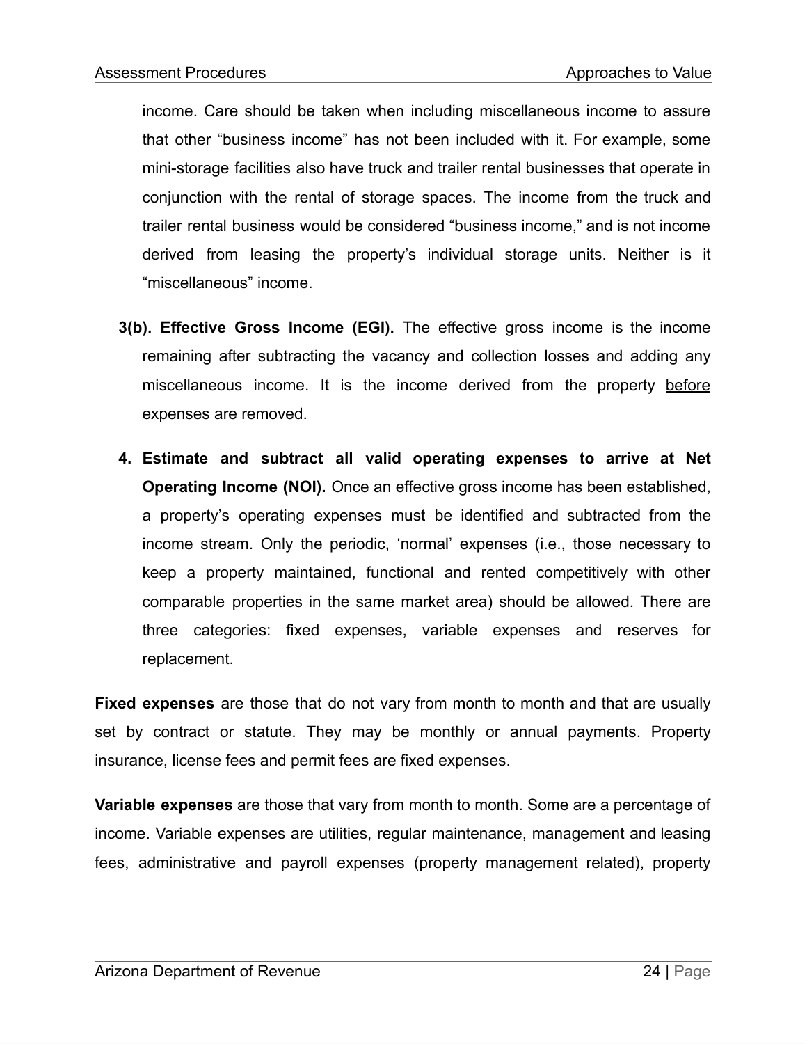income. Care should be taken when including miscellaneous income to assure that other “business income” has not been included with it. For example, some mini-storage facilities also have truck and trailer rental businesses that operate in conjunction with the rental of storage spaces. The income from the truck and trailer rental business would be considered “business income,” and is not income derived from leasing the property’s individual storage units. Neither is it “miscellaneous” income.

**3(b). Effective Gross Income (EGI).** The effective gross income is the income remaining after subtracting the vacancy and collection losses and adding any miscellaneous income. It is the income derived from the property <u>before</u> expenses are removed.

**4. Estimate and subtract all valid operating expenses to arrive at Net Operating Income (NOI).** Once an effective gross income has been established, a property’s operating expenses must be identified and subtracted from the income stream. Only the periodic, ‘normal’ expenses (i.e., those necessary to keep a property maintained, functional and rented competitively with other comparable properties in the same market area) should be allowed. There are three categories: fixed expenses, variable expenses and reserves for replacement.

**Fixed expenses** are those that do not vary from month to month and that are usually set by contract or statute. They may be monthly or annual payments. Property insurance, license fees and permit fees are fixed expenses.

**Variable expenses** are those that vary from month to month. Some are a percentage of income. Variable expenses are utilities, regular maintenance, management and leasing fees, administrative and payroll expenses (property management related), property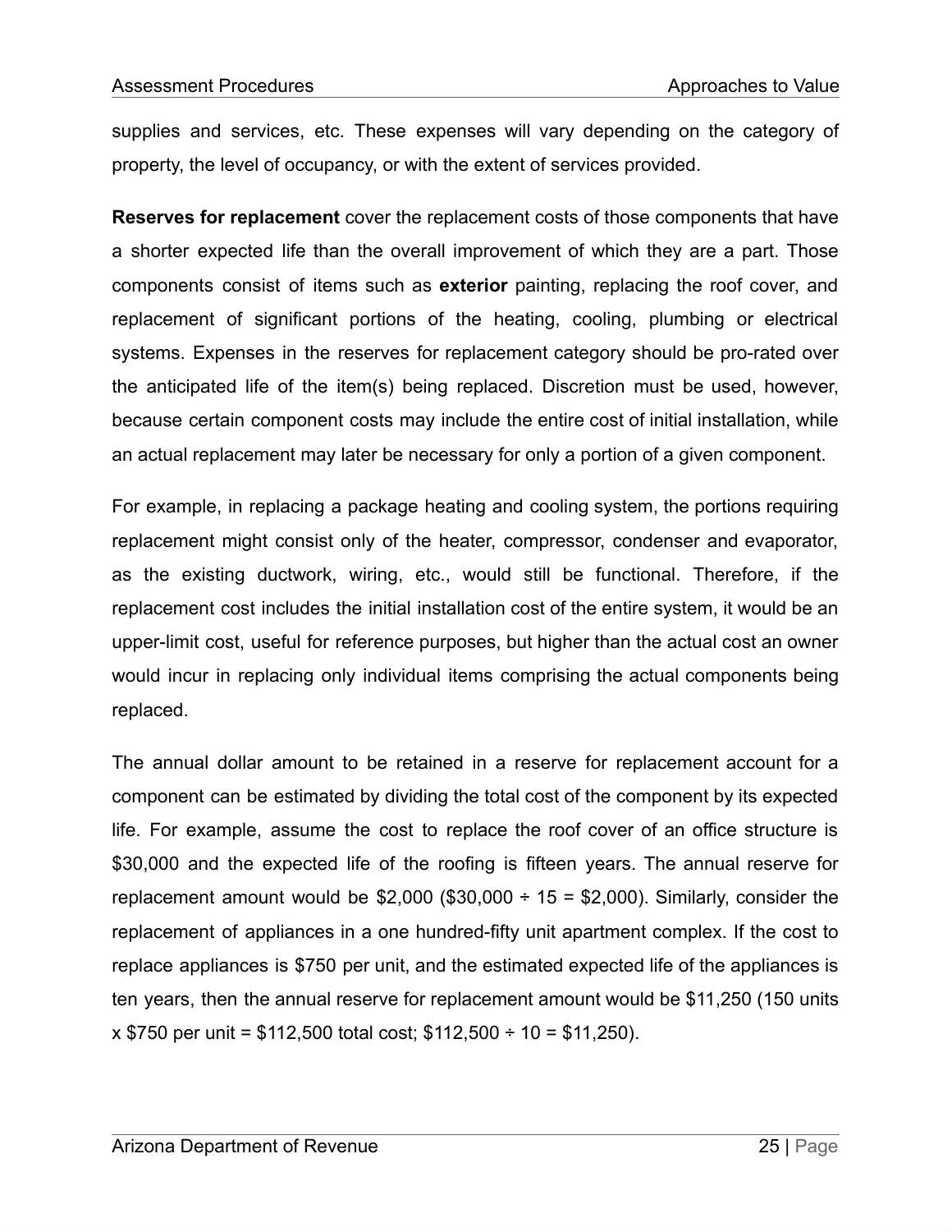supplies and services, etc. These expenses will vary depending on the category of property, the level of occupancy, or with the extent of services provided.

**Reserves for replacement** cover the replacement costs of those components that have a shorter expected life than the overall improvement of which they are a part. Those components consist of items such as **exterior** painting, replacing the roof cover, and replacement of significant portions of the heating, cooling, plumbing or electrical systems. Expenses in the reserves for replacement category should be pro-rated over the anticipated life of the item(s) being replaced. Discretion must be used, however, because certain component costs may include the entire cost of initial installation, while an actual replacement may later be necessary for only a portion of a given component.

For example, in replacing a package heating and cooling system, the portions requiring replacement might consist only of the heater, compressor, condenser and evaporator, as the existing ductwork, wiring, etc., would still be functional. Therefore, if the replacement cost includes the initial installation cost of the entire system, it would be an upper-limit cost, useful for reference purposes, but higher than the actual cost an owner would incur in replacing only individual items comprising the actual components being replaced.

The annual dollar amount to be retained in a reserve for replacement account for a component can be estimated by dividing the total cost of the component by its expected life. For example, assume the cost to replace the roof cover of an office structure is $30,000 and the expected life of the roofing is fifteen years. The annual reserve for replacement amount would be $2,000 ($30,000 ÷ 15 = $2,000). Similarly, consider the replacement of appliances in a one hundred-fifty unit apartment complex. If the cost to replace appliances is $750 per unit, and the estimated expected life of the appliances is ten years, then the annual reserve for replacement amount would be $11,250 (150 units x $750 per unit = $112,500 total cost; $112,500 ÷ 10 = $11,250).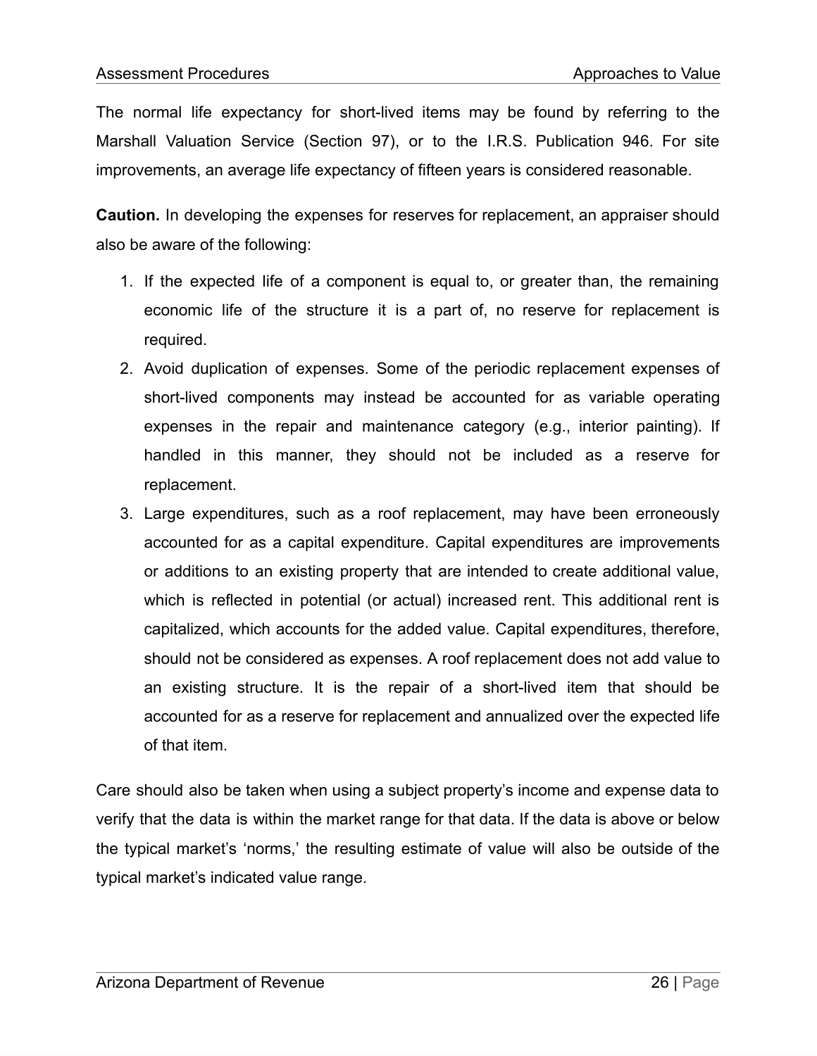The normal life expectancy for short-lived items may be found by referring to the Marshall Valuation Service (Section 97), or to the I.R.S. Publication 946. For site improvements, an average life expectancy of fifteen years is considered reasonable.

**Caution.** In developing the expenses for reserves for replacement, an appraiser should also be aware of the following:

1. If the expected life of a component is equal to, or greater than, the remaining economic life of the structure it is a part of, no reserve for replacement is required.
2. Avoid duplication of expenses. Some of the periodic replacement expenses of short-lived components may instead be accounted for as variable operating expenses in the repair and maintenance category (e.g., interior painting). If handled in this manner, they should not be included as a reserve for replacement.
3. Large expenditures, such as a roof replacement, may have been erroneously accounted for as a capital expenditure. Capital expenditures are improvements or additions to an existing property that are intended to create additional value, which is reflected in potential (or actual) increased rent. This additional rent is capitalized, which accounts for the added value. Capital expenditures, therefore, should not be considered as expenses. A roof replacement does not add value to an existing structure. It is the repair of a short-lived item that should be accounted for as a reserve for replacement and annualized over the expected life of that item.

Care should also be taken when using a subject property's income and expense data to verify that the data is within the market range for that data. If the data is above or below the typical market's 'norms,' the resulting estimate of value will also be outside of the typical market's indicated value range.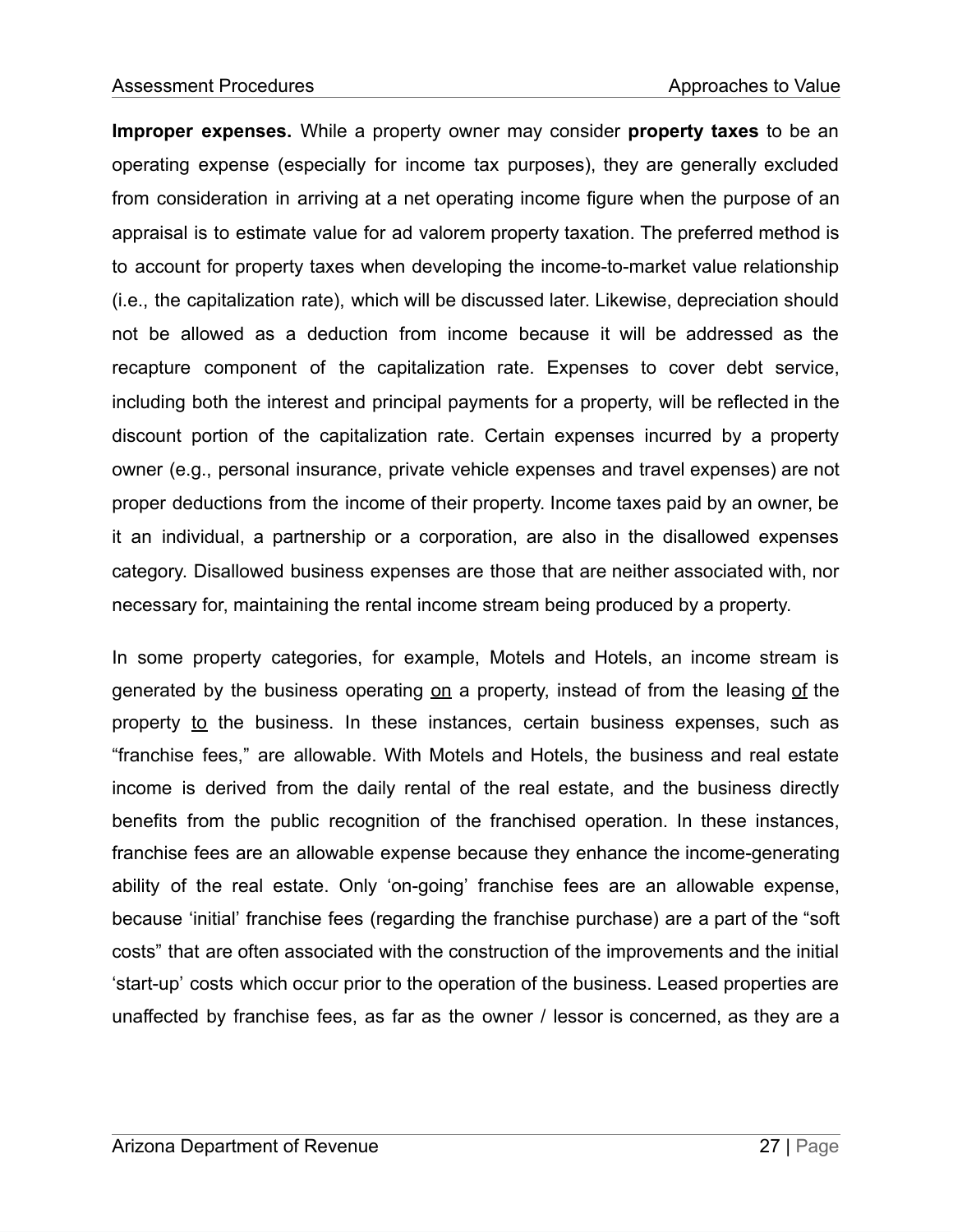**Improper expenses.** While a property owner may consider **property taxes** to be an operating expense (especially for income tax purposes), they are generally excluded from consideration in arriving at a net operating income figure when the purpose of an appraisal is to estimate value for ad valorem property taxation. The preferred method is to account for property taxes when developing the income-to-market value relationship (i.e., the capitalization rate), which will be discussed later. Likewise, depreciation should not be allowed as a deduction from income because it will be addressed as the recapture component of the capitalization rate. Expenses to cover debt service, including both the interest and principal payments for a property, will be reflected in the discount portion of the capitalization rate. Certain expenses incurred by a property owner (e.g., personal insurance, private vehicle expenses and travel expenses) are not proper deductions from the income of their property. Income taxes paid by an owner, be it an individual, a partnership or a corporation, are also in the disallowed expenses category. Disallowed business expenses are those that are neither associated with, nor necessary for, maintaining the rental income stream being produced by a property.

In some property categories, for example, Motels and Hotels, an income stream is generated by the business operating <u>on</u> a property, instead of from the leasing <u>of</u> the property <u>to</u> the business. In these instances, certain business expenses, such as "franchise fees," are allowable. With Motels and Hotels, the business and real estate income is derived from the daily rental of the real estate, and the business directly benefits from the public recognition of the franchised operation. In these instances, franchise fees are an allowable expense because they enhance the income-generating ability of the real estate. Only 'on-going' franchise fees are an allowable expense, because 'initial' franchise fees (regarding the franchise purchase) are a part of the "soft costs" that are often associated with the construction of the improvements and the initial 'start-up' costs which occur prior to the operation of the business. Leased properties are unaffected by franchise fees, as far as the owner / lessor is concerned, as they are a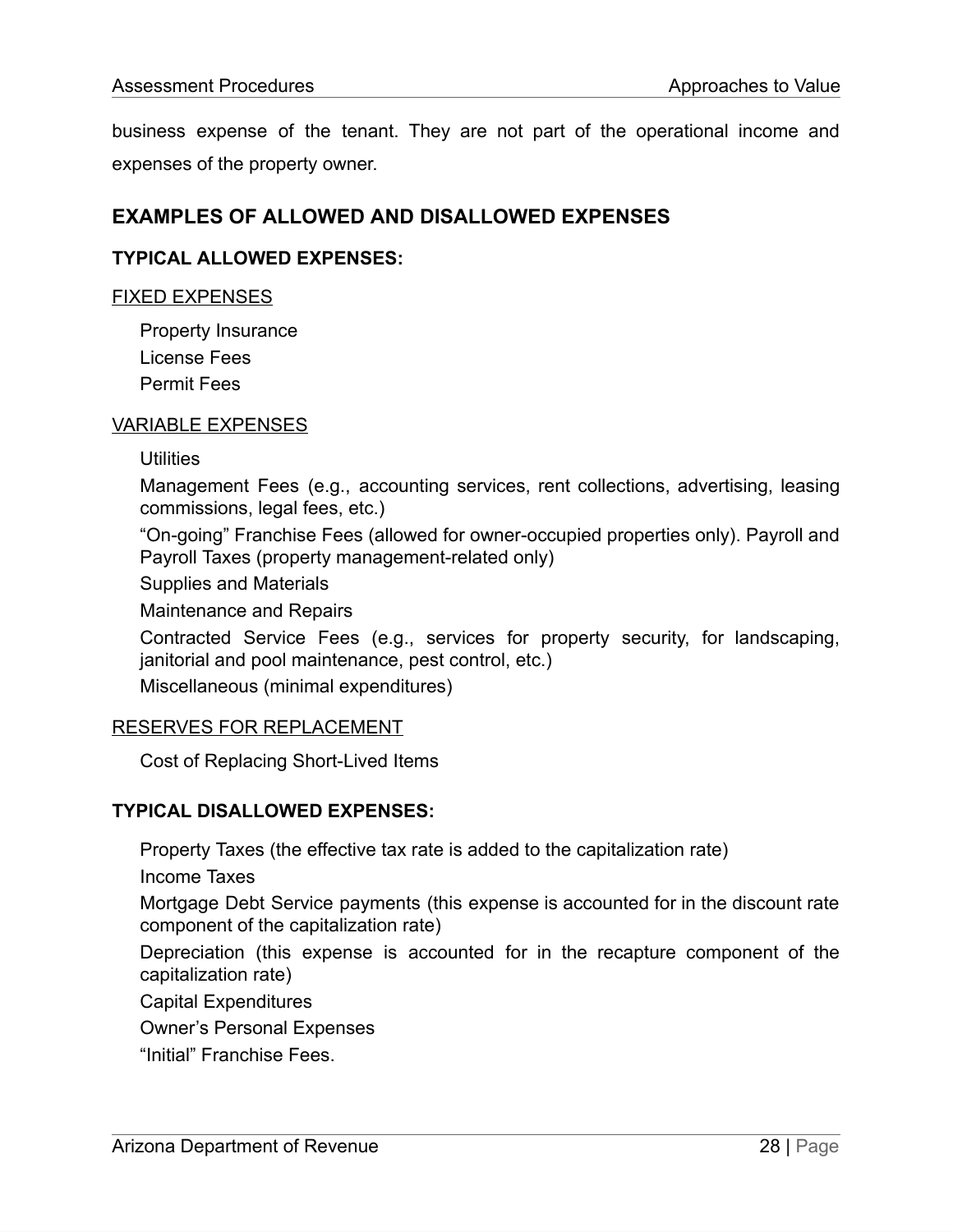business expense of the tenant. They are not part of the operational income and expenses of the property owner.

## EXAMPLES OF ALLOWED AND DISALLOWED EXPENSES

### TYPICAL ALLOWED EXPENSES:

<u>FIXED EXPENSES</u>

Property Insurance  
License Fees  
Permit Fees

<u>VARIABLE EXPENSES</u>

Utilities

Management Fees (e.g., accounting services, rent collections, advertising, leasing commissions, legal fees, etc.)

“On-going” Franchise Fees (allowed for owner-occupied properties only). Payroll and Payroll Taxes (property management-related only)

Supplies and Materials

Maintenance and Repairs

Contracted Service Fees (e.g., services for property security, for landscaping, janitorial and pool maintenance, pest control, etc.)

Miscellaneous (minimal expenditures)

<u>RESERVES FOR REPLACEMENT</u>

Cost of Replacing Short-Lived Items

### TYPICAL DISALLOWED EXPENSES:

Property Taxes (the effective tax rate is added to the capitalization rate)

Income Taxes

Mortgage Debt Service payments (this expense is accounted for in the discount rate component of the capitalization rate)

Depreciation (this expense is accounted for in the recapture component of the capitalization rate)

Capital Expenditures

Owner’s Personal Expenses

“Initial” Franchise Fees.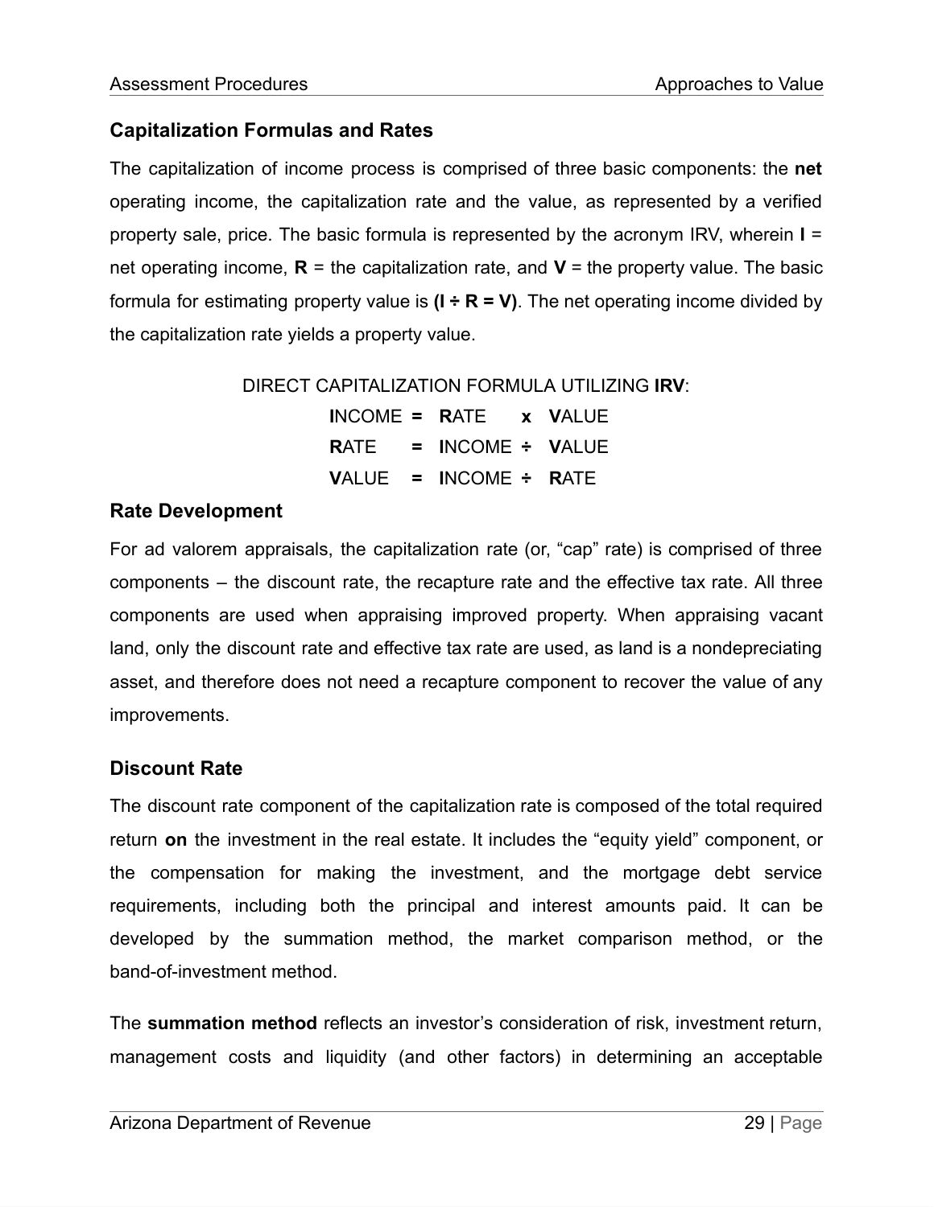## Capitalization Formulas and Rates

The capitalization of income process is comprised of three basic components: the **net** operating income, the capitalization rate and the value, as represented by a verified property sale, price. The basic formula is represented by the acronym IRV, wherein **I** = net operating income, **R** = the capitalization rate, and **V** = the property value. The basic formula for estimating property value is **(I ÷ R = V)**. The net operating income divided by the capitalization rate yields a property value.

DIRECT CAPITALIZATION FORMULA UTILIZING **IRV**:

**I**NCOME **=** **R**ATE **x** **V**ALUE

**R**ATE **=** **I**NCOME **÷** **V**ALUE

**V**ALUE **=** **I**NCOME **÷** **R**ATE

## Rate Development

For ad valorem appraisals, the capitalization rate (or, "cap" rate) is comprised of three components – the discount rate, the recapture rate and the effective tax rate. All three components are used when appraising improved property. When appraising vacant land, only the discount rate and effective tax rate are used, as land is a nondepreciating asset, and therefore does not need a recapture component to recover the value of any improvements.

## Discount Rate

The discount rate component of the capitalization rate is composed of the total required return **on** the investment in the real estate. It includes the "equity yield" component, or the compensation for making the investment, and the mortgage debt service requirements, including both the principal and interest amounts paid. It can be developed by the summation method, the market comparison method, or the band-of-investment method.

The **summation method** reflects an investor's consideration of risk, investment return, management costs and liquidity (and other factors) in determining an acceptable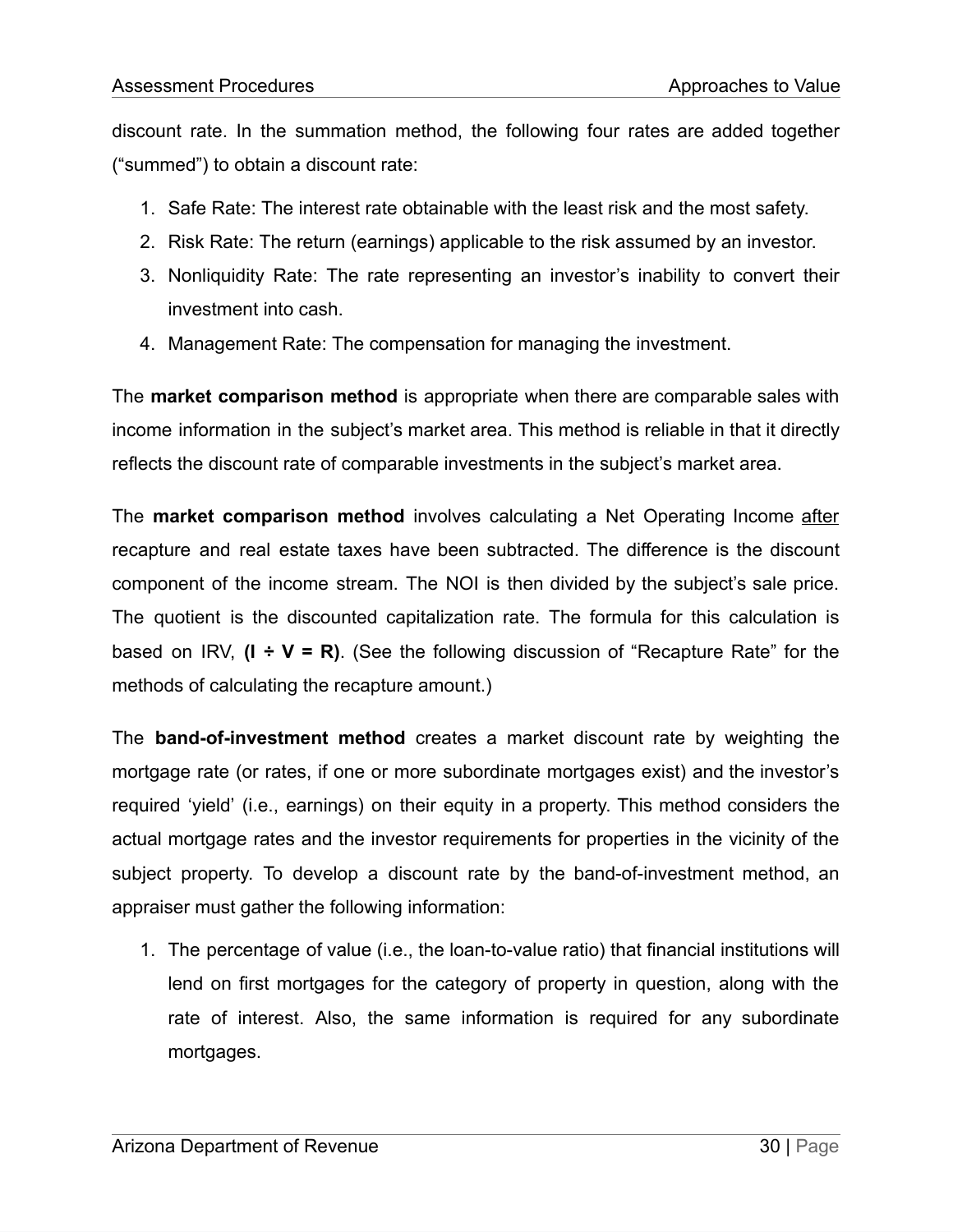discount rate. In the summation method, the following four rates are added together ("summed") to obtain a discount rate:

1. Safe Rate: The interest rate obtainable with the least risk and the most safety.
2. Risk Rate: The return (earnings) applicable to the risk assumed by an investor.
3. Nonliquidity Rate: The rate representing an investor's inability to convert their investment into cash.
4. Management Rate: The compensation for managing the investment.

The **market comparison method** is appropriate when there are comparable sales with income information in the subject's market area. This method is reliable in that it directly reflects the discount rate of comparable investments in the subject's market area.

The **market comparison method** involves calculating a Net Operating Income <u>after</u> recapture and real estate taxes have been subtracted. The difference is the discount component of the income stream. The NOI is then divided by the subject's sale price. The quotient is the discounted capitalization rate. The formula for this calculation is based on IRV, **(I ÷ V = R)**. (See the following discussion of "Recapture Rate" for the methods of calculating the recapture amount.)

The **band-of-investment method** creates a market discount rate by weighting the mortgage rate (or rates, if one or more subordinate mortgages exist) and the investor's required 'yield' (i.e., earnings) on their equity in a property. This method considers the actual mortgage rates and the investor requirements for properties in the vicinity of the subject property. To develop a discount rate by the band-of-investment method, an appraiser must gather the following information:

1. The percentage of value (i.e., the loan-to-value ratio) that financial institutions will lend on first mortgages for the category of property in question, along with the rate of interest. Also, the same information is required for any subordinate mortgages.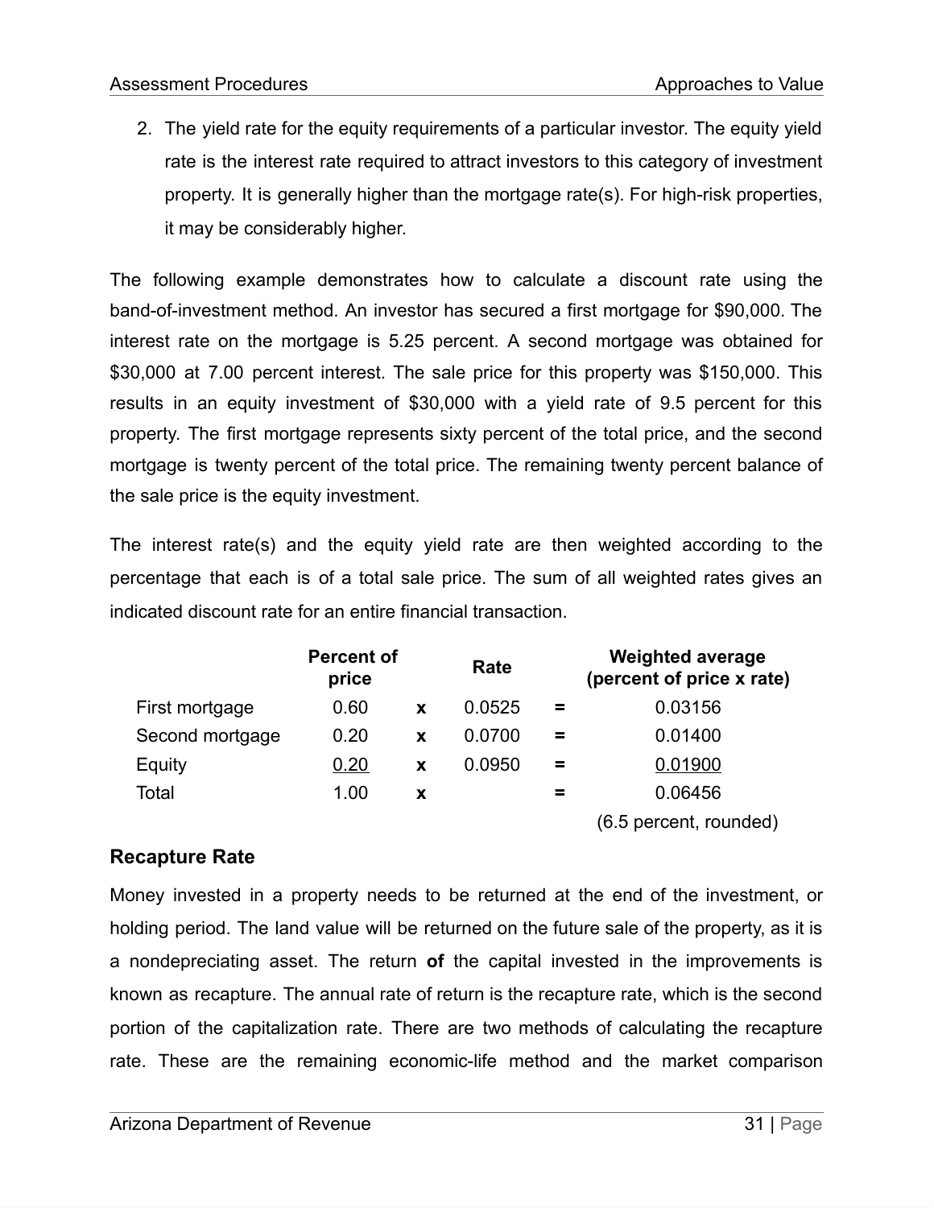2. The yield rate for the equity requirements of a particular investor. The equity yield rate is the interest rate required to attract investors to this category of investment property. It is generally higher than the mortgage rate(s). For high-risk properties, it may be considerably higher.

The following example demonstrates how to calculate a discount rate using the band-of-investment method. An investor has secured a first mortgage for $90,000. The interest rate on the mortgage is 5.25 percent. A second mortgage was obtained for $30,000 at 7.00 percent interest. The sale price for this property was $150,000. This results in an equity investment of $30,000 with a yield rate of 9.5 percent for this property. The first mortgage represents sixty percent of the total price, and the second mortgage is twenty percent of the total price. The remaining twenty percent balance of the sale price is the equity investment.

The interest rate(s) and the equity yield rate are then weighted according to the percentage that each is of a total sale price. The sum of all weighted rates gives an indicated discount rate for an entire financial transaction.

| | Percent of price | | Rate | | Weighted average (percent of price x rate) |
|---|---|---|---|---|---|
| First mortgage | 0.60 | x | 0.0525 | = | 0.03156 |
| Second mortgage | 0.20 | x | 0.0700 | = | 0.01400 |
| Equity | 0.20 | x | 0.0950 | = | 0.01900 |
| Total | 1.00 | x | | = | 0.06456 |
| | | | | | (6.5 percent, rounded) |

## Recapture Rate

Money invested in a property needs to be returned at the end of the investment, or holding period. The land value will be returned on the future sale of the property, as it is a nondepreciating asset. The return **of** the capital invested in the improvements is known as recapture. The annual rate of return is the recapture rate, which is the second portion of the capitalization rate. There are two methods of calculating the recapture rate. These are the remaining economic-life method and the market comparison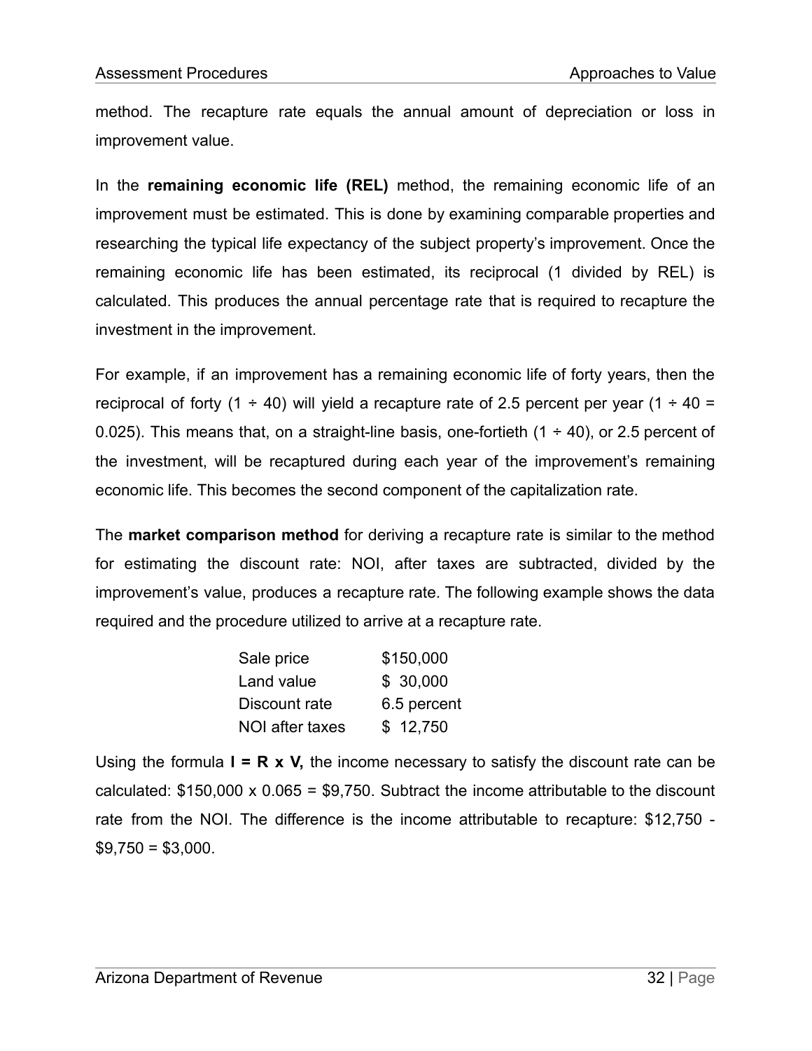method. The recapture rate equals the annual amount of depreciation or loss in improvement value.

In the **remaining economic life (REL)** method, the remaining economic life of an improvement must be estimated. This is done by examining comparable properties and researching the typical life expectancy of the subject property's improvement. Once the remaining economic life has been estimated, its reciprocal (1 divided by REL) is calculated. This produces the annual percentage rate that is required to recapture the investment in the improvement.

For example, if an improvement has a remaining economic life of forty years, then the reciprocal of forty (1 ÷ 40) will yield a recapture rate of 2.5 percent per year (1 ÷ 40 = 0.025). This means that, on a straight-line basis, one-fortieth (1 ÷ 40), or 2.5 percent of the investment, will be recaptured during each year of the improvement's remaining economic life. This becomes the second component of the capitalization rate.

The **market comparison method** for deriving a recapture rate is similar to the method for estimating the discount rate: NOI, after taxes are subtracted, divided by the improvement's value, produces a recapture rate. The following example shows the data required and the procedure utilized to arrive at a recapture rate.

| | |
|---|---|
| Sale price | $150,000 |
| Land value | $ 30,000 |
| Discount rate | 6.5 percent |
| NOI after taxes | $ 12,750 |

Using the formula **I = R x V,** the income necessary to satisfy the discount rate can be calculated: $150,000 x 0.065 = $9,750. Subtract the income attributable to the discount rate from the NOI. The difference is the income attributable to recapture: $12,750 - $9,750 = $3,000.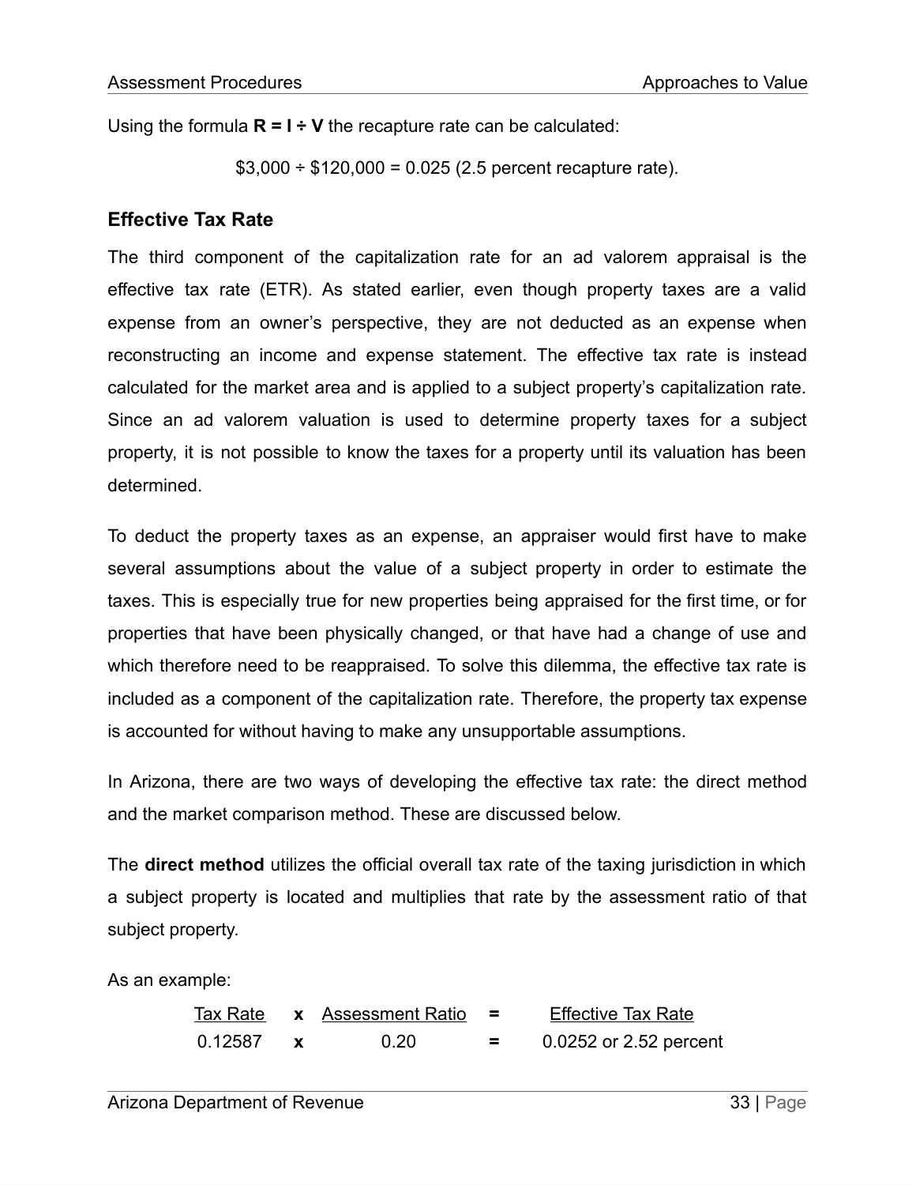Using the formula **R = I ÷ V** the recapture rate can be calculated:

$3,000 ÷ $120,000 = 0.025 (2.5 percent recapture rate).

### Effective Tax Rate

The third component of the capitalization rate for an ad valorem appraisal is the effective tax rate (ETR). As stated earlier, even though property taxes are a valid expense from an owner's perspective, they are not deducted as an expense when reconstructing an income and expense statement. The effective tax rate is instead calculated for the market area and is applied to a subject property's capitalization rate. Since an ad valorem valuation is used to determine property taxes for a subject property, it is not possible to know the taxes for a property until its valuation has been determined.

To deduct the property taxes as an expense, an appraiser would first have to make several assumptions about the value of a subject property in order to estimate the taxes. This is especially true for new properties being appraised for the first time, or for properties that have been physically changed, or that have had a change of use and which therefore need to be reappraised. To solve this dilemma, the effective tax rate is included as a component of the capitalization rate. Therefore, the property tax expense is accounted for without having to make any unsupportable assumptions.

In Arizona, there are two ways of developing the effective tax rate: the direct method and the market comparison method. These are discussed below.

The **direct method** utilizes the official overall tax rate of the taxing jurisdiction in which a subject property is located and multiplies that rate by the assessment ratio of that subject property.

As an example:

| Tax Rate | x | Assessment Ratio | = | Effective Tax Rate |
|---|---|---|---|---|
| 0.12587 | x | 0.20 | = | 0.0252 or 2.52 percent |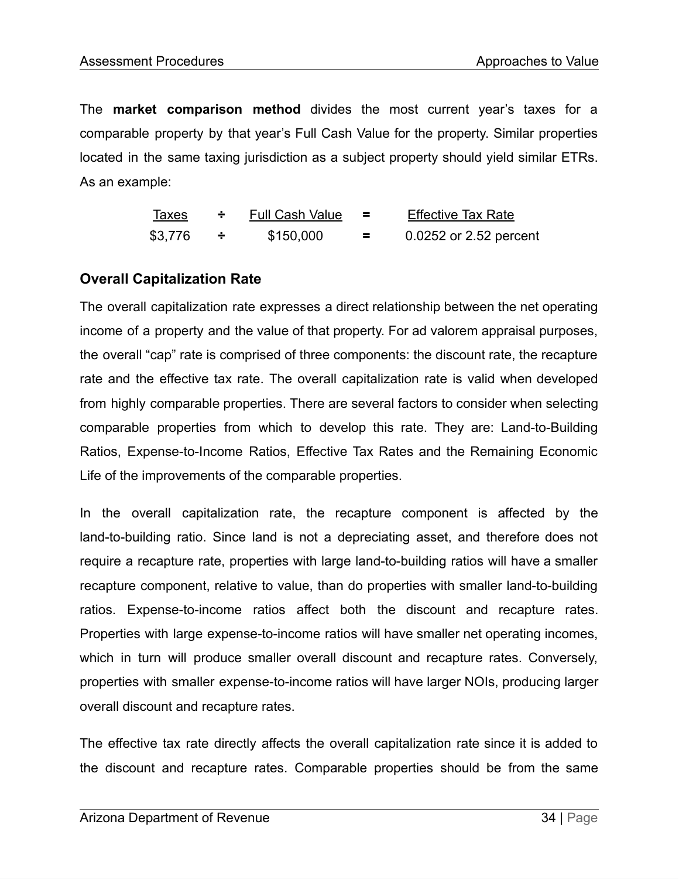The **market comparison method** divides the most current year's taxes for a comparable property by that year's Full Cash Value for the property. Similar properties located in the same taxing jurisdiction as a subject property should yield similar ETRs. As an example:

| Taxes | ÷ | Full Cash Value | = | Effective Tax Rate |
|---|---|---|---|---|
| \$3,776 | ÷ | \$150,000 | = | 0.0252 or 2.52 percent |

## Overall Capitalization Rate

The overall capitalization rate expresses a direct relationship between the net operating income of a property and the value of that property. For ad valorem appraisal purposes, the overall "cap" rate is comprised of three components: the discount rate, the recapture rate and the effective tax rate. The overall capitalization rate is valid when developed from highly comparable properties. There are several factors to consider when selecting comparable properties from which to develop this rate. They are: Land-to-Building Ratios, Expense-to-Income Ratios, Effective Tax Rates and the Remaining Economic Life of the improvements of the comparable properties.

In the overall capitalization rate, the recapture component is affected by the land-to-building ratio. Since land is not a depreciating asset, and therefore does not require a recapture rate, properties with large land-to-building ratios will have a smaller recapture component, relative to value, than do properties with smaller land-to-building ratios. Expense-to-income ratios affect both the discount and recapture rates. Properties with large expense-to-income ratios will have smaller net operating incomes, which in turn will produce smaller overall discount and recapture rates. Conversely, properties with smaller expense-to-income ratios will have larger NOIs, producing larger overall discount and recapture rates.

The effective tax rate directly affects the overall capitalization rate since it is added to the discount and recapture rates. Comparable properties should be from the same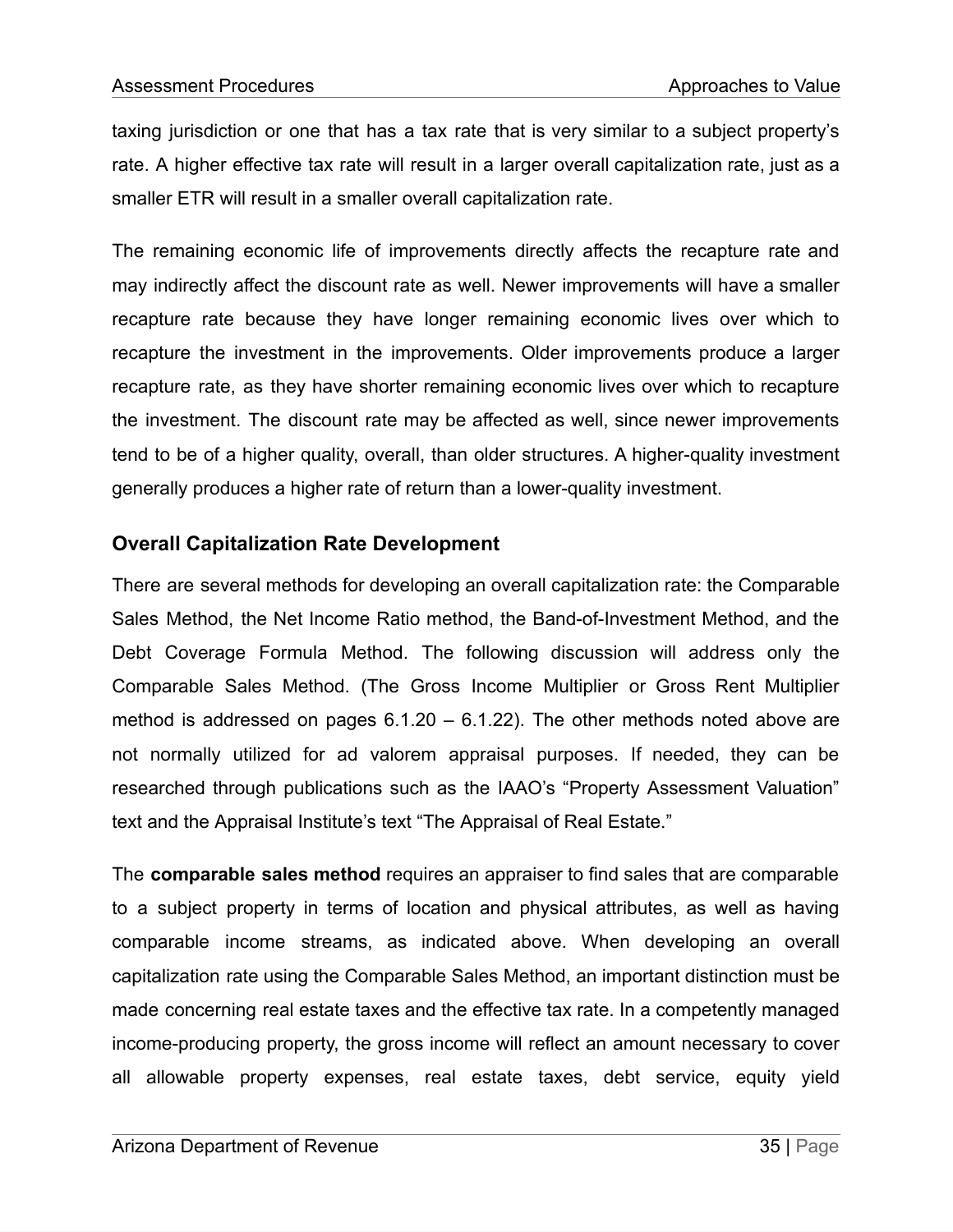taxing jurisdiction or one that has a tax rate that is very similar to a subject property's rate. A higher effective tax rate will result in a larger overall capitalization rate, just as a smaller ETR will result in a smaller overall capitalization rate.

The remaining economic life of improvements directly affects the recapture rate and may indirectly affect the discount rate as well. Newer improvements will have a smaller recapture rate because they have longer remaining economic lives over which to recapture the investment in the improvements. Older improvements produce a larger recapture rate, as they have shorter remaining economic lives over which to recapture the investment. The discount rate may be affected as well, since newer improvements tend to be of a higher quality, overall, than older structures. A higher-quality investment generally produces a higher rate of return than a lower-quality investment.

### Overall Capitalization Rate Development

There are several methods for developing an overall capitalization rate: the Comparable Sales Method, the Net Income Ratio method, the Band-of-Investment Method, and the Debt Coverage Formula Method. The following discussion will address only the Comparable Sales Method. (The Gross Income Multiplier or Gross Rent Multiplier method is addressed on pages 6.1.20 – 6.1.22). The other methods noted above are not normally utilized for ad valorem appraisal purposes. If needed, they can be researched through publications such as the IAAO's "Property Assessment Valuation" text and the Appraisal Institute's text "The Appraisal of Real Estate."

The **comparable sales method** requires an appraiser to find sales that are comparable to a subject property in terms of location and physical attributes, as well as having comparable income streams, as indicated above. When developing an overall capitalization rate using the Comparable Sales Method, an important distinction must be made concerning real estate taxes and the effective tax rate. In a competently managed income-producing property, the gross income will reflect an amount necessary to cover all allowable property expenses, real estate taxes, debt service, equity yield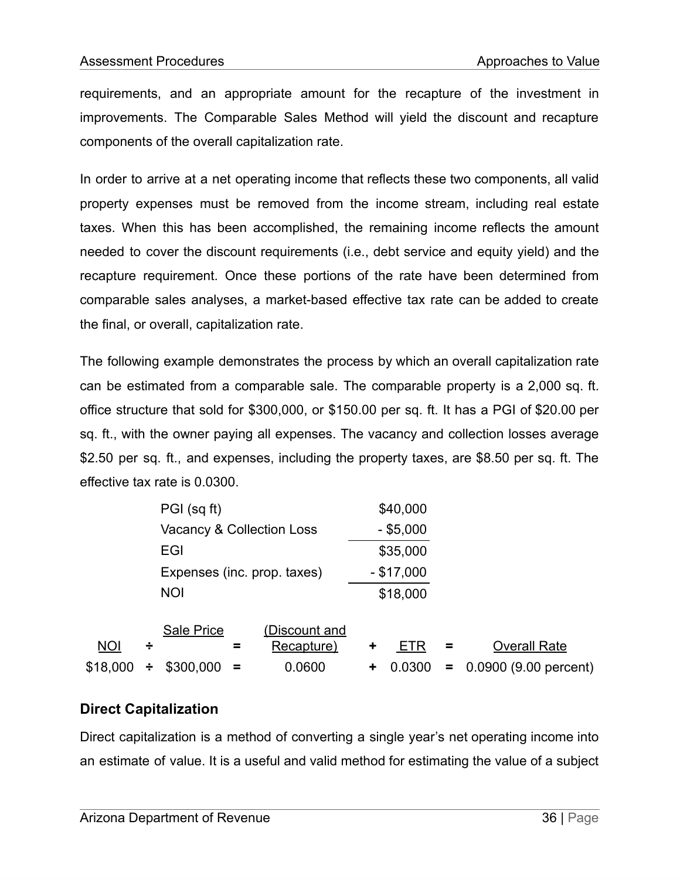requirements, and an appropriate amount for the recapture of the investment in improvements. The Comparable Sales Method will yield the discount and recapture components of the overall capitalization rate.

In order to arrive at a net operating income that reflects these two components, all valid property expenses must be removed from the income stream, including real estate taxes. When this has been accomplished, the remaining income reflects the amount needed to cover the discount requirements (i.e., debt service and equity yield) and the recapture requirement. Once these portions of the rate have been determined from comparable sales analyses, a market-based effective tax rate can be added to create the final, or overall, capitalization rate.

The following example demonstrates the process by which an overall capitalization rate can be estimated from a comparable sale. The comparable property is a 2,000 sq. ft. office structure that sold for $300,000, or $150.00 per sq. ft. It has a PGI of $20.00 per sq. ft., with the owner paying all expenses. The vacancy and collection losses average $2.50 per sq. ft., and expenses, including the property taxes, are $8.50 per sq. ft. The effective tax rate is 0.0300.

| | |
|---|---|
| PGI (sq ft) | $40,000 |
| Vacancy & Collection Loss | - $5,000 |
| EGI | $35,000 |
| Expenses (inc. prop. taxes) | - $17,000 |
| NOI | $18,000 |

| NOI | ÷ | Sale Price | = | (Discount and Recapture) | + | ETR | = | Overall Rate |
|---|---|---|---|---|---|---|---|---|
| $18,000 | ÷ | $300,000 | = | 0.0600 | + | 0.0300 | = | 0.0900 (9.00 percent) |

## Direct Capitalization

Direct capitalization is a method of converting a single year's net operating income into an estimate of value. It is a useful and valid method for estimating the value of a subject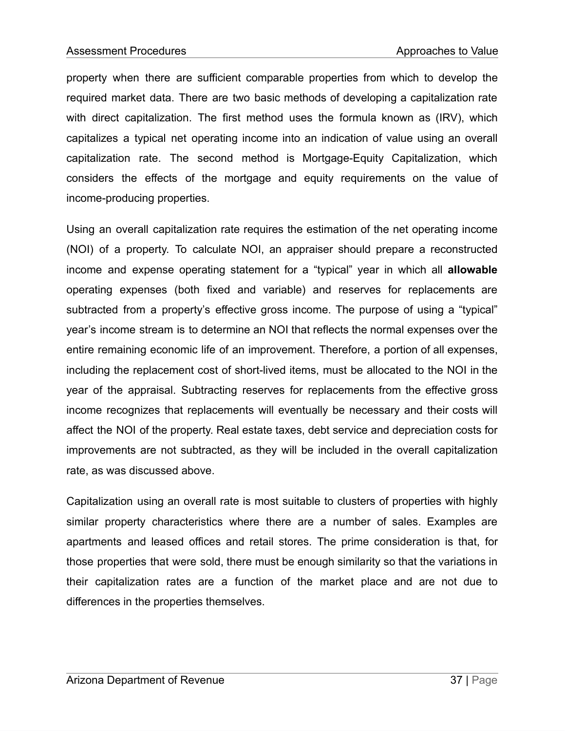property when there are sufficient comparable properties from which to develop the required market data. There are two basic methods of developing a capitalization rate with direct capitalization. The first method uses the formula known as (IRV), which capitalizes a typical net operating income into an indication of value using an overall capitalization rate. The second method is Mortgage-Equity Capitalization, which considers the effects of the mortgage and equity requirements on the value of income-producing properties.

Using an overall capitalization rate requires the estimation of the net operating income (NOI) of a property. To calculate NOI, an appraiser should prepare a reconstructed income and expense operating statement for a “typical” year in which all **allowable** operating expenses (both fixed and variable) and reserves for replacements are subtracted from a property’s effective gross income. The purpose of using a “typical” year’s income stream is to determine an NOI that reflects the normal expenses over the entire remaining economic life of an improvement. Therefore, a portion of all expenses, including the replacement cost of short-lived items, must be allocated to the NOI in the year of the appraisal. Subtracting reserves for replacements from the effective gross income recognizes that replacements will eventually be necessary and their costs will affect the NOI of the property. Real estate taxes, debt service and depreciation costs for improvements are not subtracted, as they will be included in the overall capitalization rate, as was discussed above.

Capitalization using an overall rate is most suitable to clusters of properties with highly similar property characteristics where there are a number of sales. Examples are apartments and leased offices and retail stores. The prime consideration is that, for those properties that were sold, there must be enough similarity so that the variations in their capitalization rates are a function of the market place and are not due to differences in the properties themselves.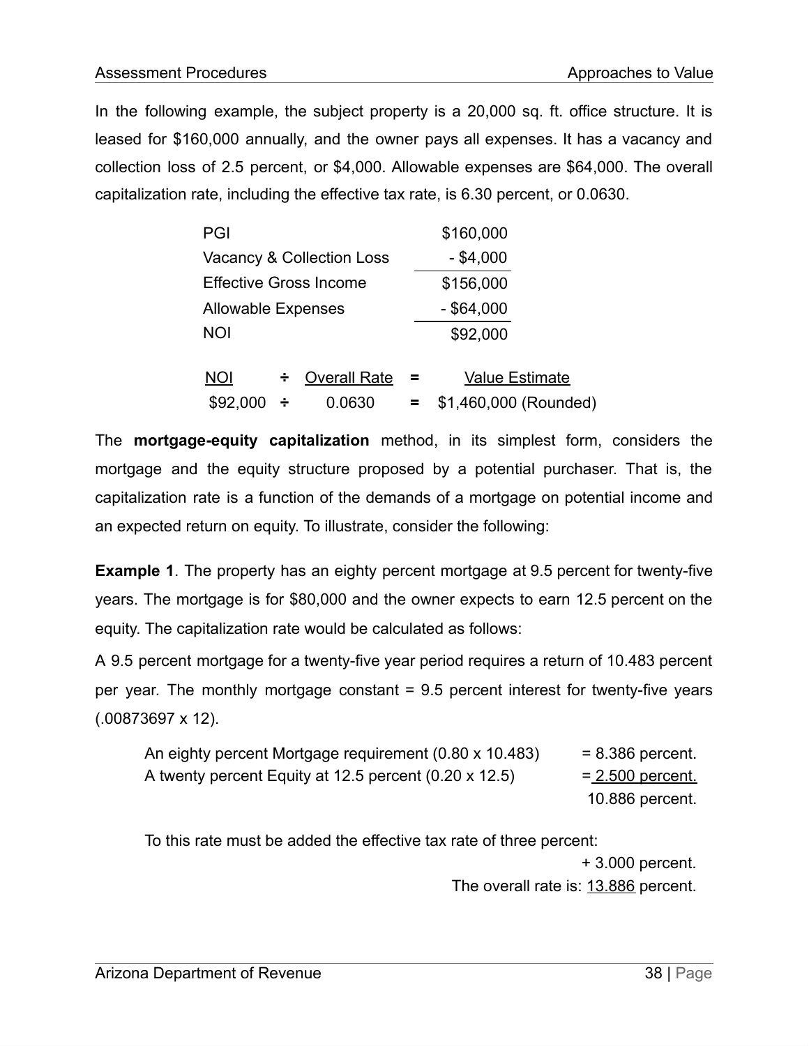In the following example, the subject property is a 20,000 sq. ft. office structure. It is leased for $160,000 annually, and the owner pays all expenses. It has a vacancy and collection loss of 2.5 percent, or $4,000. Allowable expenses are $64,000. The overall capitalization rate, including the effective tax rate, is 6.30 percent, or 0.0630.

| | |
|---|---|
| PGI | $160,000 |
| Vacancy & Collection Loss | - $4,000 |
| Effective Gross Income | $156,000 |
| Allowable Expenses | - $64,000 |
| NOI | $92,000 |

| NOI | ÷ | Overall Rate | = | Value Estimate |
|---|---|---|---|---|
| $92,000 | ÷ | 0.0630 | = | $1,460,000 (Rounded) |

The **mortgage-equity capitalization** method, in its simplest form, considers the mortgage and the equity structure proposed by a potential purchaser. That is, the capitalization rate is a function of the demands of a mortgage on potential income and an expected return on equity. To illustrate, consider the following:

**Example 1**. The property has an eighty percent mortgage at 9.5 percent for twenty-five years. The mortgage is for $80,000 and the owner expects to earn 12.5 percent on the equity. The capitalization rate would be calculated as follows:

A 9.5 percent mortgage for a twenty-five year period requires a return of 10.483 percent per year. The monthly mortgage constant = 9.5 percent interest for twenty-five years (.00873697 x 12).

| | |
|---|---|
| An eighty percent Mortgage requirement (0.80 x 10.483) | = 8.386 percent. |
| A twenty percent Equity at 12.5 percent (0.20 x 12.5) | = 2.500 percent. |
| | 10.886 percent. |

To this rate must be added the effective tax rate of three percent:

+ 3.000 percent.

The overall rate is: 13.886 percent.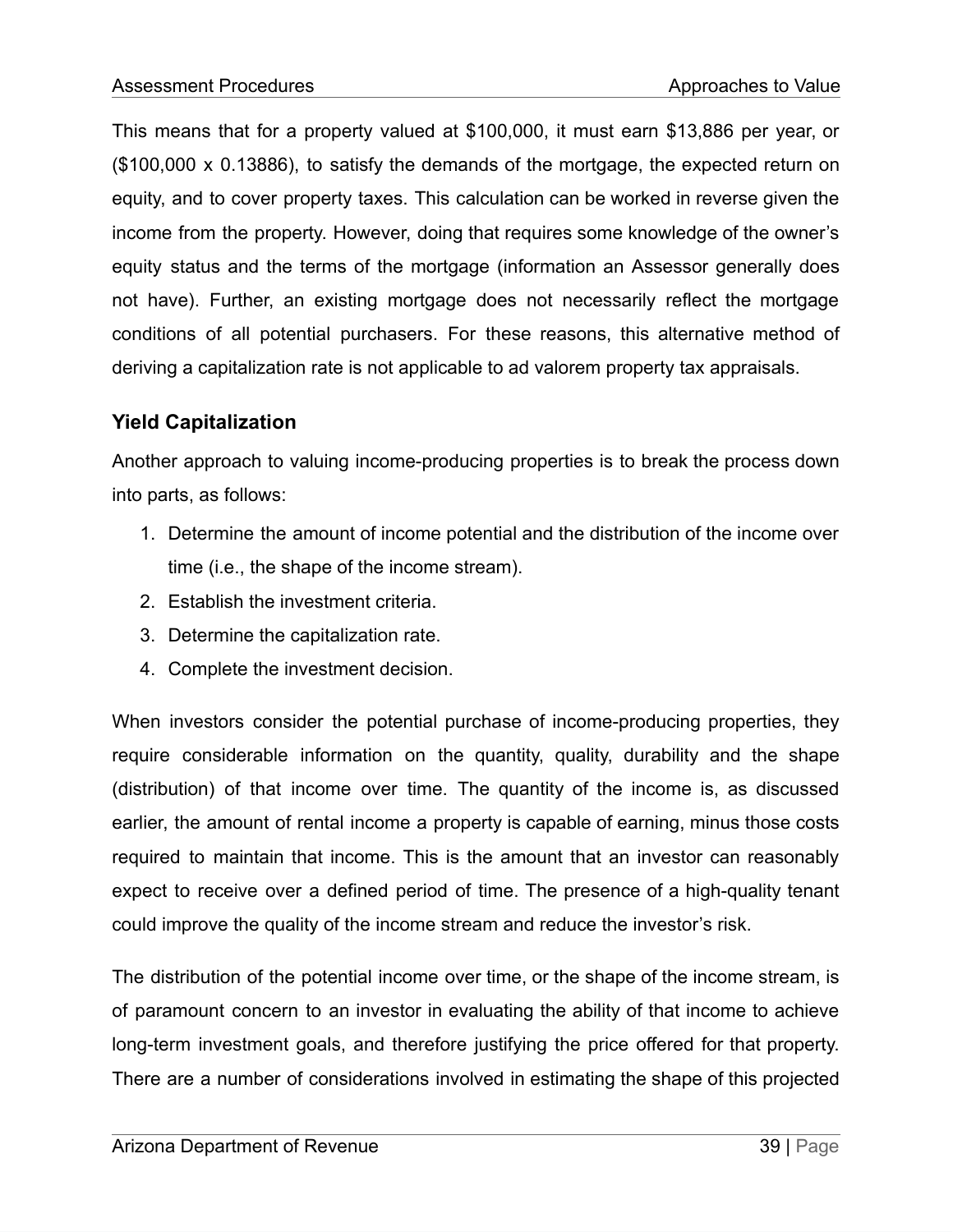This means that for a property valued at \$100,000, it must earn \$13,886 per year, or (\$100,000 x 0.13886), to satisfy the demands of the mortgage, the expected return on equity, and to cover property taxes. This calculation can be worked in reverse given the income from the property. However, doing that requires some knowledge of the owner's equity status and the terms of the mortgage (information an Assessor generally does not have). Further, an existing mortgage does not necessarily reflect the mortgage conditions of all potential purchasers. For these reasons, this alternative method of deriving a capitalization rate is not applicable to ad valorem property tax appraisals.

### Yield Capitalization

Another approach to valuing income-producing properties is to break the process down into parts, as follows:

1. Determine the amount of income potential and the distribution of the income over time (i.e., the shape of the income stream).
2. Establish the investment criteria.
3. Determine the capitalization rate.
4. Complete the investment decision.

When investors consider the potential purchase of income-producing properties, they require considerable information on the quantity, quality, durability and the shape (distribution) of that income over time. The quantity of the income is, as discussed earlier, the amount of rental income a property is capable of earning, minus those costs required to maintain that income. This is the amount that an investor can reasonably expect to receive over a defined period of time. The presence of a high-quality tenant could improve the quality of the income stream and reduce the investor's risk.

The distribution of the potential income over time, or the shape of the income stream, is of paramount concern to an investor in evaluating the ability of that income to achieve long-term investment goals, and therefore justifying the price offered for that property. There are a number of considerations involved in estimating the shape of this projected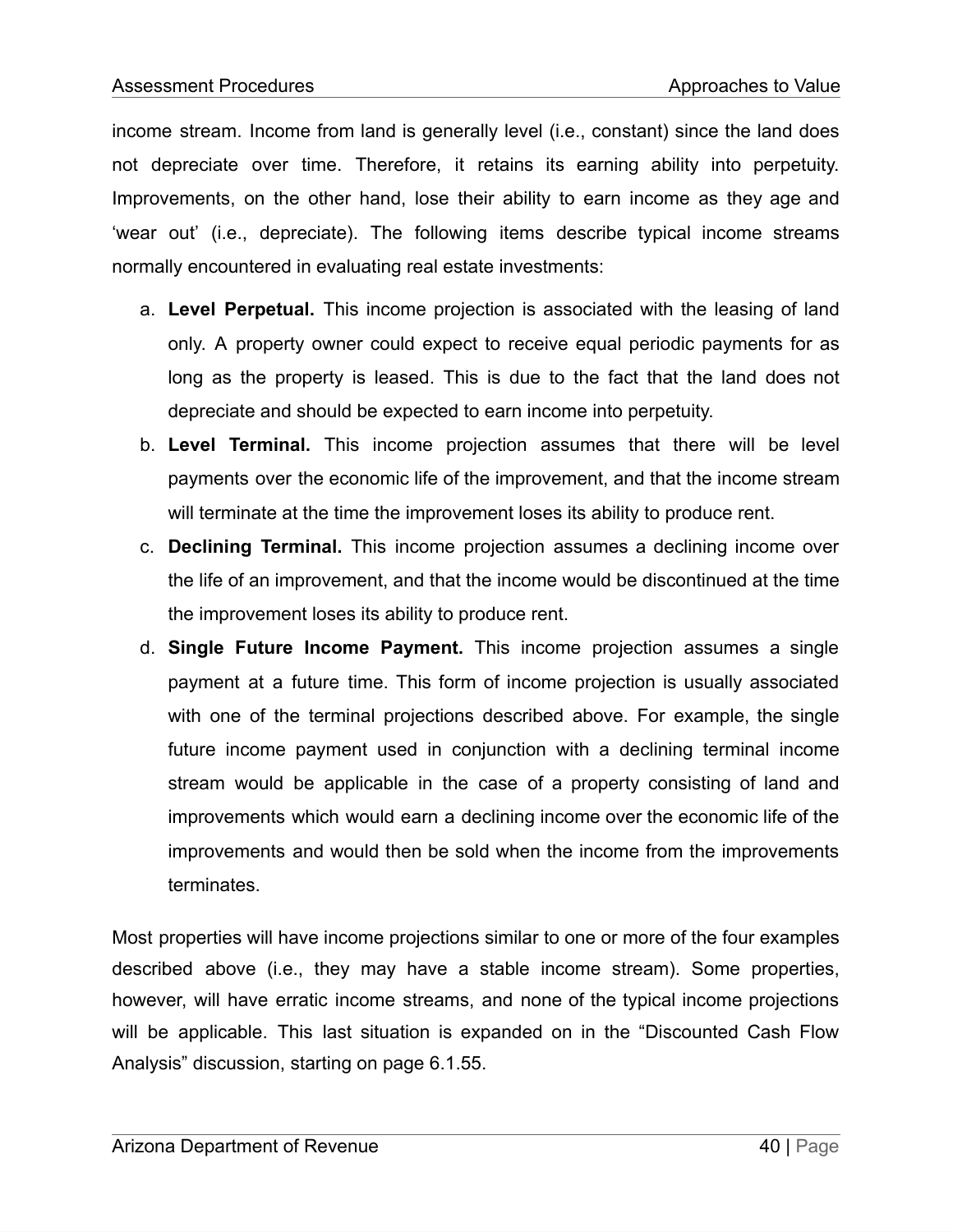income stream. Income from land is generally level (i.e., constant) since the land does not depreciate over time. Therefore, it retains its earning ability into perpetuity. Improvements, on the other hand, lose their ability to earn income as they age and 'wear out' (i.e., depreciate). The following items describe typical income streams normally encountered in evaluating real estate investments:

a. **Level Perpetual.** This income projection is associated with the leasing of land only. A property owner could expect to receive equal periodic payments for as long as the property is leased. This is due to the fact that the land does not depreciate and should be expected to earn income into perpetuity.

b. **Level Terminal.** This income projection assumes that there will be level payments over the economic life of the improvement, and that the income stream will terminate at the time the improvement loses its ability to produce rent.

c. **Declining Terminal.** This income projection assumes a declining income over the life of an improvement, and that the income would be discontinued at the time the improvement loses its ability to produce rent.

d. **Single Future Income Payment.** This income projection assumes a single payment at a future time. This form of income projection is usually associated with one of the terminal projections described above. For example, the single future income payment used in conjunction with a declining terminal income stream would be applicable in the case of a property consisting of land and improvements which would earn a declining income over the economic life of the improvements and would then be sold when the income from the improvements terminates.

Most properties will have income projections similar to one or more of the four examples described above (i.e., they may have a stable income stream). Some properties, however, will have erratic income streams, and none of the typical income projections will be applicable. This last situation is expanded on in the "Discounted Cash Flow Analysis" discussion, starting on page 6.1.55.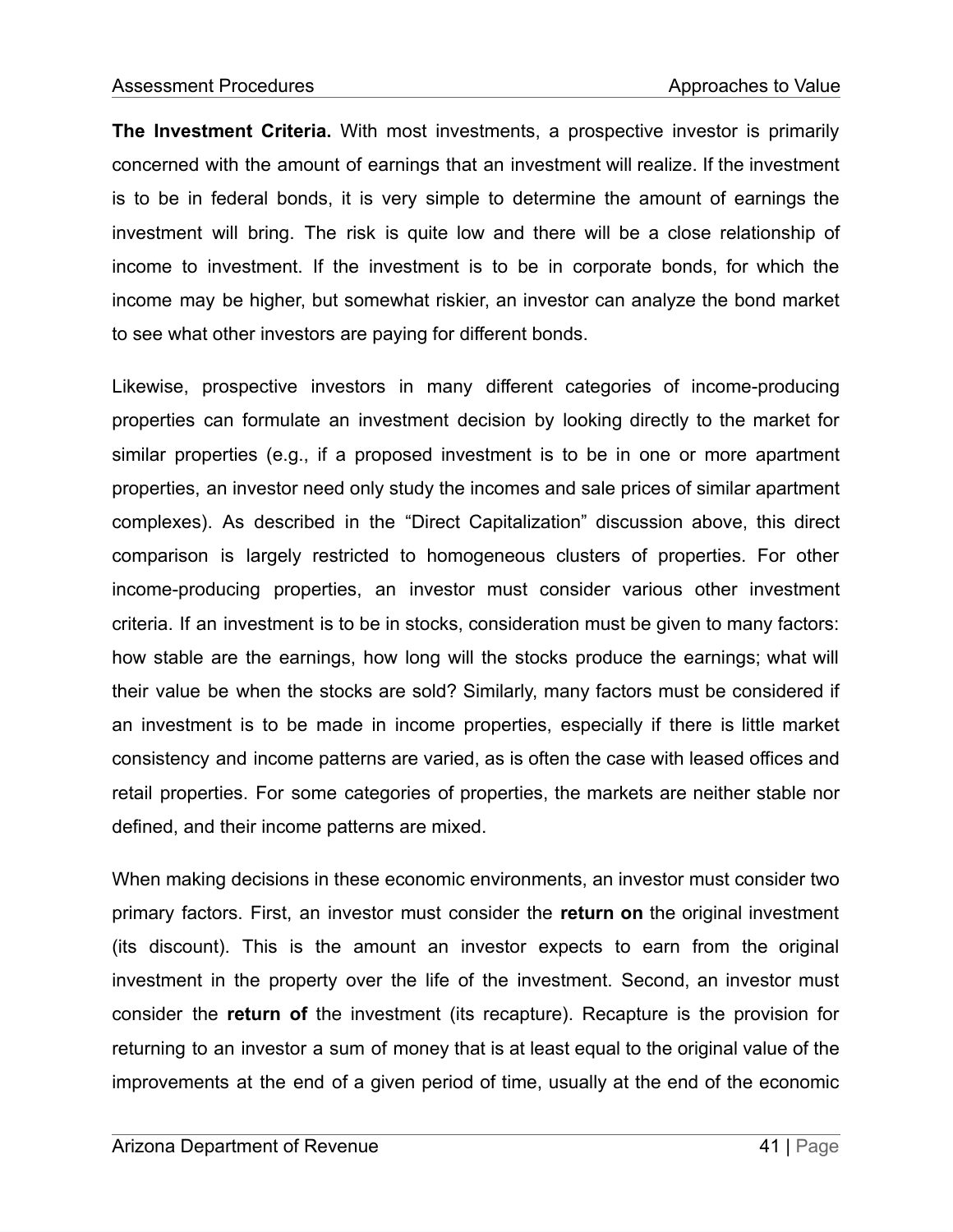**The Investment Criteria.** With most investments, a prospective investor is primarily concerned with the amount of earnings that an investment will realize. If the investment is to be in federal bonds, it is very simple to determine the amount of earnings the investment will bring. The risk is quite low and there will be a close relationship of income to investment. If the investment is to be in corporate bonds, for which the income may be higher, but somewhat riskier, an investor can analyze the bond market to see what other investors are paying for different bonds.

Likewise, prospective investors in many different categories of income-producing properties can formulate an investment decision by looking directly to the market for similar properties (e.g., if a proposed investment is to be in one or more apartment properties, an investor need only study the incomes and sale prices of similar apartment complexes). As described in the "Direct Capitalization" discussion above, this direct comparison is largely restricted to homogeneous clusters of properties. For other income-producing properties, an investor must consider various other investment criteria. If an investment is to be in stocks, consideration must be given to many factors: how stable are the earnings, how long will the stocks produce the earnings; what will their value be when the stocks are sold? Similarly, many factors must be considered if an investment is to be made in income properties, especially if there is little market consistency and income patterns are varied, as is often the case with leased offices and retail properties. For some categories of properties, the markets are neither stable nor defined, and their income patterns are mixed.

When making decisions in these economic environments, an investor must consider two primary factors. First, an investor must consider the **return on** the original investment (its discount). This is the amount an investor expects to earn from the original investment in the property over the life of the investment. Second, an investor must consider the **return of** the investment (its recapture). Recapture is the provision for returning to an investor a sum of money that is at least equal to the original value of the improvements at the end of a given period of time, usually at the end of the economic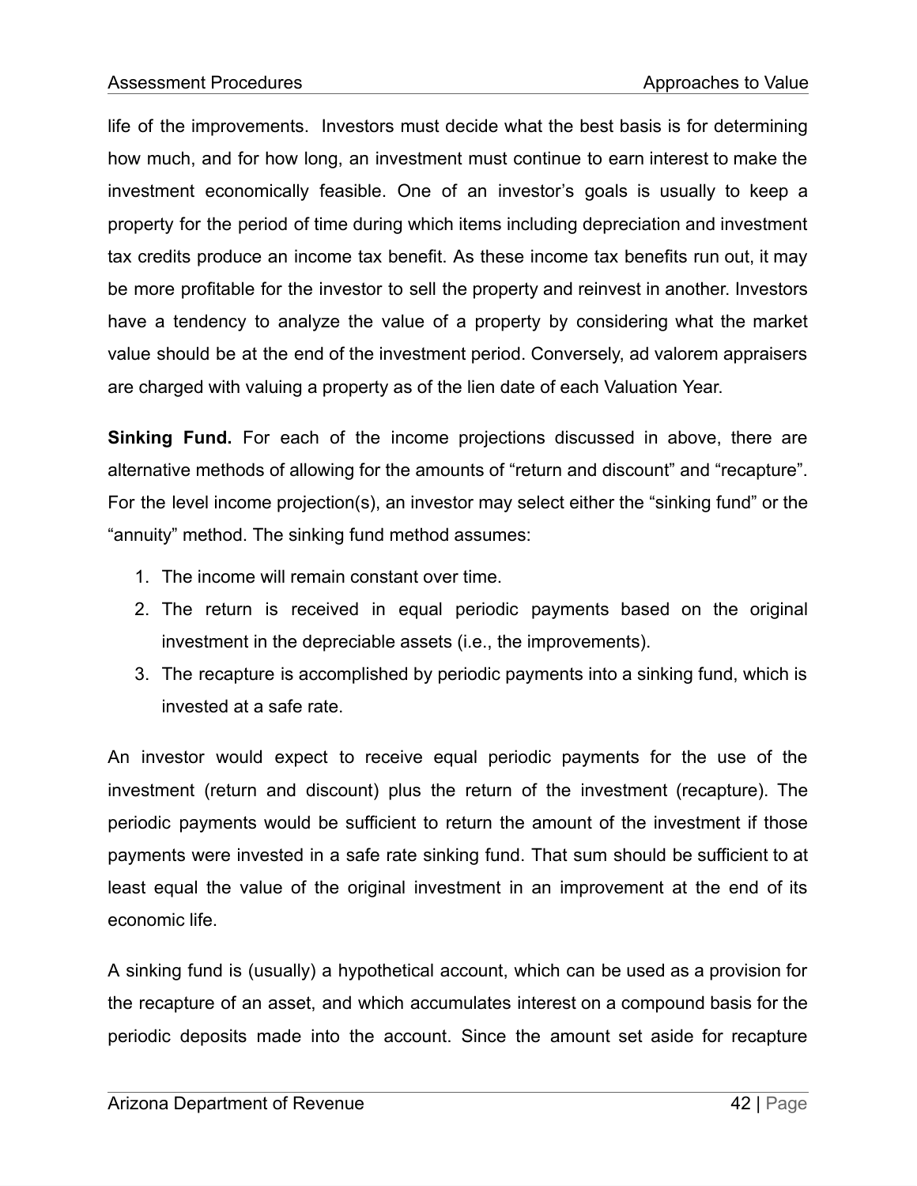life of the improvements. Investors must decide what the best basis is for determining how much, and for how long, an investment must continue to earn interest to make the investment economically feasible. One of an investor's goals is usually to keep a property for the period of time during which items including depreciation and investment tax credits produce an income tax benefit. As these income tax benefits run out, it may be more profitable for the investor to sell the property and reinvest in another. Investors have a tendency to analyze the value of a property by considering what the market value should be at the end of the investment period. Conversely, ad valorem appraisers are charged with valuing a property as of the lien date of each Valuation Year.

**Sinking Fund.** For each of the income projections discussed in above, there are alternative methods of allowing for the amounts of "return and discount" and "recapture". For the level income projection(s), an investor may select either the "sinking fund" or the "annuity" method. The sinking fund method assumes:

1. The income will remain constant over time.
2. The return is received in equal periodic payments based on the original investment in the depreciable assets (i.e., the improvements).
3. The recapture is accomplished by periodic payments into a sinking fund, which is invested at a safe rate.

An investor would expect to receive equal periodic payments for the use of the investment (return and discount) plus the return of the investment (recapture). The periodic payments would be sufficient to return the amount of the investment if those payments were invested in a safe rate sinking fund. That sum should be sufficient to at least equal the value of the original investment in an improvement at the end of its economic life.

A sinking fund is (usually) a hypothetical account, which can be used as a provision for the recapture of an asset, and which accumulates interest on a compound basis for the periodic deposits made into the account. Since the amount set aside for recapture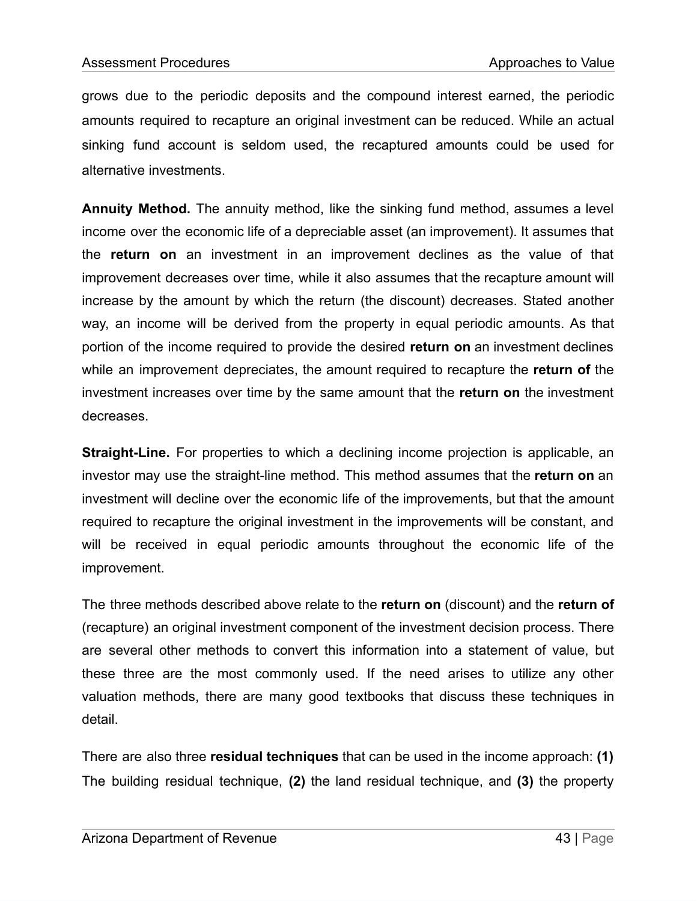grows due to the periodic deposits and the compound interest earned, the periodic amounts required to recapture an original investment can be reduced. While an actual sinking fund account is seldom used, the recaptured amounts could be used for alternative investments.

**Annuity Method.** The annuity method, like the sinking fund method, assumes a level income over the economic life of a depreciable asset (an improvement). It assumes that the **return on** an investment in an improvement declines as the value of that improvement decreases over time, while it also assumes that the recapture amount will increase by the amount by which the return (the discount) decreases. Stated another way, an income will be derived from the property in equal periodic amounts. As that portion of the income required to provide the desired **return on** an investment declines while an improvement depreciates, the amount required to recapture the **return of** the investment increases over time by the same amount that the **return on** the investment decreases.

**Straight-Line.** For properties to which a declining income projection is applicable, an investor may use the straight-line method. This method assumes that the **return on** an investment will decline over the economic life of the improvements, but that the amount required to recapture the original investment in the improvements will be constant, and will be received in equal periodic amounts throughout the economic life of the improvement.

The three methods described above relate to the **return on** (discount) and the **return of** (recapture) an original investment component of the investment decision process. There are several other methods to convert this information into a statement of value, but these three are the most commonly used. If the need arises to utilize any other valuation methods, there are many good textbooks that discuss these techniques in detail.

There are also three **residual techniques** that can be used in the income approach: **(1)** The building residual technique, **(2)** the land residual technique, and **(3)** the property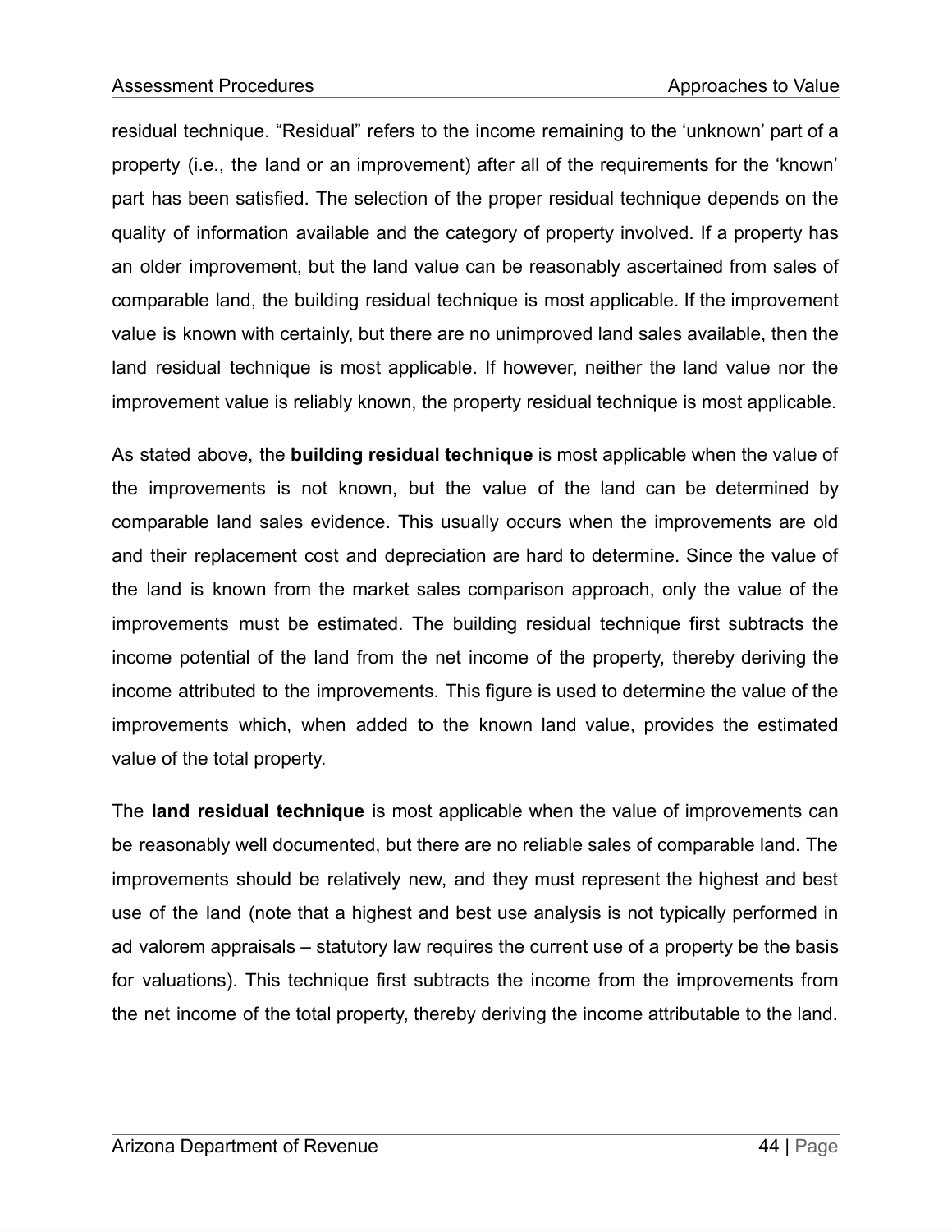residual technique. “Residual” refers to the income remaining to the ‘unknown’ part of a property (i.e., the land or an improvement) after all of the requirements for the ‘known’ part has been satisfied. The selection of the proper residual technique depends on the quality of information available and the category of property involved. If a property has an older improvement, but the land value can be reasonably ascertained from sales of comparable land, the building residual technique is most applicable. If the improvement value is known with certainly, but there are no unimproved land sales available, then the land residual technique is most applicable. If however, neither the land value nor the improvement value is reliably known, the property residual technique is most applicable.

As stated above, the **building residual technique** is most applicable when the value of the improvements is not known, but the value of the land can be determined by comparable land sales evidence. This usually occurs when the improvements are old and their replacement cost and depreciation are hard to determine. Since the value of the land is known from the market sales comparison approach, only the value of the improvements must be estimated. The building residual technique first subtracts the income potential of the land from the net income of the property, thereby deriving the income attributed to the improvements. This figure is used to determine the value of the improvements which, when added to the known land value, provides the estimated value of the total property.

The **land residual technique** is most applicable when the value of improvements can be reasonably well documented, but there are no reliable sales of comparable land. The improvements should be relatively new, and they must represent the highest and best use of the land (note that a highest and best use analysis is not typically performed in ad valorem appraisals – statutory law requires the current use of a property be the basis for valuations). This technique first subtracts the income from the improvements from the net income of the total property, thereby deriving the income attributable to the land.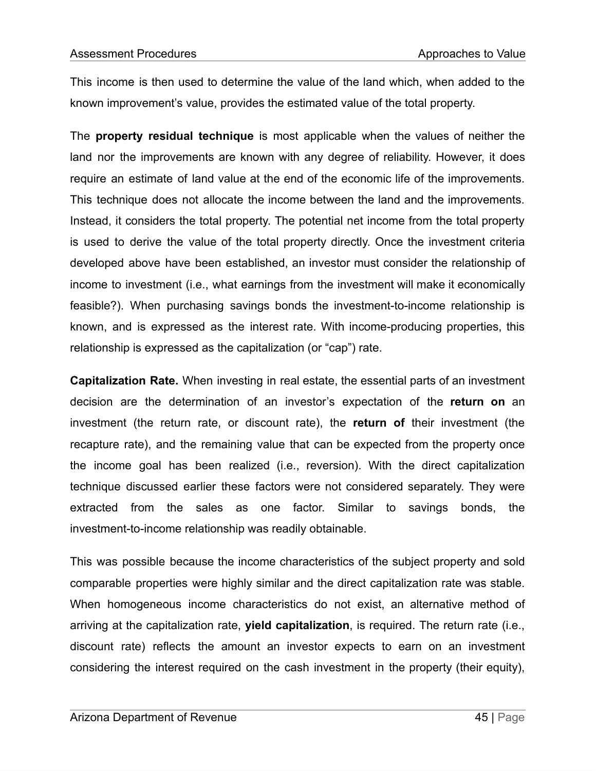This income is then used to determine the value of the land which, when added to the known improvement's value, provides the estimated value of the total property.

The **property residual technique** is most applicable when the values of neither the land nor the improvements are known with any degree of reliability. However, it does require an estimate of land value at the end of the economic life of the improvements. This technique does not allocate the income between the land and the improvements. Instead, it considers the total property. The potential net income from the total property is used to derive the value of the total property directly. Once the investment criteria developed above have been established, an investor must consider the relationship of income to investment (i.e., what earnings from the investment will make it economically feasible?). When purchasing savings bonds the investment-to-income relationship is known, and is expressed as the interest rate. With income-producing properties, this relationship is expressed as the capitalization (or "cap") rate.

**Capitalization Rate.** When investing in real estate, the essential parts of an investment decision are the determination of an investor's expectation of the **return on** an investment (the return rate, or discount rate), the **return of** their investment (the recapture rate), and the remaining value that can be expected from the property once the income goal has been realized (i.e., reversion). With the direct capitalization technique discussed earlier these factors were not considered separately. They were extracted from the sales as one factor. Similar to savings bonds, the investment-to-income relationship was readily obtainable.

This was possible because the income characteristics of the subject property and sold comparable properties were highly similar and the direct capitalization rate was stable. When homogeneous income characteristics do not exist, an alternative method of arriving at the capitalization rate, **yield capitalization**, is required. The return rate (i.e., discount rate) reflects the amount an investor expects to earn on an investment considering the interest required on the cash investment in the property (their equity),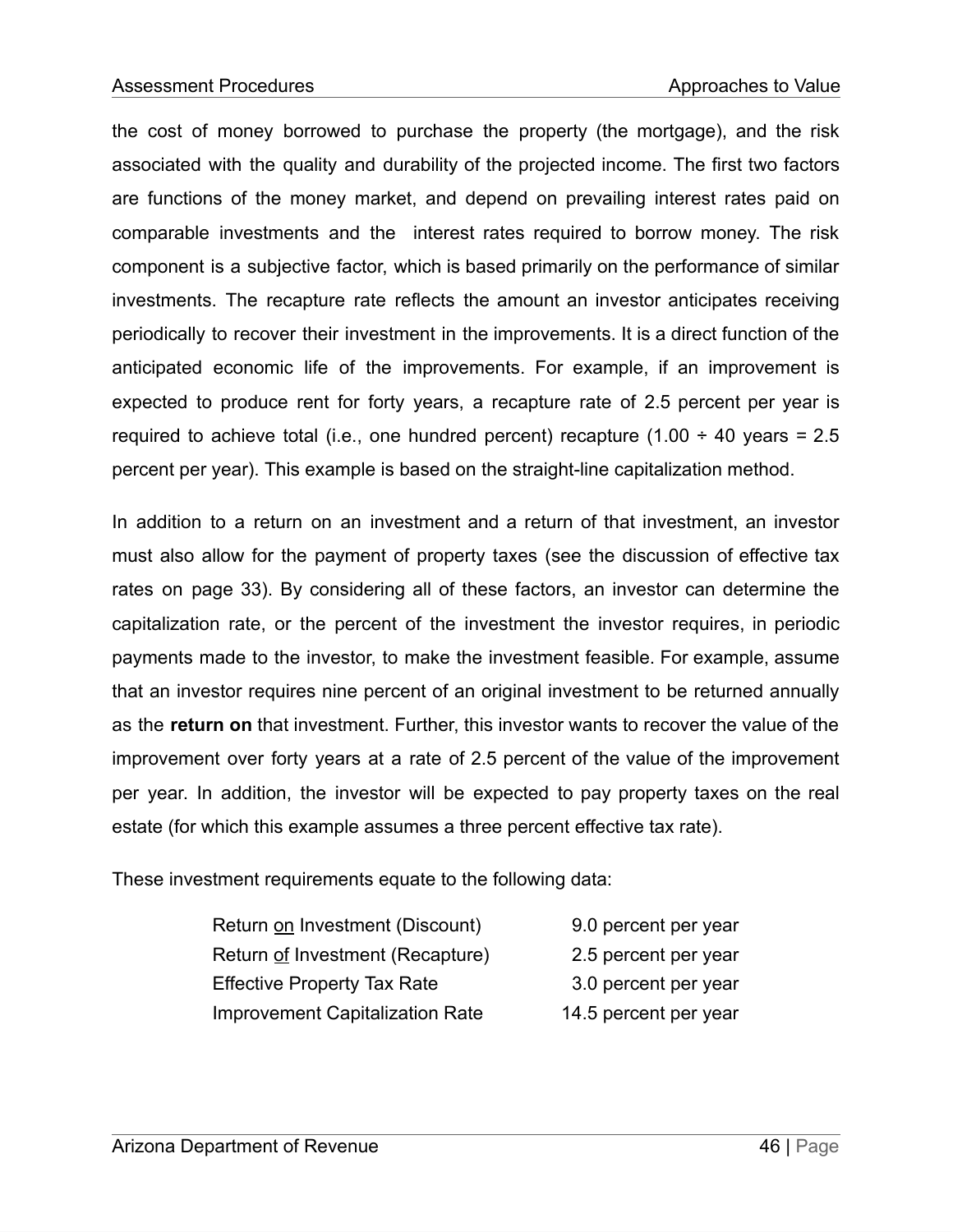the cost of money borrowed to purchase the property (the mortgage), and the risk associated with the quality and durability of the projected income. The first two factors are functions of the money market, and depend on prevailing interest rates paid on comparable investments and the interest rates required to borrow money. The risk component is a subjective factor, which is based primarily on the performance of similar investments. The recapture rate reflects the amount an investor anticipates receiving periodically to recover their investment in the improvements. It is a direct function of the anticipated economic life of the improvements. For example, if an improvement is expected to produce rent for forty years, a recapture rate of 2.5 percent per year is required to achieve total (i.e., one hundred percent) recapture (1.00 ÷ 40 years = 2.5 percent per year). This example is based on the straight-line capitalization method.

In addition to a return on an investment and a return of that investment, an investor must also allow for the payment of property taxes (see the discussion of effective tax rates on page 33). By considering all of these factors, an investor can determine the capitalization rate, or the percent of the investment the investor requires, in periodic payments made to the investor, to make the investment feasible. For example, assume that an investor requires nine percent of an original investment to be returned annually as the **return on** that investment. Further, this investor wants to recover the value of the improvement over forty years at a rate of 2.5 percent of the value of the improvement per year. In addition, the investor will be expected to pay property taxes on the real estate (for which this example assumes a three percent effective tax rate).

These investment requirements equate to the following data:

| | |
|---|---|
| Return <u>on</u> Investment (Discount) | 9.0 percent per year |
| Return <u>of</u> Investment (Recapture) | 2.5 percent per year |
| Effective Property Tax Rate | 3.0 percent per year |
| Improvement Capitalization Rate | 14.5 percent per year |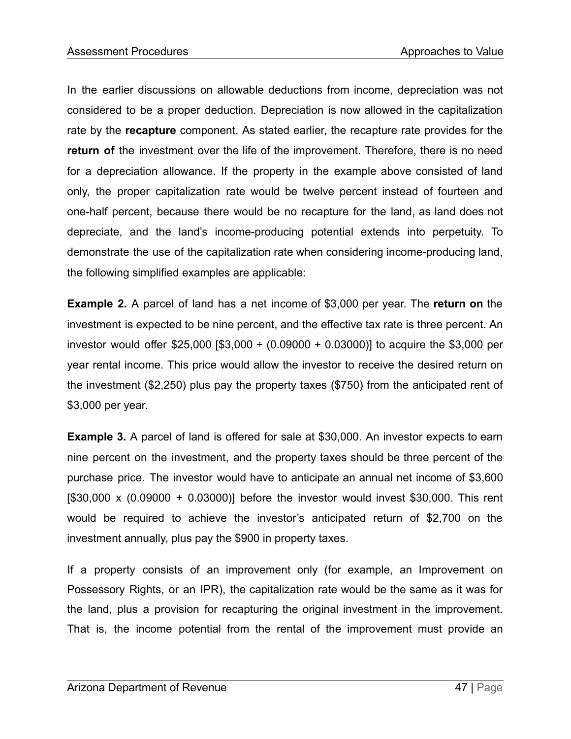In the earlier discussions on allowable deductions from income, depreciation was not considered to be a proper deduction. Depreciation is now allowed in the capitalization rate by the **recapture** component. As stated earlier, the recapture rate provides for the **return of** the investment over the life of the improvement. Therefore, there is no need for a depreciation allowance. If the property in the example above consisted of land only, the proper capitalization rate would be twelve percent instead of fourteen and one-half percent, because there would be no recapture for the land, as land does not depreciate, and the land's income-producing potential extends into perpetuity. To demonstrate the use of the capitalization rate when considering income-producing land, the following simplified examples are applicable:

**Example 2.** A parcel of land has a net income of $3,000 per year. The **return on** the investment is expected to be nine percent, and the effective tax rate is three percent. An investor would offer $25,000 [$3,000 ÷ (0.09000 + 0.03000)] to acquire the $3,000 per year rental income. This price would allow the investor to receive the desired return on the investment ($2,250) plus pay the property taxes ($750) from the anticipated rent of $3,000 per year.

**Example 3.** A parcel of land is offered for sale at $30,000. An investor expects to earn nine percent on the investment, and the property taxes should be three percent of the purchase price. The investor would have to anticipate an annual net income of $3,600 [$30,000 x (0.09000 + 0.03000)] before the investor would invest $30,000. This rent would be required to achieve the investor's anticipated return of $2,700 on the investment annually, plus pay the $900 in property taxes.

If a property consists of an improvement only (for example, an Improvement on Possessory Rights, or an IPR), the capitalization rate would be the same as it was for the land, plus a provision for recapturing the original investment in the improvement. That is, the income potential from the rental of the improvement must provide an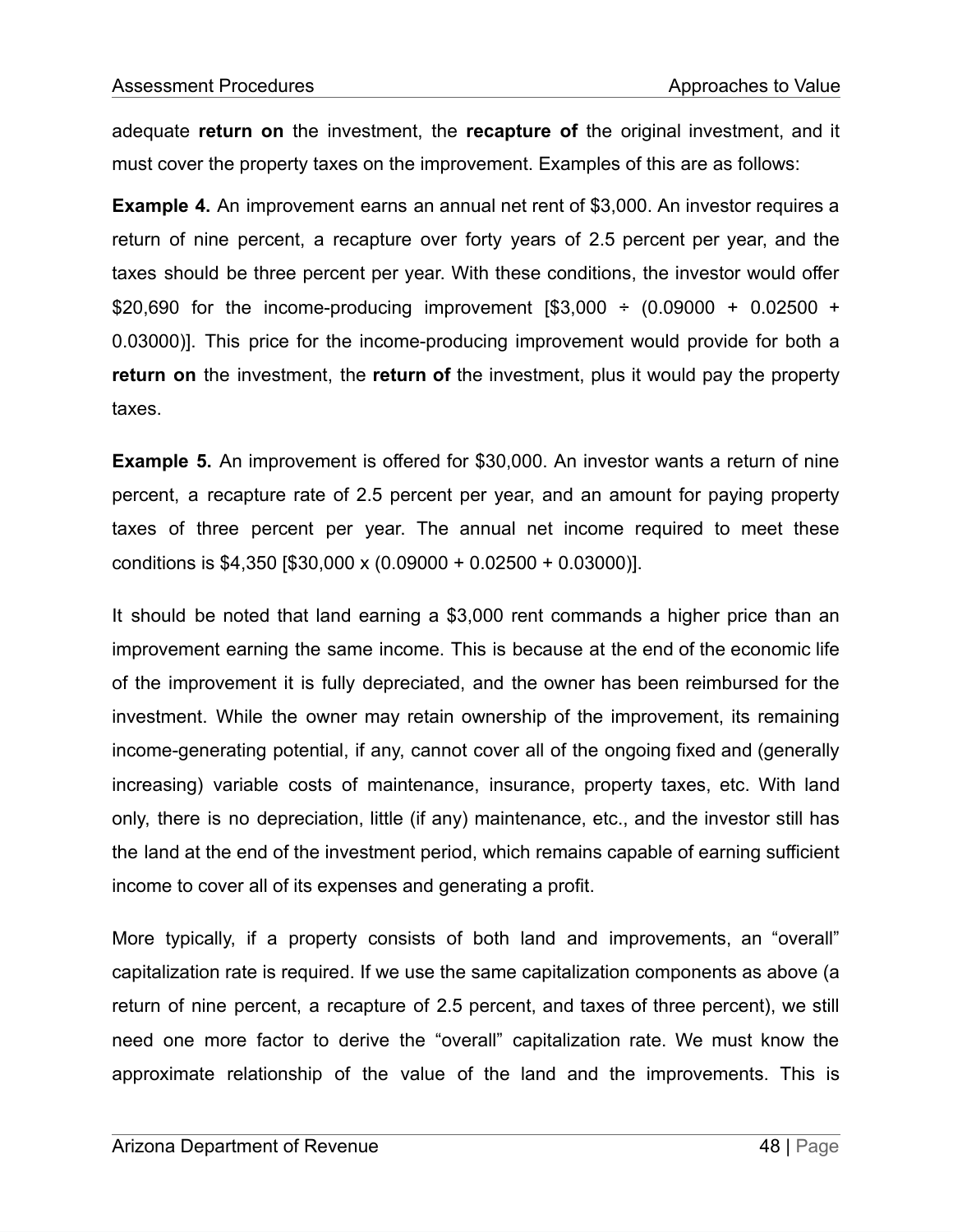adequate **return on** the investment, the **recapture of** the original investment, and it must cover the property taxes on the improvement. Examples of this are as follows:

**Example 4.** An improvement earns an annual net rent of $3,000. An investor requires a return of nine percent, a recapture over forty years of 2.5 percent per year, and the taxes should be three percent per year. With these conditions, the investor would offer $20,690 for the income-producing improvement [$3,000 ÷ (0.09000 + 0.02500 + 0.03000)]. This price for the income-producing improvement would provide for both a **return on** the investment, the **return of** the investment, plus it would pay the property taxes.

**Example 5.** An improvement is offered for $30,000. An investor wants a return of nine percent, a recapture rate of 2.5 percent per year, and an amount for paying property taxes of three percent per year. The annual net income required to meet these conditions is $4,350 [$30,000 x (0.09000 + 0.02500 + 0.03000)].

It should be noted that land earning a $3,000 rent commands a higher price than an improvement earning the same income. This is because at the end of the economic life of the improvement it is fully depreciated, and the owner has been reimbursed for the investment. While the owner may retain ownership of the improvement, its remaining income-generating potential, if any, cannot cover all of the ongoing fixed and (generally increasing) variable costs of maintenance, insurance, property taxes, etc. With land only, there is no depreciation, little (if any) maintenance, etc., and the investor still has the land at the end of the investment period, which remains capable of earning sufficient income to cover all of its expenses and generating a profit.

More typically, if a property consists of both land and improvements, an "overall" capitalization rate is required. If we use the same capitalization components as above (a return of nine percent, a recapture of 2.5 percent, and taxes of three percent), we still need one more factor to derive the "overall" capitalization rate. We must know the approximate relationship of the value of the land and the improvements. This is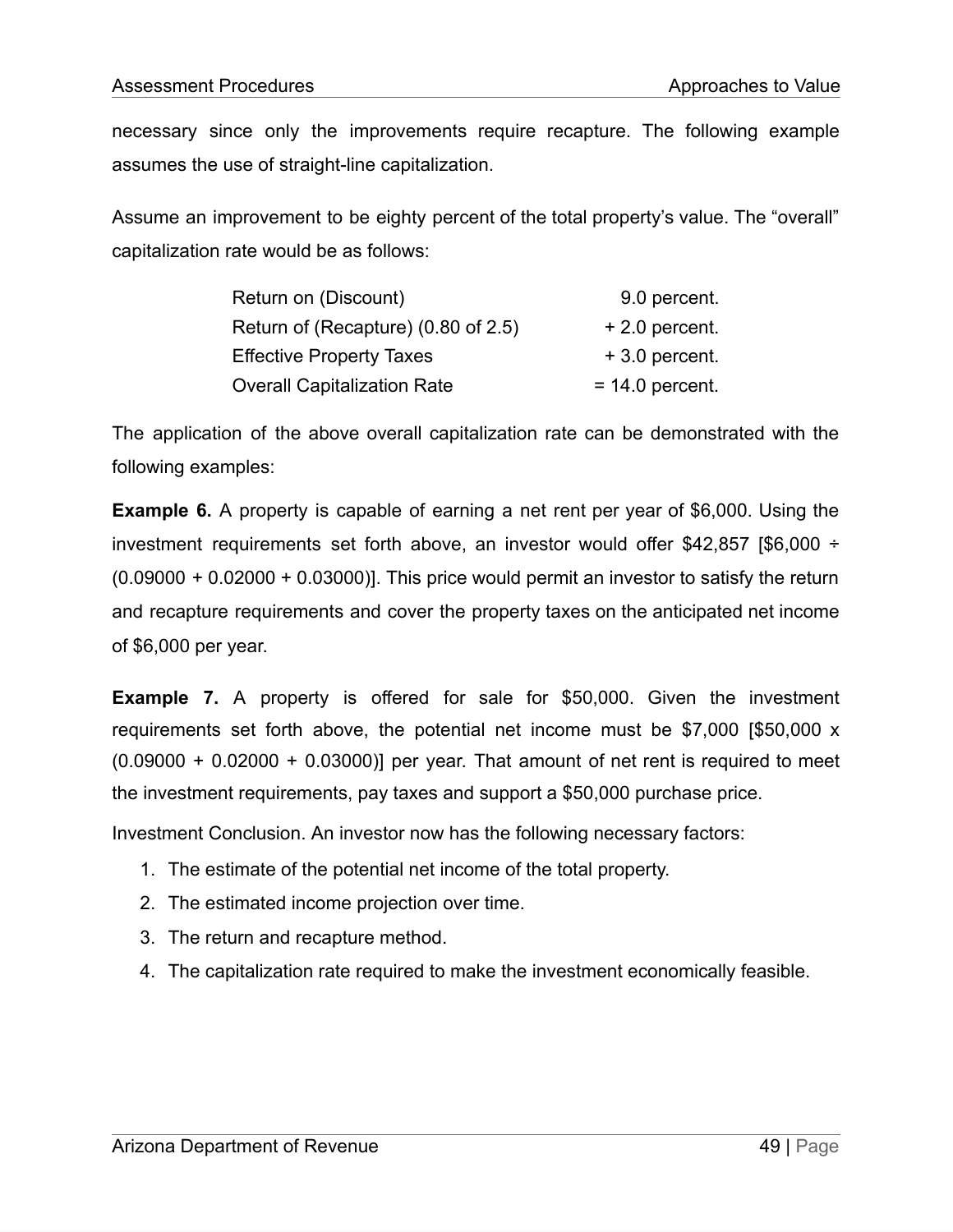necessary since only the improvements require recapture. The following example assumes the use of straight-line capitalization.

Assume an improvement to be eighty percent of the total property's value. The "overall" capitalization rate would be as follows:

| | |
|---|---|
| Return on (Discount) | 9.0 percent. |
| Return of (Recapture) (0.80 of 2.5) | + 2.0 percent. |
| Effective Property Taxes | + 3.0 percent. |
| Overall Capitalization Rate | = 14.0 percent. |

The application of the above overall capitalization rate can be demonstrated with the following examples:

**Example 6.** A property is capable of earning a net rent per year of $6,000. Using the investment requirements set forth above, an investor would offer $42,857 [$6,000 ÷ (0.09000 + 0.02000 + 0.03000)]. This price would permit an investor to satisfy the return and recapture requirements and cover the property taxes on the anticipated net income of $6,000 per year.

**Example 7.** A property is offered for sale for $50,000. Given the investment requirements set forth above, the potential net income must be $7,000 [$50,000 x (0.09000 + 0.02000 + 0.03000)] per year. That amount of net rent is required to meet the investment requirements, pay taxes and support a $50,000 purchase price.

Investment Conclusion. An investor now has the following necessary factors:

1. The estimate of the potential net income of the total property.
2. The estimated income projection over time.
3. The return and recapture method.
4. The capitalization rate required to make the investment economically feasible.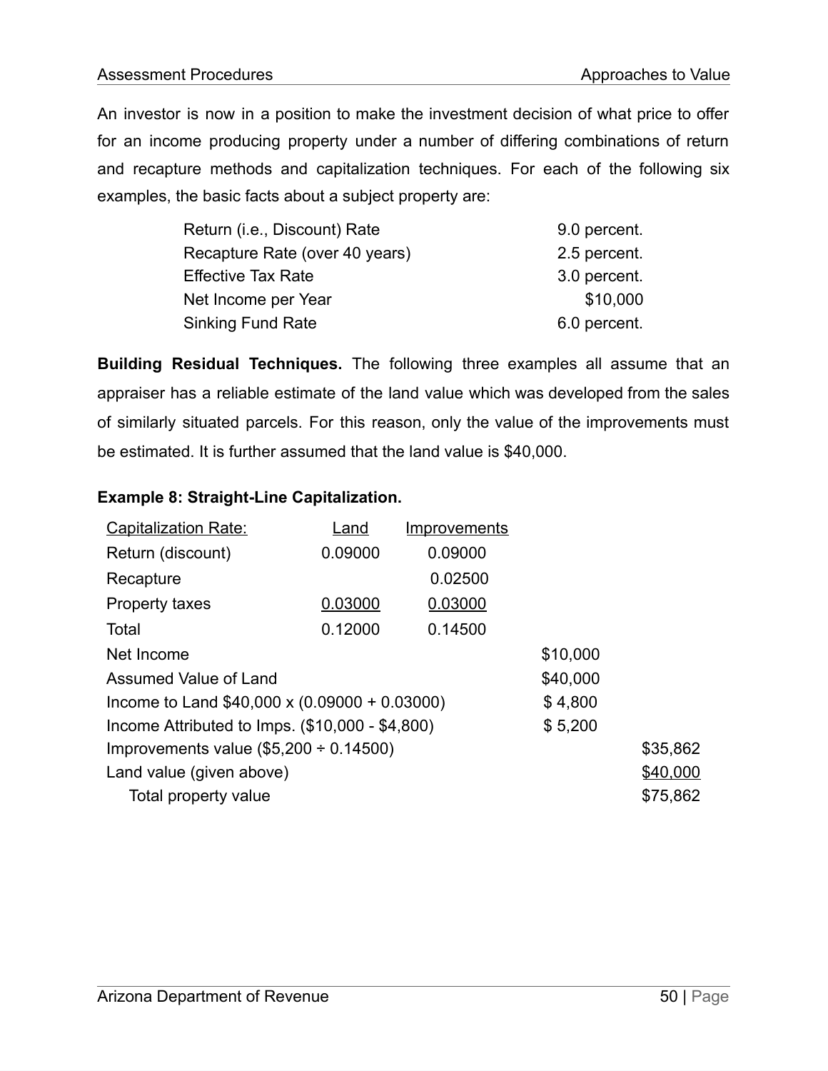An investor is now in a position to make the investment decision of what price to offer for an income producing property under a number of differing combinations of return and recapture methods and capitalization techniques. For each of the following six examples, the basic facts about a subject property are:

| | |
|---|---|
| Return (i.e., Discount) Rate | 9.0 percent. |
| Recapture Rate (over 40 years) | 2.5 percent. |
| Effective Tax Rate | 3.0 percent. |
| Net Income per Year | $10,000 |
| Sinking Fund Rate | 6.0 percent. |

**Building Residual Techniques.** The following three examples all assume that an appraiser has a reliable estimate of the land value which was developed from the sales of similarly situated parcels. For this reason, only the value of the improvements must be estimated. It is further assumed that the land value is $40,000.

**Example 8: Straight-Line Capitalization.**

| Capitalization Rate: | Land | Improvements | | |
|---|---|---|---|---|
| Return (discount) | 0.09000 | 0.09000 | | |
| Recapture | | 0.02500 | | |
| Property taxes | 0.03000 | 0.03000 | | |
| Total | 0.12000 | 0.14500 | | |
| Net Income | | | $10,000 | |
| Assumed Value of Land | | | $40,000 | |
| Income to Land $40,000 x (0.09000 + 0.03000) | | | $ 4,800 | |
| Income Attributed to Imps. ($10,000 - $4,800) | | | $ 5,200 | |
| Improvements value ($5,200 ÷ 0.14500) | | | | $35,862 |
| Land value (given above) | | | | $40,000 |
| Total property value | | | | $75,862 |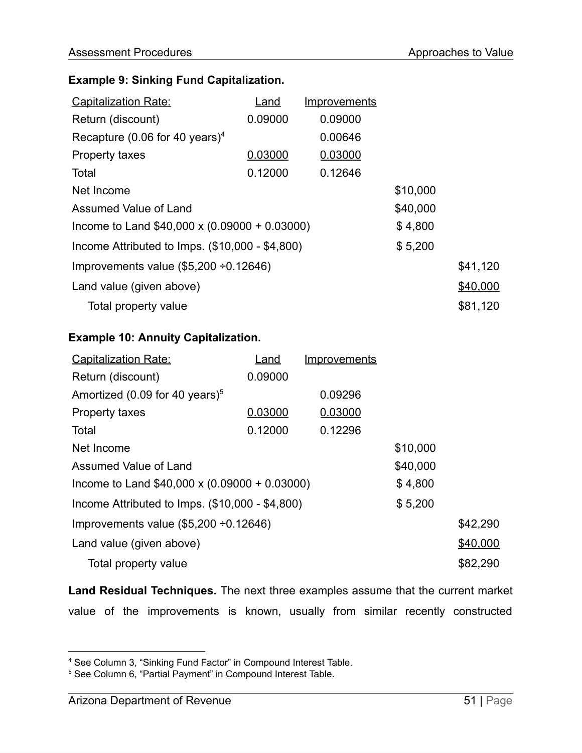**Example 9: Sinking Fund Capitalization.**

| Capitalization Rate: | Land | Improvements | | |
|---|---|---|---|---|
| Return (discount) | 0.09000 | 0.09000 | | |
| Recapture (0.06 for 40 years)[4] | | 0.00646 | | |
| Property taxes | 0.03000 | 0.03000 | | |
| Total | 0.12000 | 0.12646 | | |
| Net Income | | | $10,000 | |
| Assumed Value of Land | | | $40,000 | |
| Income to Land $40,000 x (0.09000 + 0.03000) | | | $ 4,800 | |
| Income Attributed to Imps. ($10,000 - $4,800) | | | $ 5,200 | |
| Improvements value ($5,200 ÷0.12646) | | | | $41,120 |
| Land value (given above) | | | | $40,000 |
| Total property value | | | | $81,120 |

**Example 10: Annuity Capitalization.**

| Capitalization Rate: | Land | Improvements | | |
|---|---|---|---|---|
| Return (discount) | 0.09000 | | | |
| Amortized (0.09 for 40 years)[5] | | 0.09296 | | |
| Property taxes | 0.03000 | 0.03000 | | |
| Total | 0.12000 | 0.12296 | | |
| Net Income | | | $10,000 | |
| Assumed Value of Land | | | $40,000 | |
| Income to Land $40,000 x (0.09000 + 0.03000) | | | $ 4,800 | |
| Income Attributed to Imps. ($10,000 - $4,800) | | | $ 5,200 | |
| Improvements value ($5,200 ÷0.12646) | | | | $42,290 |
| Land value (given above) | | | | $40,000 |
| Total property value | | | | $82,290 |

**Land Residual Techniques.** The next three examples assume that the current market value of the improvements is known, usually from similar recently constructed

[4] See Column 3, "Sinking Fund Factor" in Compound Interest Table.
[5] See Column 6, "Partial Payment" in Compound Interest Table.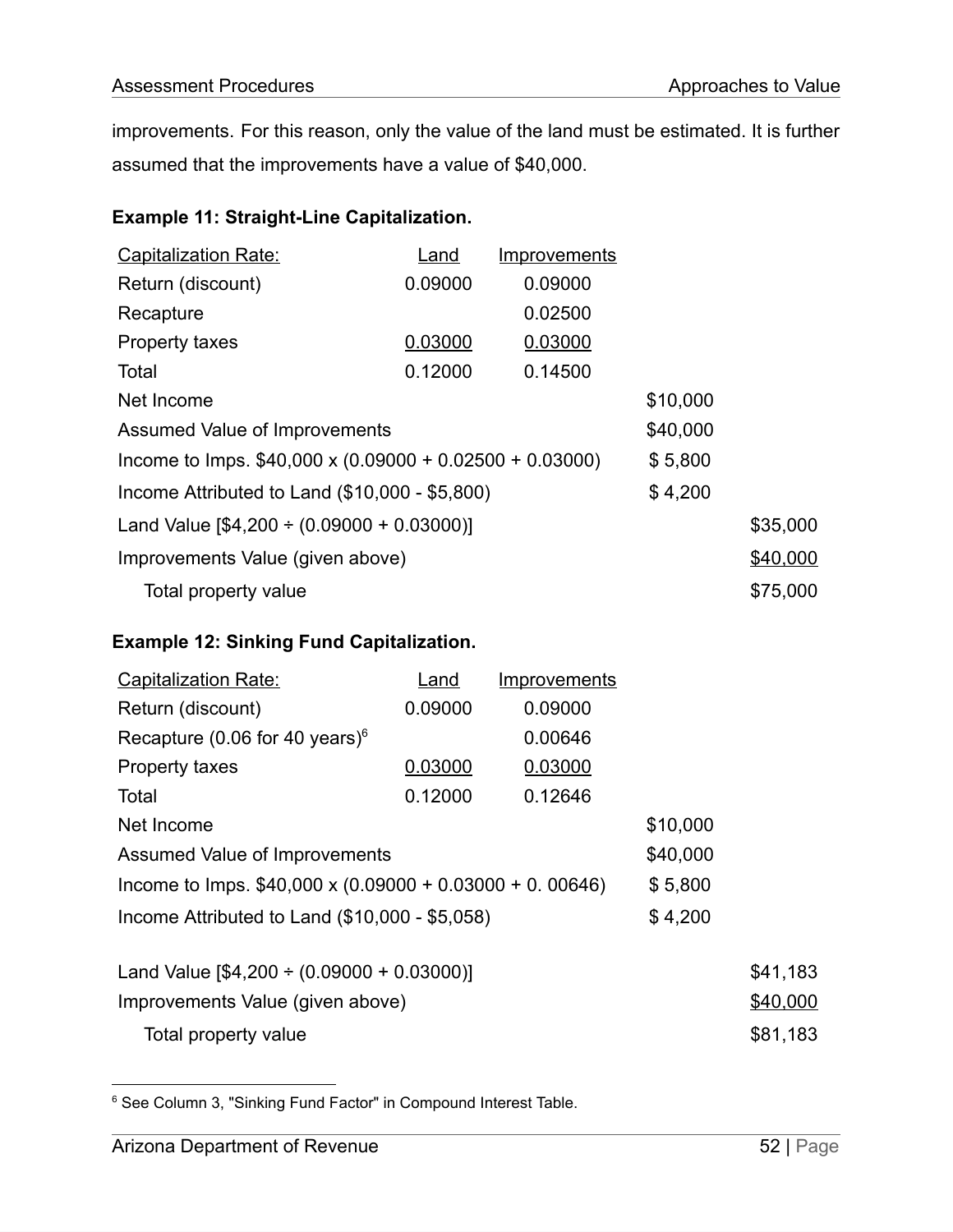improvements. For this reason, only the value of the land must be estimated. It is further assumed that the improvements have a value of $40,000.

**Example 11: Straight-Line Capitalization.**

| Capitalization Rate: | Land | Improvements | | |
|---|---|---|---|---|
| Return (discount) | 0.09000 | 0.09000 | | |
| Recapture | | 0.02500 | | |
| Property taxes | 0.03000 | 0.03000 | | |
| Total | 0.12000 | 0.14500 | | |
| Net Income | | | $10,000 | |
| Assumed Value of Improvements | | | $40,000 | |
| Income to Imps. $40,000 x (0.09000 + 0.02500 + 0.03000) | | | $ 5,800 | |
| Income Attributed to Land ($10,000 - $5,800) | | | $ 4,200 | |
| Land Value [$4,200 ÷ (0.09000 + 0.03000)] | | | | $35,000 |
| Improvements Value (given above) | | | | $40,000 |
| Total property value | | | | $75,000 |

**Example 12: Sinking Fund Capitalization.**

| Capitalization Rate: | Land | Improvements | | |
|---|---|---|---|---|
| Return (discount) | 0.09000 | 0.09000 | | |
| Recapture (0.06 for 40 years)[6] | | 0.00646 | | |
| Property taxes | 0.03000 | 0.03000 | | |
| Total | 0.12000 | 0.12646 | | |
| Net Income | | | $10,000 | |
| Assumed Value of Improvements | | | $40,000 | |
| Income to Imps. $40,000 x (0.09000 + 0.03000 + 0. 00646) | | | $ 5,800 | |
| Income Attributed to Land ($10,000 - $5,058) | | | $ 4,200 | |
| Land Value [$4,200 ÷ (0.09000 + 0.03000)] | | | | $41,183 |
| Improvements Value (given above) | | | | $40,000 |
| Total property value | | | | $81,183 |

[6] See Column 3, "Sinking Fund Factor" in Compound Interest Table.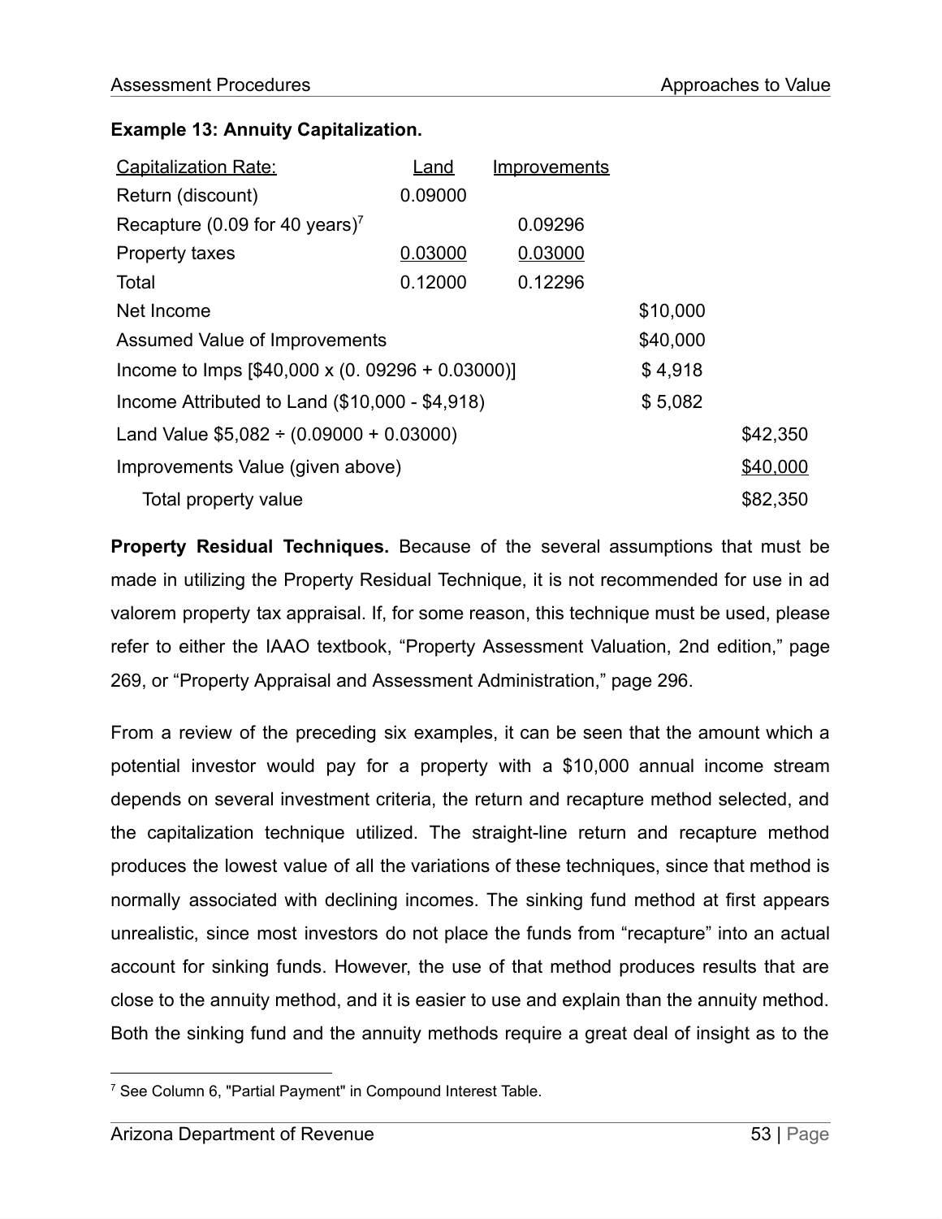**Example 13: Annuity Capitalization.**

| Capitalization Rate: | Land | Improvements | | |
|---|---|---|---|---|
| Return (discount) | 0.09000 | | | |
| Recapture (0.09 for 40 years)[7] | | 0.09296 | | |
| Property taxes | 0.03000 | 0.03000 | | |
| Total | 0.12000 | 0.12296 | | |
| Net Income | | | $10,000 | |
| Assumed Value of Improvements | | | $40,000 | |
| Income to Imps [$40,000 x (0. 09296 + 0.03000)] | | | $ 4,918 | |
| Income Attributed to Land ($10,000 - $4,918) | | | $ 5,082 | |
| Land Value $5,082 ÷ (0.09000 + 0.03000) | | | | $42,350 |
| Improvements Value (given above) | | | | $40,000 |
| Total property value | | | | $82,350 |

**Property Residual Techniques.** Because of the several assumptions that must be made in utilizing the Property Residual Technique, it is not recommended for use in ad valorem property tax appraisal. If, for some reason, this technique must be used, please refer to either the IAAO textbook, "Property Assessment Valuation, 2nd edition," page 269, or "Property Appraisal and Assessment Administration," page 296.

From a review of the preceding six examples, it can be seen that the amount which a potential investor would pay for a property with a $10,000 annual income stream depends on several investment criteria, the return and recapture method selected, and the capitalization technique utilized. The straight-line return and recapture method produces the lowest value of all the variations of these techniques, since that method is normally associated with declining incomes. The sinking fund method at first appears unrealistic, since most investors do not place the funds from "recapture" into an actual account for sinking funds. However, the use of that method produces results that are close to the annuity method, and it is easier to use and explain than the annuity method. Both the sinking fund and the annuity methods require a great deal of insight as to the

[7] See Column 6, "Partial Payment" in Compound Interest Table.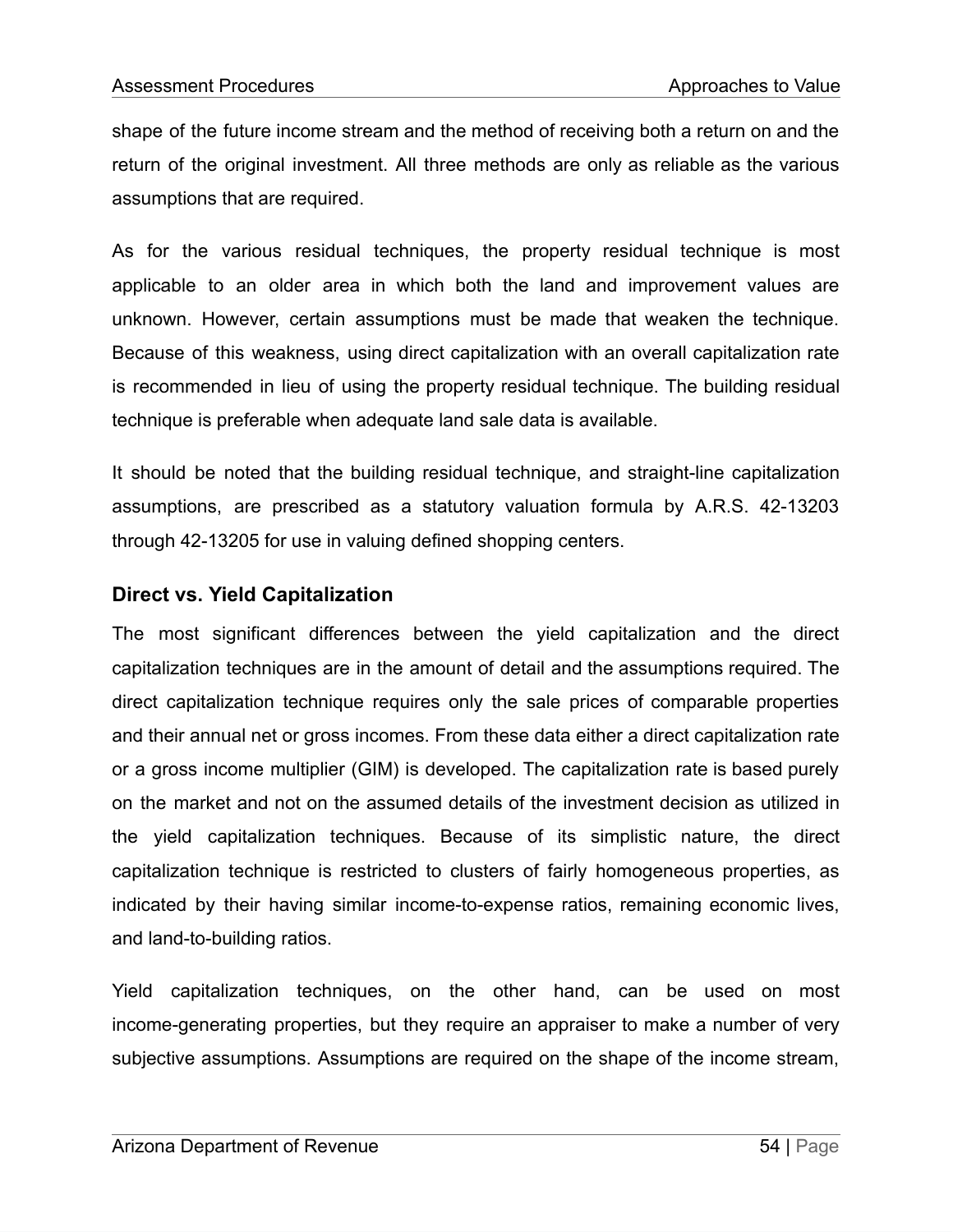shape of the future income stream and the method of receiving both a return on and the return of the original investment. All three methods are only as reliable as the various assumptions that are required.

As for the various residual techniques, the property residual technique is most applicable to an older area in which both the land and improvement values are unknown. However, certain assumptions must be made that weaken the technique. Because of this weakness, using direct capitalization with an overall capitalization rate is recommended in lieu of using the property residual technique. The building residual technique is preferable when adequate land sale data is available.

It should be noted that the building residual technique, and straight-line capitalization assumptions, are prescribed as a statutory valuation formula by A.R.S. 42-13203 through 42-13205 for use in valuing defined shopping centers.

### Direct vs. Yield Capitalization

The most significant differences between the yield capitalization and the direct capitalization techniques are in the amount of detail and the assumptions required. The direct capitalization technique requires only the sale prices of comparable properties and their annual net or gross incomes. From these data either a direct capitalization rate or a gross income multiplier (GIM) is developed. The capitalization rate is based purely on the market and not on the assumed details of the investment decision as utilized in the yield capitalization techniques. Because of its simplistic nature, the direct capitalization technique is restricted to clusters of fairly homogeneous properties, as indicated by their having similar income-to-expense ratios, remaining economic lives, and land-to-building ratios.

Yield capitalization techniques, on the other hand, can be used on most income-generating properties, but they require an appraiser to make a number of very subjective assumptions. Assumptions are required on the shape of the income stream,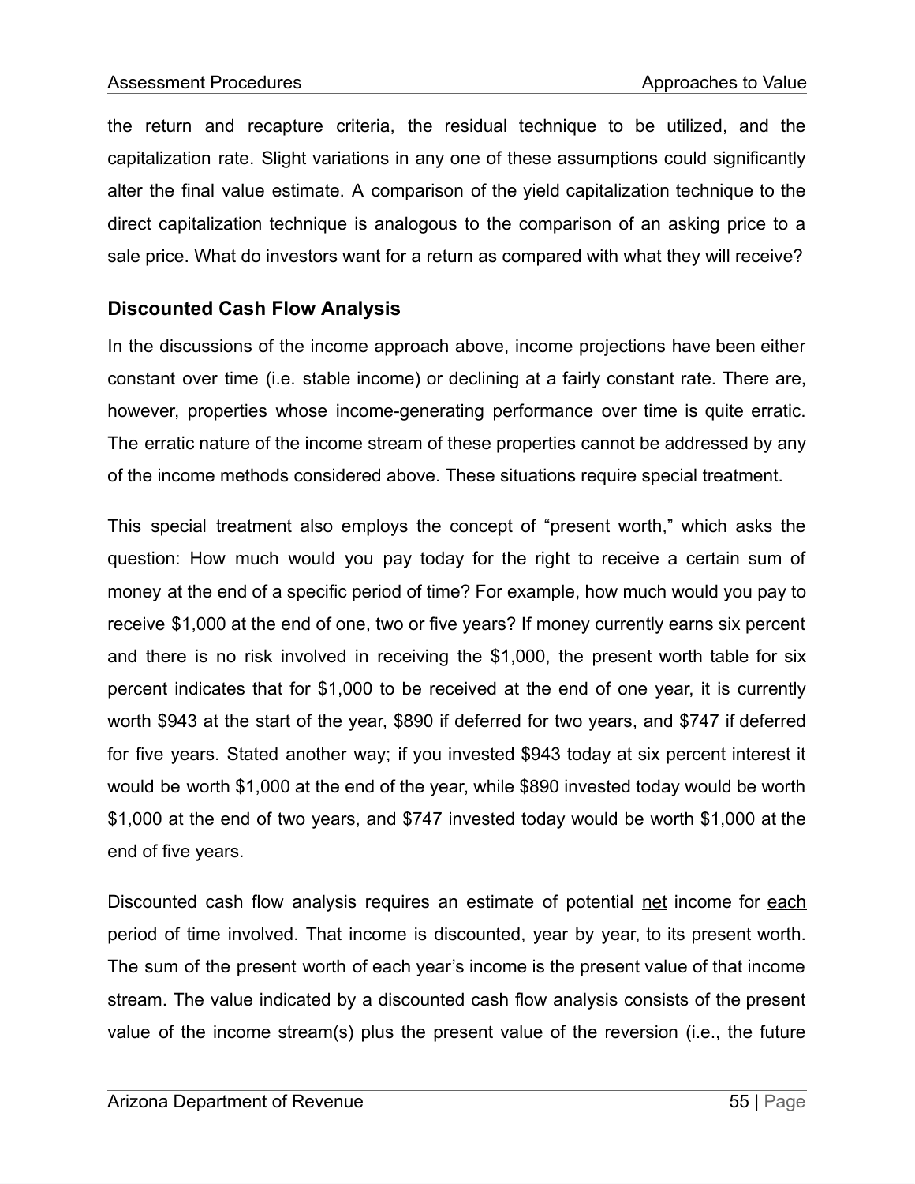the return and recapture criteria, the residual technique to be utilized, and the capitalization rate. Slight variations in any one of these assumptions could significantly alter the final value estimate. A comparison of the yield capitalization technique to the direct capitalization technique is analogous to the comparison of an asking price to a sale price. What do investors want for a return as compared with what they will receive?

### Discounted Cash Flow Analysis

In the discussions of the income approach above, income projections have been either constant over time (i.e. stable income) or declining at a fairly constant rate. There are, however, properties whose income-generating performance over time is quite erratic. The erratic nature of the income stream of these properties cannot be addressed by any of the income methods considered above. These situations require special treatment.

This special treatment also employs the concept of "present worth," which asks the question: How much would you pay today for the right to receive a certain sum of money at the end of a specific period of time? For example, how much would you pay to receive $1,000 at the end of one, two or five years? If money currently earns six percent and there is no risk involved in receiving the $1,000, the present worth table for six percent indicates that for $1,000 to be received at the end of one year, it is currently worth $943 at the start of the year, $890 if deferred for two years, and $747 if deferred for five years. Stated another way; if you invested $943 today at six percent interest it would be worth $1,000 at the end of the year, while $890 invested today would be worth $1,000 at the end of two years, and $747 invested today would be worth $1,000 at the end of five years.

Discounted cash flow analysis requires an estimate of potential <u>net</u> income for <u>each</u> period of time involved. That income is discounted, year by year, to its present worth. The sum of the present worth of each year's income is the present value of that income stream. The value indicated by a discounted cash flow analysis consists of the present value of the income stream(s) plus the present value of the reversion (i.e., the future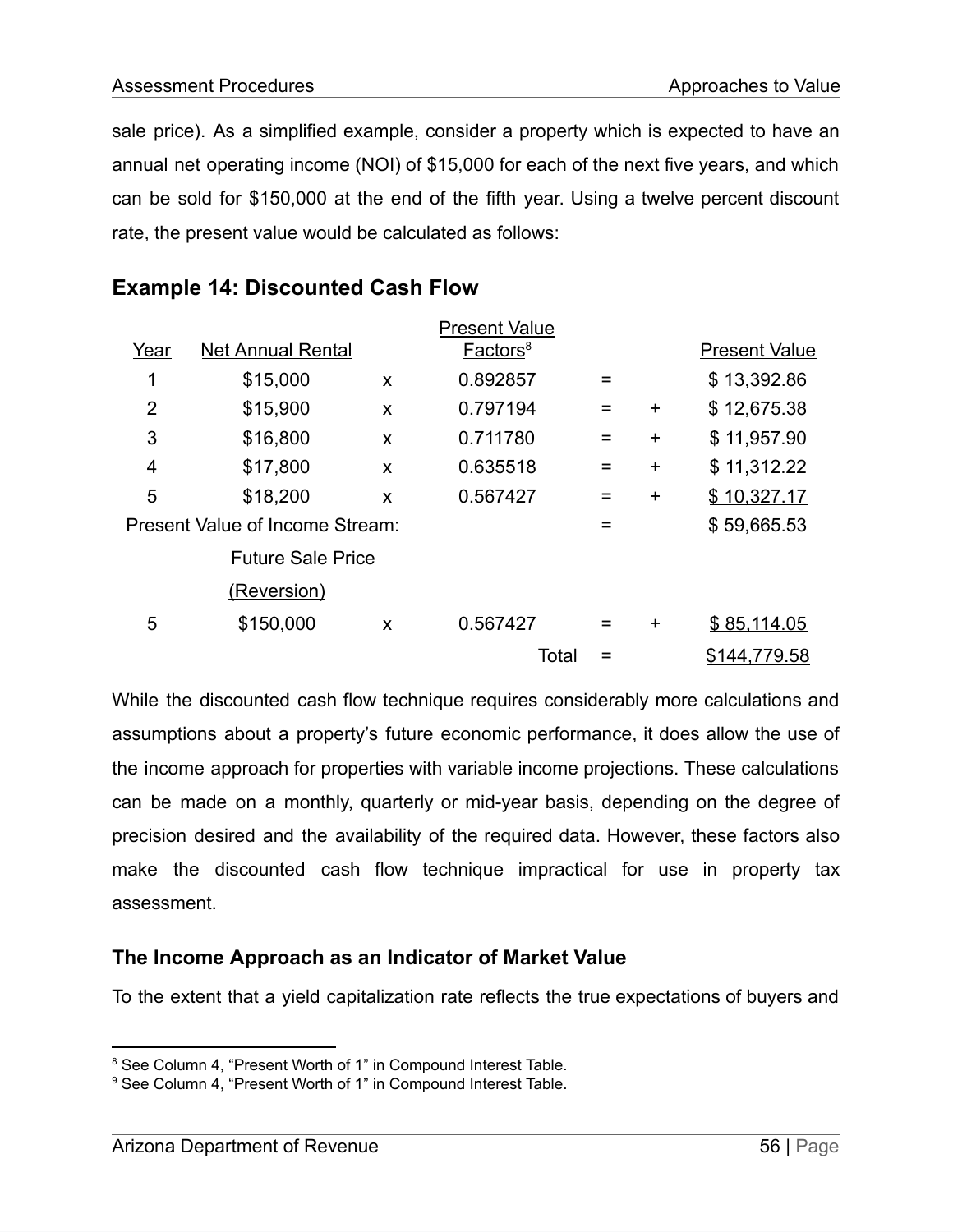sale price). As a simplified example, consider a property which is expected to have an annual net operating income (NOI) of $15,000 for each of the next five years, and which can be sold for $150,000 at the end of the fifth year. Using a twelve percent discount rate, the present value would be calculated as follows:

## Example 14: Discounted Cash Flow

| Year | Net Annual Rental | | Present Value Factors[8] | | | Present Value |
|---|---|---|---|---|---|---|
| 1 | $15,000 | x | 0.892857 | = | | $ 13,392.86 |
| 2 | $15,900 | x | 0.797194 | = | + | $ 12,675.38 |
| 3 | $16,800 | x | 0.711780 | = | + | $ 11,957.90 |
| 4 | $17,800 | x | 0.635518 | = | + | $ 11,312.22 |
| 5 | $18,200 | x | 0.567427 | = | + | $ 10,327.17 |
| Present Value of Income Stream: | | | | = | | $ 59,665.53 |
| | Future Sale Price (Reversion) | | | | | |
| 5 | $150,000 | x | 0.567427 | = | + | $ 85,114.05 |
| | | | Total | = | | $144,779.58 |

While the discounted cash flow technique requires considerably more calculations and assumptions about a property's future economic performance, it does allow the use of the income approach for properties with variable income projections. These calculations can be made on a monthly, quarterly or mid-year basis, depending on the degree of precision desired and the availability of the required data. However, these factors also make the discounted cash flow technique impractical for use in property tax assessment.

### The Income Approach as an Indicator of Market Value

To the extent that a yield capitalization rate reflects the true expectations of buyers and

---

[8] See Column 4, "Present Worth of 1" in Compound Interest Table.

[9] See Column 4, "Present Worth of 1" in Compound Interest Table.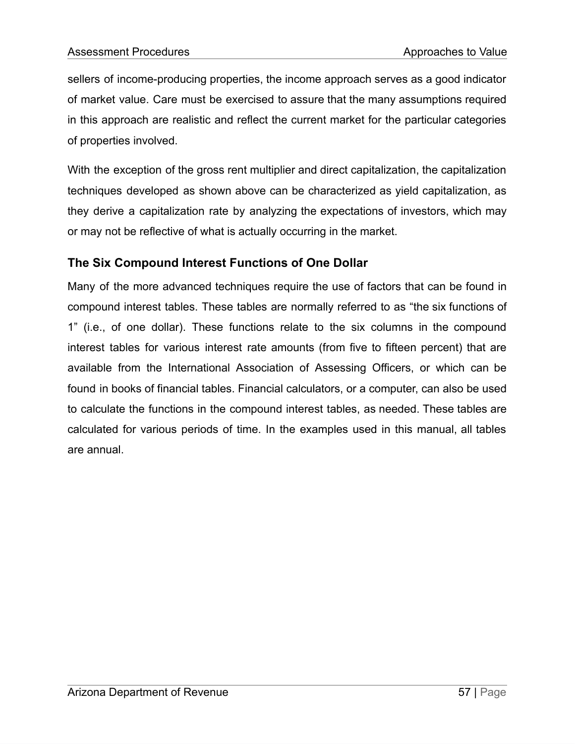sellers of income-producing properties, the income approach serves as a good indicator of market value. Care must be exercised to assure that the many assumptions required in this approach are realistic and reflect the current market for the particular categories of properties involved.

With the exception of the gross rent multiplier and direct capitalization, the capitalization techniques developed as shown above can be characterized as yield capitalization, as they derive a capitalization rate by analyzing the expectations of investors, which may or may not be reflective of what is actually occurring in the market.

### The Six Compound Interest Functions of One Dollar

Many of the more advanced techniques require the use of factors that can be found in compound interest tables. These tables are normally referred to as "the six functions of 1" (i.e., of one dollar). These functions relate to the six columns in the compound interest tables for various interest rate amounts (from five to fifteen percent) that are available from the International Association of Assessing Officers, or which can be found in books of financial tables. Financial calculators, or a computer, can also be used to calculate the functions in the compound interest tables, as needed. These tables are calculated for various periods of time. In the examples used in this manual, all tables are annual.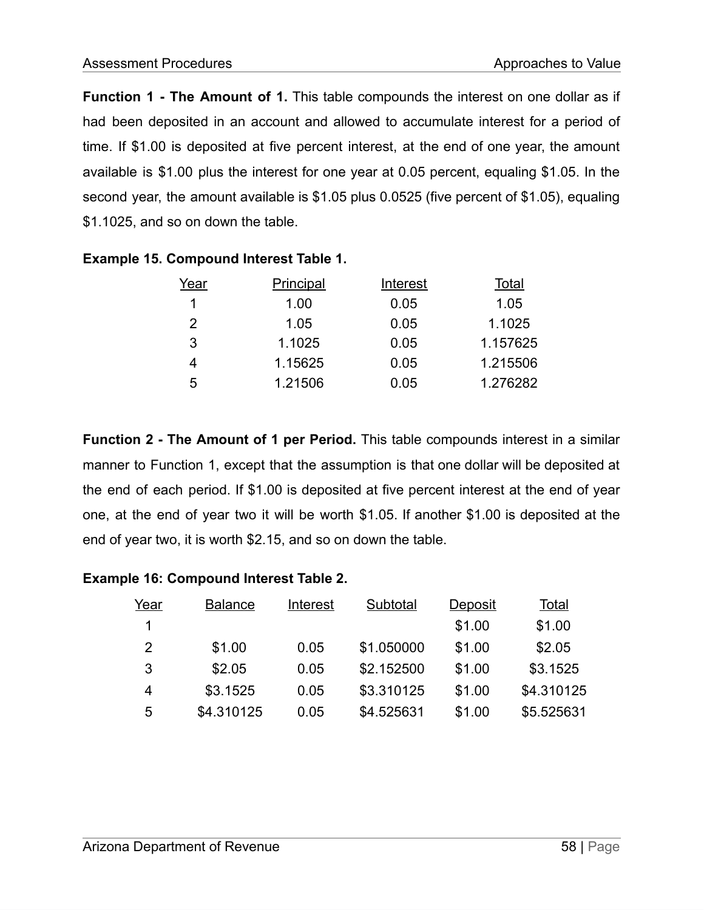**Function 1 - The Amount of 1.** This table compounds the interest on one dollar as if had been deposited in an account and allowed to accumulate interest for a period of time. If $1.00 is deposited at five percent interest, at the end of one year, the amount available is $1.00 plus the interest for one year at 0.05 percent, equaling $1.05. In the second year, the amount available is $1.05 plus 0.0525 (five percent of $1.05), equaling $1.1025, and so on down the table.

**Example 15. Compound Interest Table 1.**

| Year | Principal | Interest | Total |
|---|---|---|---|
| 1 | 1.00 | 0.05 | 1.05 |
| 2 | 1.05 | 0.05 | 1.1025 |
| 3 | 1.1025 | 0.05 | 1.157625 |
| 4 | 1.15625 | 0.05 | 1.215506 |
| 5 | 1.21506 | 0.05 | 1.276282 |

**Function 2 - The Amount of 1 per Period.** This table compounds interest in a similar manner to Function 1, except that the assumption is that one dollar will be deposited at the end of each period. If $1.00 is deposited at five percent interest at the end of year one, at the end of year two it will be worth $1.05. If another $1.00 is deposited at the end of year two, it is worth $2.15, and so on down the table.

**Example 16: Compound Interest Table 2.**

| Year | Balance | Interest | Subtotal | Deposit | Total |
|---|---|---|---|---|---|
| 1 | | | | $1.00 | $1.00 |
| 2 | $1.00 | 0.05 | $1.050000 | $1.00 | $2.05 |
| 3 | $2.05 | 0.05 | $2.152500 | $1.00 | $3.1525 |
| 4 | $3.1525 | 0.05 | $3.310125 | $1.00 | $4.310125 |
| 5 | $4.310125 | 0.05 | $4.525631 | $1.00 | $5.525631 |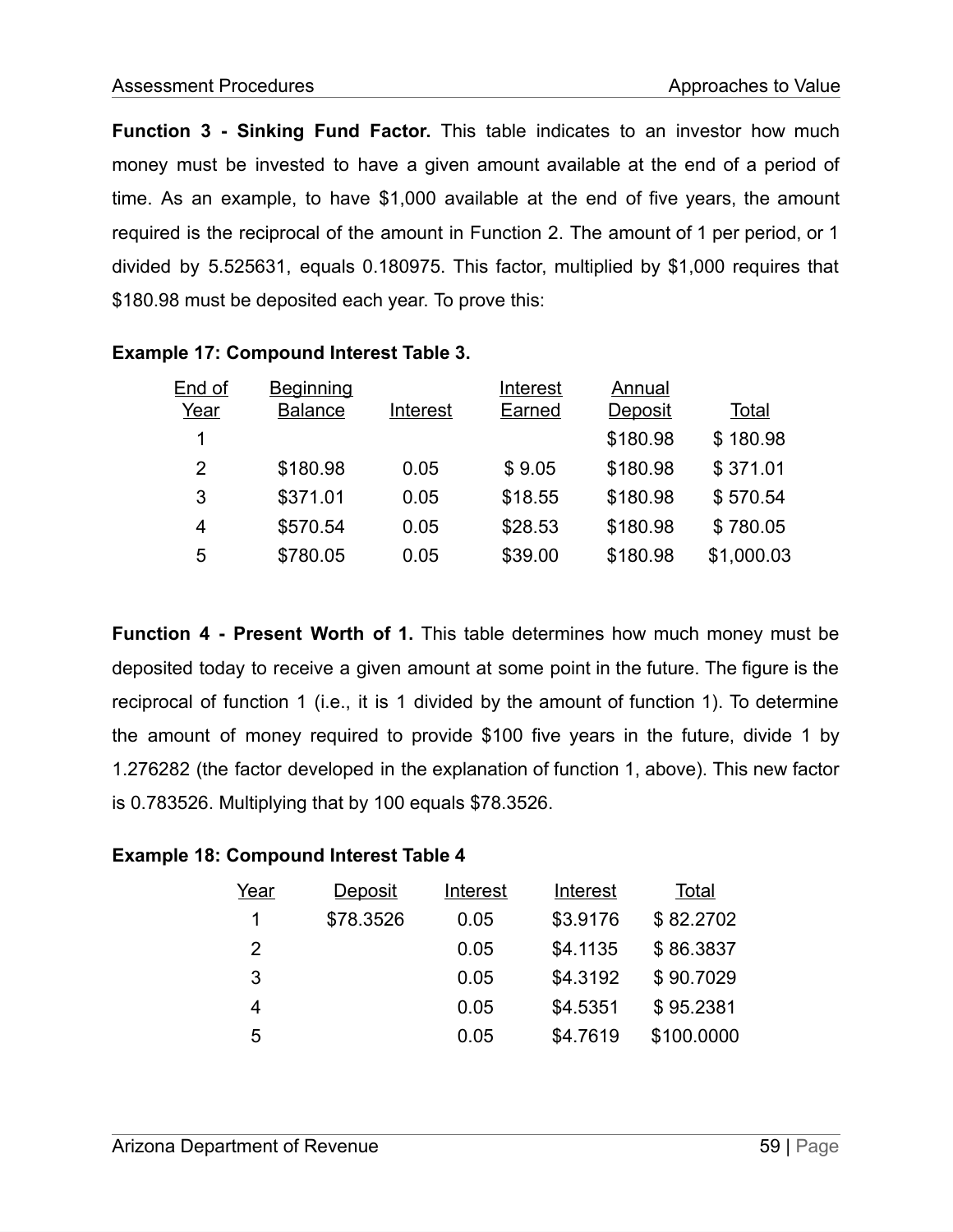**Function 3 - Sinking Fund Factor.** This table indicates to an investor how much money must be invested to have a given amount available at the end of a period of time. As an example, to have $1,000 available at the end of five years, the amount required is the reciprocal of the amount in Function 2. The amount of 1 per period, or 1 divided by 5.525631, equals 0.180975. This factor, multiplied by $1,000 requires that $180.98 must be deposited each year. To prove this:

**Example 17: Compound Interest Table 3.**

| End of Year | Beginning Balance | Interest | Interest Earned | Annual Deposit | Total |
|---|---|---|---|---|---|
| 1 | | | | $180.98 | $ 180.98 |
| 2 | $180.98 | 0.05 | $ 9.05 | $180.98 | $ 371.01 |
| 3 | $371.01 | 0.05 | $18.55 | $180.98 | $ 570.54 |
| 4 | $570.54 | 0.05 | $28.53 | $180.98 | $ 780.05 |
| 5 | $780.05 | 0.05 | $39.00 | $180.98 | $1,000.03 |

**Function 4 - Present Worth of 1.** This table determines how much money must be deposited today to receive a given amount at some point in the future. The figure is the reciprocal of function 1 (i.e., it is 1 divided by the amount of function 1). To determine the amount of money required to provide $100 five years in the future, divide 1 by 1.276282 (the factor developed in the explanation of function 1, above). This new factor is 0.783526. Multiplying that by 100 equals $78.3526.

**Example 18: Compound Interest Table 4**

| Year | Deposit | Interest | Interest | Total |
|---|---|---|---|---|
| 1 | $78.3526 | 0.05 | $3.9176 | $ 82.2702 |
| 2 | | 0.05 | $4.1135 | $ 86.3837 |
| 3 | | 0.05 | $4.3192 | $ 90.7029 |
| 4 | | 0.05 | $4.5351 | $ 95.2381 |
| 5 | | 0.05 | $4.7619 | $100.0000 |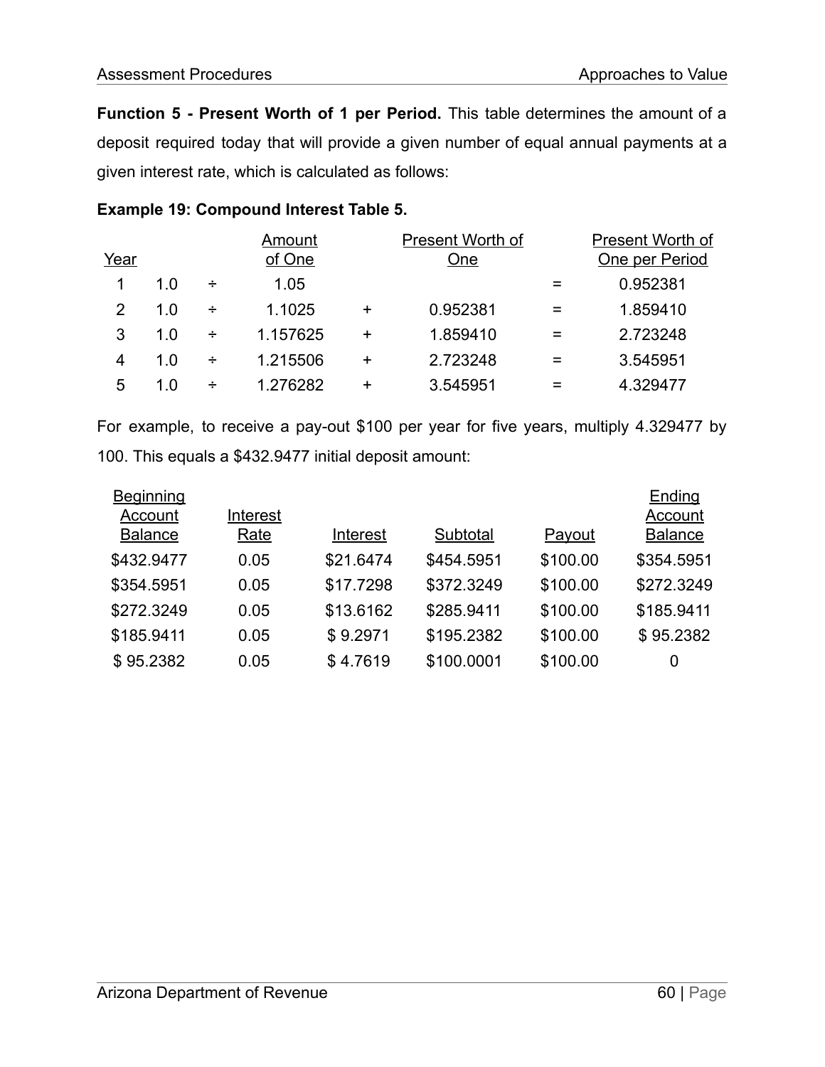**Function 5 - Present Worth of 1 per Period.** This table determines the amount of a deposit required today that will provide a given number of equal annual payments at a given interest rate, which is calculated as follows:

**Example 19: Compound Interest Table 5.**

| Year | | | Amount of One | | Present Worth of One | | Present Worth of One per Period |
|---|---|---|---|---|---|---|---|
| 1 | 1.0 | ÷ | 1.05 | | | = | 0.952381 |
| 2 | 1.0 | ÷ | 1.1025 | + | 0.952381 | = | 1.859410 |
| 3 | 1.0 | ÷ | 1.157625 | + | 1.859410 | = | 2.723248 |
| 4 | 1.0 | ÷ | 1.215506 | + | 2.723248 | = | 3.545951 |
| 5 | 1.0 | ÷ | 1.276282 | + | 3.545951 | = | 4.329477 |

For example, to receive a pay-out $100 per year for five years, multiply 4.329477 by 100. This equals a $432.9477 initial deposit amount:

| Beginning Account Balance | Interest Rate | Interest | Subtotal | Payout | Ending Account Balance |
|---|---|---|---|---|---|
| $432.9477 | 0.05 | $21.6474 | $454.5951 | $100.00 | $354.5951 |
| $354.5951 | 0.05 | $17.7298 | $372.3249 | $100.00 | $272.3249 |
| $272.3249 | 0.05 | $13.6162 | $285.9411 | $100.00 | $185.9411 |
| $185.9411 | 0.05 | $ 9.2971 | $195.2382 | $100.00 | $ 95.2382 |
| $ 95.2382 | 0.05 | $ 4.7619 | $100.0001 | $100.00 | 0 |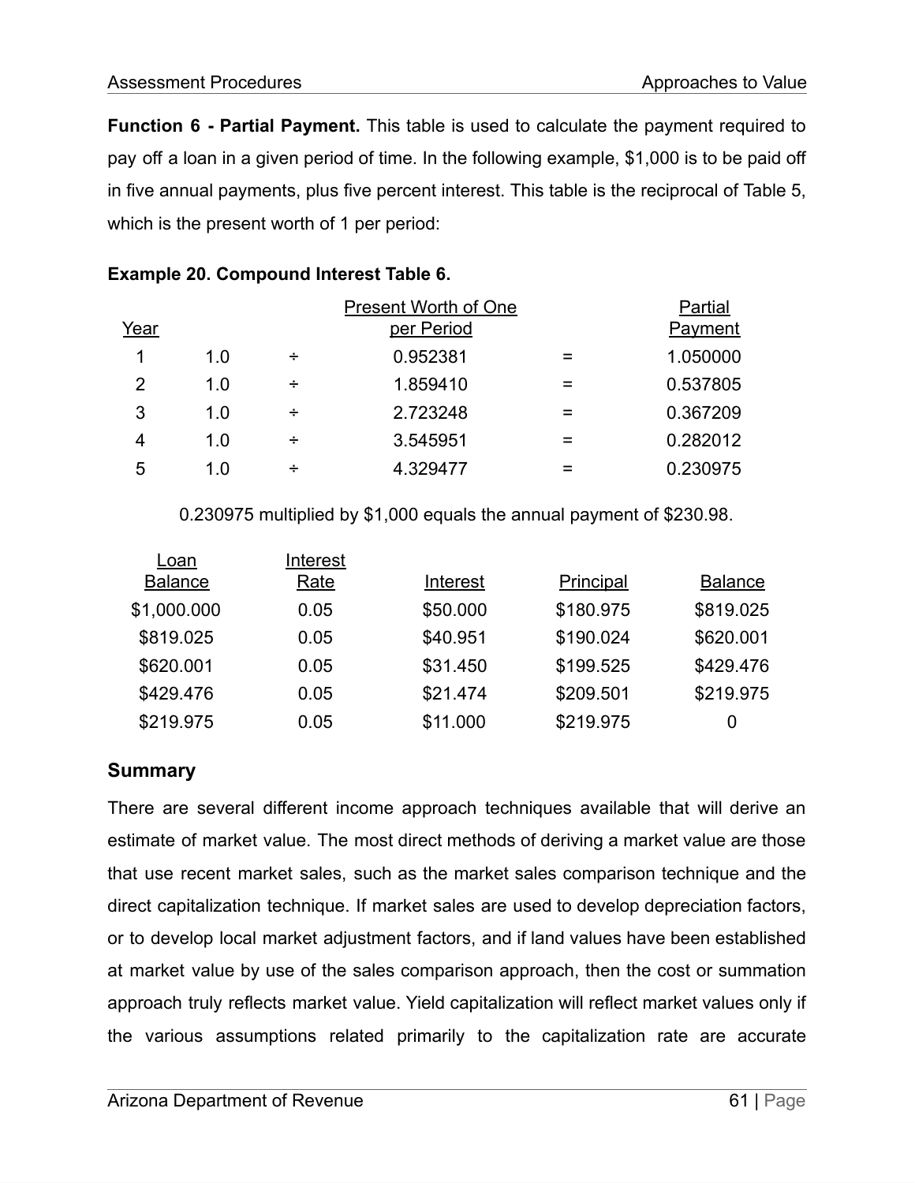**Function 6 - Partial Payment.** This table is used to calculate the payment required to pay off a loan in a given period of time. In the following example, $1,000 is to be paid off in five annual payments, plus five percent interest. This table is the reciprocal of Table 5, which is the present worth of 1 per period:

**Example 20. Compound Interest Table 6.**

| Year | | | Present Worth of One per Period | | Partial Payment |
|---|---|---|---|---|---|
| 1 | 1.0 | ÷ | 0.952381 | = | 1.050000 |
| 2 | 1.0 | ÷ | 1.859410 | = | 0.537805 |
| 3 | 1.0 | ÷ | 2.723248 | = | 0.367209 |
| 4 | 1.0 | ÷ | 3.545951 | = | 0.282012 |
| 5 | 1.0 | ÷ | 4.329477 | = | 0.230975 |

0.230975 multiplied by $1,000 equals the annual payment of $230.98.

| Loan Balance | Interest Rate | Interest | Principal | Balance |
|---|---|---|---|---|
| $1,000.000 | 0.05 | $50.000 | $180.975 | $819.025 |
| $819.025 | 0.05 | $40.951 | $190.024 | $620.001 |
| $620.001 | 0.05 | $31.450 | $199.525 | $429.476 |
| $429.476 | 0.05 | $21.474 | $209.501 | $219.975 |
| $219.975 | 0.05 | $11.000 | $219.975 | 0 |

## Summary

There are several different income approach techniques available that will derive an estimate of market value. The most direct methods of deriving a market value are those that use recent market sales, such as the market sales comparison technique and the direct capitalization technique. If market sales are used to develop depreciation factors, or to develop local market adjustment factors, and if land values have been established at market value by use of the sales comparison approach, then the cost or summation approach truly reflects market value. Yield capitalization will reflect market values only if the various assumptions related primarily to the capitalization rate are accurate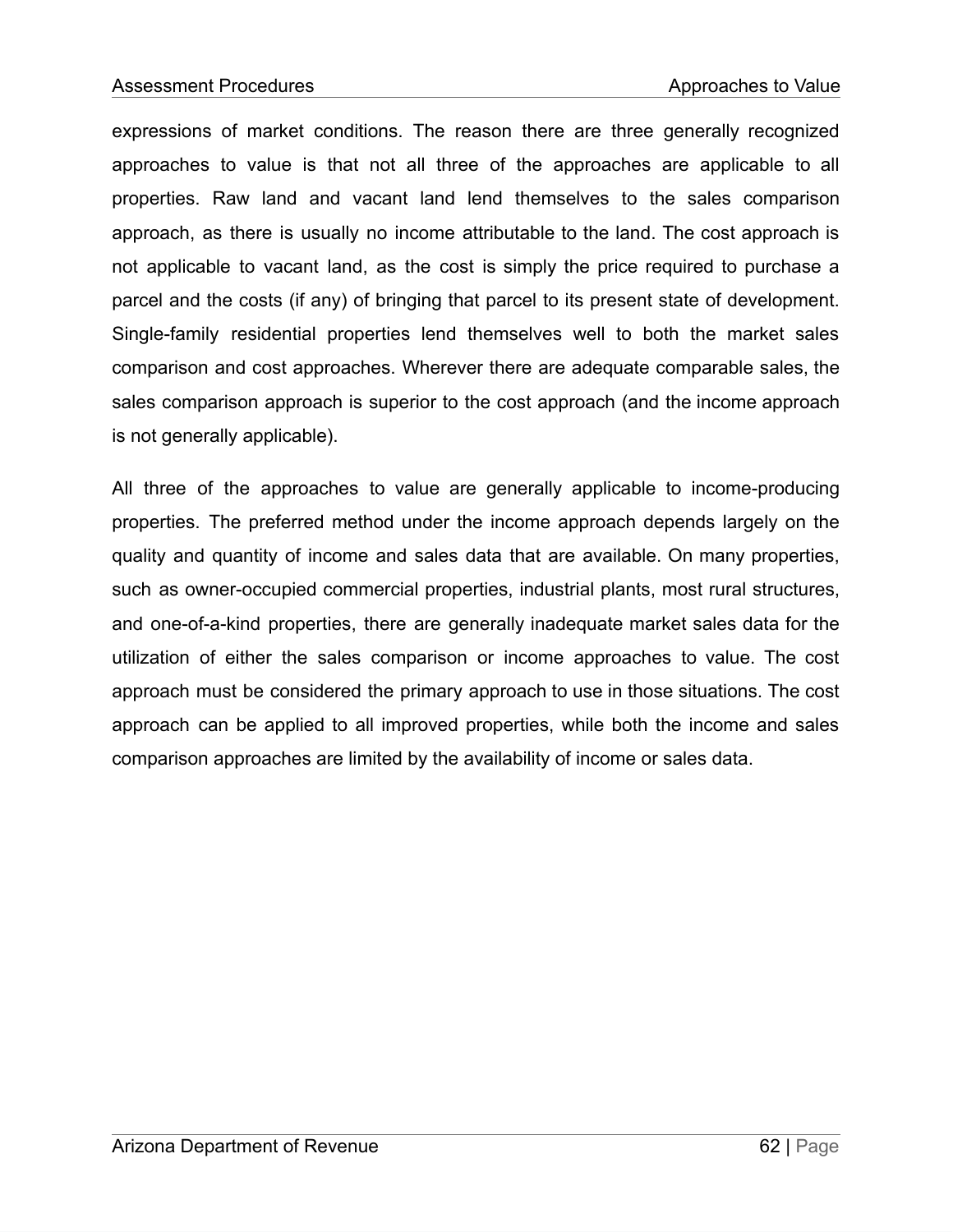expressions of market conditions. The reason there are three generally recognized approaches to value is that not all three of the approaches are applicable to all properties. Raw land and vacant land lend themselves to the sales comparison approach, as there is usually no income attributable to the land. The cost approach is not applicable to vacant land, as the cost is simply the price required to purchase a parcel and the costs (if any) of bringing that parcel to its present state of development. Single-family residential properties lend themselves well to both the market sales comparison and cost approaches. Wherever there are adequate comparable sales, the sales comparison approach is superior to the cost approach (and the income approach is not generally applicable).

All three of the approaches to value are generally applicable to income-producing properties. The preferred method under the income approach depends largely on the quality and quantity of income and sales data that are available. On many properties, such as owner-occupied commercial properties, industrial plants, most rural structures, and one-of-a-kind properties, there are generally inadequate market sales data for the utilization of either the sales comparison or income approaches to value. The cost approach must be considered the primary approach to use in those situations. The cost approach can be applied to all improved properties, while both the income and sales comparison approaches are limited by the availability of income or sales data.